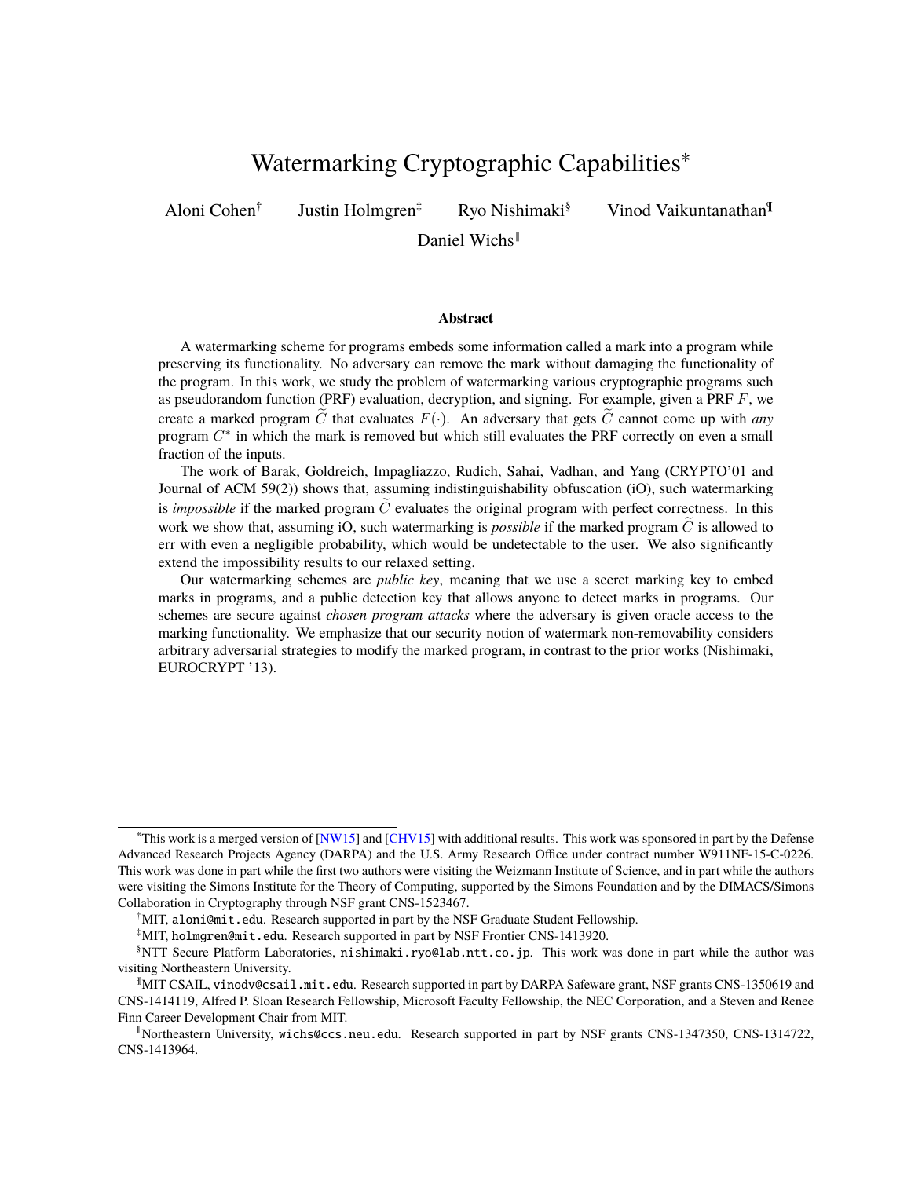# Watermarking Cryptographic Capabilities[*]

Aloni Cohen[†] Justin Holmgren[‡] Ryo Nishimaki[§] Vinod Vaikuntanathan[¶]
Daniel Wichs[‖]

### Abstract

A watermarking scheme for programs embeds some information called a mark into a program while preserving its functionality. No adversary can remove the mark without damaging the functionality of the program. In this work, we study the problem of watermarking various cryptographic programs such as pseudorandom function (PRF) evaluation, decryption, and signing. For example, given a PRF $F$, we create a marked program $\widetilde{C}$ that evaluates $F(\cdot)$. An adversary that gets $\widetilde{C}$ cannot come up with *any* program $C^*$ in which the mark is removed but which still evaluates the PRF correctly on even a small fraction of the inputs.

The work of Barak, Goldreich, Impagliazzo, Rudich, Sahai, Vadhan, and Yang (CRYPTO'01 and Journal of ACM 59(2)) shows that, assuming indistinguishability obfuscation (iO), such watermarking is *impossible* if the marked program $\widetilde{C}$ evaluates the original program with perfect correctness. In this work we show that, assuming iO, such watermarking is *possible* if the marked program $\widetilde{C}$ is allowed to err with even a negligible probability, which would be undetectable to the user. We also significantly extend the impossibility results to our relaxed setting.

Our watermarking schemes are *public key*, meaning that we use a secret marking key to embed marks in programs, and a public detection key that allows anyone to detect marks in programs. Our schemes are secure against *chosen program attacks* where the adversary is given oracle access to the marking functionality. We emphasize that our security notion of watermark non-removability considers arbitrary adversarial strategies to modify the marked program, in contrast to the prior works (Nishimaki, EUROCRYPT '13).

---

[*] This work is a merged version of [NW15] and [CHV15] with additional results. This work was sponsored in part by the Defense Advanced Research Projects Agency (DARPA) and the U.S. Army Research Office under contract number W911NF-15-C-0226. This work was done in part while the first two authors were visiting the Weizmann Institute of Science, and in part while the authors were visiting the Simons Institute for the Theory of Computing, supported by the Simons Foundation and by the DIMACS/Simons Collaboration in Cryptography through NSF grant CNS-1523467.

[†] MIT, aloni@mit.edu. Research supported in part by the NSF Graduate Student Fellowship.

[‡] MIT, holmgren@mit.edu. Research supported in part by NSF Frontier CNS-1413920.

[§] NTT Secure Platform Laboratories, nishimaki.ryo@lab.ntt.co.jp. This work was done in part while the author was visiting Northeastern University.

[¶] MIT CSAIL, vinodv@csail.mit.edu. Research supported in part by DARPA Safeware grant, NSF grants CNS-1350619 and CNS-1414119, Alfred P. Sloan Research Fellowship, Microsoft Faculty Fellowship, the NEC Corporation, and a Steven and Renee Finn Career Development Chair from MIT.

[‖] Northeastern University, wichs@ccs.neu.edu. Research supported in part by NSF grants CNS-1347350, CNS-1314722, CNS-1413964.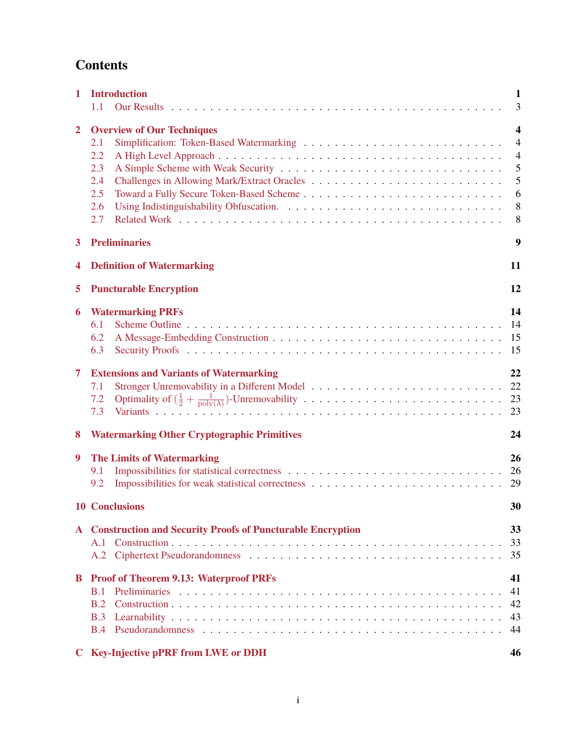# Contents

| | | |
|---|---|---|
| **1** | **Introduction** | **1** |
| | 1.1 Our Results | 3 |
| **2** | **Overview of Our Techniques** | **4** |
| | 2.1 Simplification: Token-Based Watermarking | 4 |
| | 2.2 A High Level Approach | 4 |
| | 2.3 A Simple Scheme with Weak Security | 5 |
| | 2.4 Challenges in Allowing Mark/Extract Oracles | 5 |
| | 2.5 Toward a Fully Secure Token-Based Scheme | 6 |
| | 2.6 Using Indistinguishability Obfuscation. | 8 |
| | 2.7 Related Work | 8 |
| **3** | **Preliminaries** | **9** |
| **4** | **Definition of Watermarking** | **11** |
| **5** | **Puncturable Encryption** | **12** |
| **6** | **Watermarking PRFs** | **14** |
| | 6.1 Scheme Outline | 14 |
| | 6.2 A Message-Embedding Construction | 15 |
| | 6.3 Security Proofs | 15 |
| **7** | **Extensions and Variants of Watermarking** | **22** |
| | 7.1 Stronger Unremovability in a Different Model | 22 |
| | 7.2 Optimality of $(\frac{1}{2} + \frac{1}{\mathrm{poly}(\lambda)})$-Unremovability | 23 |
| | 7.3 Variants | 23 |
| **8** | **Watermarking Other Cryptographic Primitives** | **24** |
| **9** | **The Limits of Watermarking** | **26** |
| | 9.1 Impossibilities for statistical correctness | 26 |
| | 9.2 Impossibilities for weak statistical correctness | 29 |
| **10** | **Conclusions** | **30** |
| **A** | **Construction and Security Proofs of Puncturable Encryption** | **33** |
| | A.1 Construction | 33 |
| | A.2 Ciphertext Pseudorandomness | 35 |
| **B** | **Proof of Theorem 9.13: Waterproof PRFs** | **41** |
| | B.1 Preliminaries | 41 |
| | B.2 Construction | 42 |
| | B.3 Learnability | 43 |
| | B.4 Pseudorandomness | 44 |
| **C** | **Key-Injective pPRF from LWE or DDH** | **46** |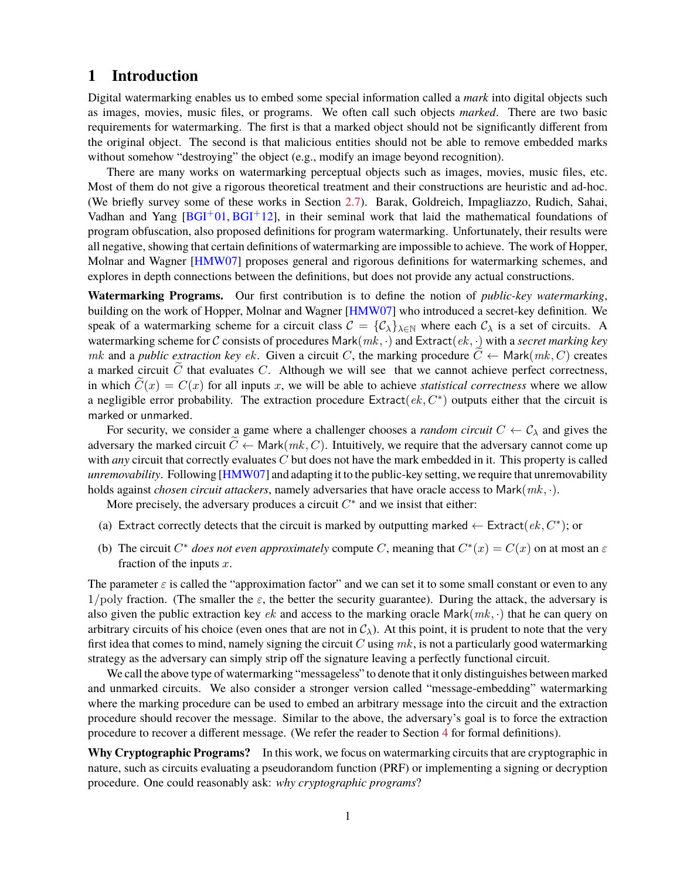# 1 Introduction

Digital watermarking enables us to embed some special information called a *mark* into digital objects such as images, movies, music files, or programs. We often call such objects *marked*. There are two basic requirements for watermarking. The first is that a marked object should not be significantly different from the original object. The second is that malicious entities should not be able to remove embedded marks without somehow "destroying" the object (e.g., modify an image beyond recognition).

There are many works on watermarking perceptual objects such as images, movies, music files, etc. Most of them do not give a rigorous theoretical treatment and their constructions are heuristic and ad-hoc. (We briefly survey some of these works in Section 2.7). Barak, Goldreich, Impagliazzo, Rudich, Sahai, Vadhan and Yang [BGI+01, BGI+12], in their seminal work that laid the mathematical foundations of program obfuscation, also proposed definitions for program watermarking. Unfortunately, their results were all negative, showing that certain definitions of watermarking are impossible to achieve. The work of Hopper, Molnar and Wagner [HMW07] proposes general and rigorous definitions for watermarking schemes, and explores in depth connections between the definitions, but does not provide any actual constructions.

**Watermarking Programs.** Our first contribution is to define the notion of *public-key watermarking*, building on the work of Hopper, Molnar and Wagner [HMW07] who introduced a secret-key definition. We speak of a watermarking scheme for a circuit class $\mathcal{C} = \{\mathcal{C}_\lambda\}_{\lambda \in \mathbb{N}}$ where each $\mathcal{C}_\lambda$ is a set of circuits. A watermarking scheme for $\mathcal{C}$ consists of procedures $\mathsf{Mark}(mk, \cdot)$ and $\mathsf{Extract}(ek, \cdot)$ with a *secret marking key* $mk$ and a *public extraction key* $ek$. Given a circuit $C$, the marking procedure $\widetilde{C} \leftarrow \mathsf{Mark}(mk, C)$ creates a marked circuit $\widetilde{C}$ that evaluates $C$. Although we will see that we cannot achieve perfect correctness, in which $\widetilde{C}(x) = C(x)$ for all inputs $x$, we will be able to achieve *statistical correctness* where we allow a negligible error probability. The extraction procedure $\mathsf{Extract}(ek, C^*)$ outputs either that the circuit is $\mathsf{marked}$ or $\mathsf{unmarked}$.

For security, we consider a game where a challenger chooses a *random circuit* $C \leftarrow \mathcal{C}_\lambda$ and gives the adversary the marked circuit $\widetilde{C} \leftarrow \mathsf{Mark}(mk, C)$. Intuitively, we require that the adversary cannot come up with *any* circuit that correctly evaluates $C$ but does not have the mark embedded in it. This property is called *unremovability*. Following [HMW07] and adapting it to the public-key setting, we require that unremovability holds against *chosen circuit attackers*, namely adversaries that have oracle access to $\mathsf{Mark}(mk, \cdot)$.

More precisely, the adversary produces a circuit $C^*$ and we insist that either:

(a) $\mathsf{Extract}$ correctly detects that the circuit is marked by outputting $\mathsf{marked} \leftarrow \mathsf{Extract}(ek, C^*)$; or

(b) The circuit $C^*$ *does not even approximately* compute $C$, meaning that $C^*(x) = C(x)$ on at most an $\varepsilon$ fraction of the inputs $x$.

The parameter $\varepsilon$ is called the "approximation factor" and we can set it to some small constant or even to any $1/\text{poly}$ fraction. (The smaller the $\varepsilon$, the better the security guarantee). During the attack, the adversary is also given the public extraction key $ek$ and access to the marking oracle $\mathsf{Mark}(mk, \cdot)$ that he can query on arbitrary circuits of his choice (even ones that are not in $\mathcal{C}_\lambda$). At this point, it is prudent to note that the very first idea that comes to mind, namely signing the circuit $C$ using $mk$, is not a particularly good watermarking strategy as the adversary can simply strip off the signature leaving a perfectly functional circuit.

We call the above type of watermarking "messageless" to denote that it only distinguishes between marked and unmarked circuits. We also consider a stronger version called "message-embedding" watermarking where the marking procedure can be used to embed an arbitrary message into the circuit and the extraction procedure should recover the message. Similar to the above, the adversary's goal is to force the extraction procedure to recover a different message. (We refer the reader to Section 4 for formal definitions).

**Why Cryptographic Programs?** In this work, we focus on watermarking circuits that are cryptographic in nature, such as circuits evaluating a pseudorandom function (PRF) or implementing a signing or decryption procedure. One could reasonably ask: *why cryptographic programs*?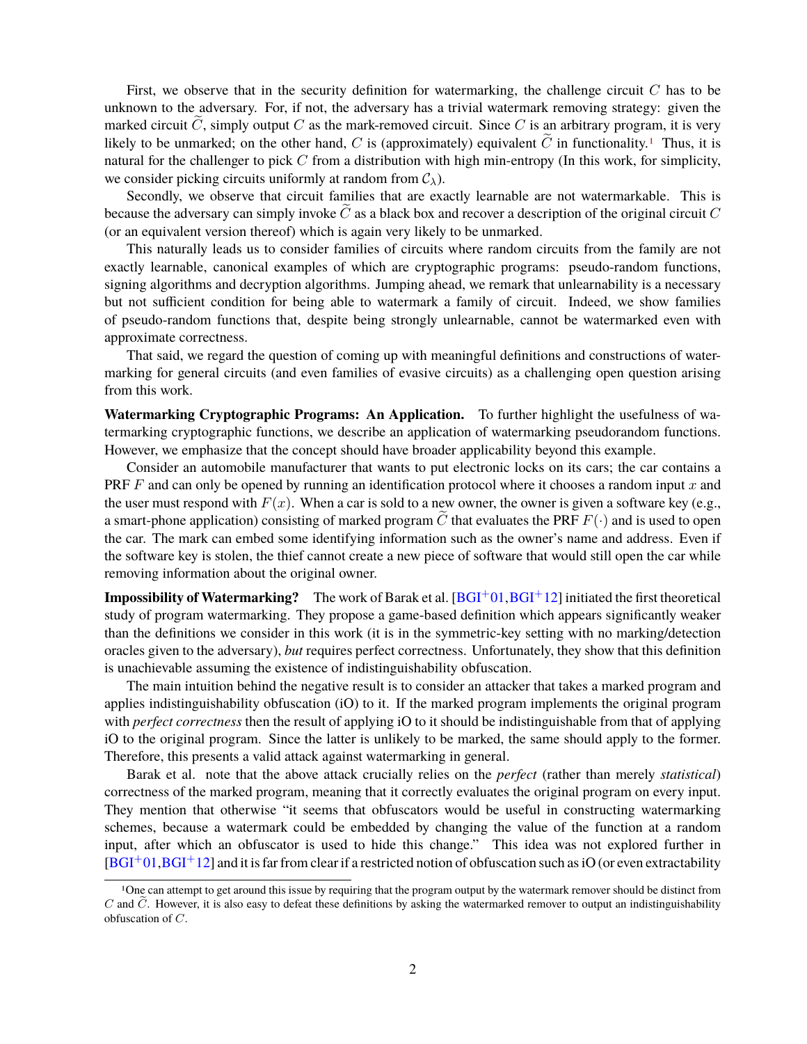First, we observe that in the security definition for watermarking, the challenge circuit $C$ has to be unknown to the adversary. For, if not, the adversary has a trivial watermark removing strategy: given the marked circuit $\widetilde{C}$, simply output $C$ as the mark-removed circuit. Since $C$ is an arbitrary program, it is very likely to be unmarked; on the other hand, $C$ is (approximately) equivalent $\widetilde{C}$ in functionality.[1] Thus, it is natural for the challenger to pick $C$ from a distribution with high min-entropy (In this work, for simplicity, we consider picking circuits uniformly at random from $\mathcal{C}_\lambda$).

Secondly, we observe that circuit families that are exactly learnable are not watermarkable. This is because the adversary can simply invoke $\widetilde{C}$ as a black box and recover a description of the original circuit $C$ (or an equivalent version thereof) which is again very likely to be unmarked.

This naturally leads us to consider families of circuits where random circuits from the family are not exactly learnable, canonical examples of which are cryptographic programs: pseudo-random functions, signing algorithms and decryption algorithms. Jumping ahead, we remark that unlearnability is a necessary but not sufficient condition for being able to watermark a family of circuit. Indeed, we show families of pseudo-random functions that, despite being strongly unlearnable, cannot be watermarked even with approximate correctness.

That said, we regard the question of coming up with meaningful definitions and constructions of watermarking for general circuits (and even families of evasive circuits) as a challenging open question arising from this work.

**Watermarking Cryptographic Programs: An Application.** To further highlight the usefulness of watermarking cryptographic functions, we describe an application of watermarking pseudorandom functions. However, we emphasize that the concept should have broader applicability beyond this example.

Consider an automobile manufacturer that wants to put electronic locks on its cars; the car contains a PRF $F$ and can only be opened by running an identification protocol where it chooses a random input $x$ and the user must respond with $F(x)$. When a car is sold to a new owner, the owner is given a software key (e.g., a smart-phone application) consisting of marked program $\widetilde{C}$ that evaluates the PRF $F(\cdot)$ and is used to open the car. The mark can embed some identifying information such as the owner's name and address. Even if the software key is stolen, the thief cannot create a new piece of software that would still open the car while removing information about the original owner.

**Impossibility of Watermarking?** The work of Barak et al. [BGI+01, BGI+12] initiated the first theoretical study of program watermarking. They propose a game-based definition which appears significantly weaker than the definitions we consider in this work (it is in the symmetric-key setting with no marking/detection oracles given to the adversary), *but* requires perfect correctness. Unfortunately, they show that this definition is unachievable assuming the existence of indistinguishability obfuscation.

The main intuition behind the negative result is to consider an attacker that takes a marked program and applies indistinguishability obfuscation (iO) to it. If the marked program implements the original program with *perfect correctness* then the result of applying iO to it should be indistinguishable from that of applying iO to the original program. Since the latter is unlikely to be marked, the same should apply to the former. Therefore, this presents a valid attack against watermarking in general.

Barak et al. note that the above attack crucially relies on the *perfect* (rather than merely *statistical*) correctness of the marked program, meaning that it correctly evaluates the original program on every input. They mention that otherwise "it seems that obfuscators would be useful in constructing watermarking schemes, because a watermark could be embedded by changing the value of the function at a random input, after which an obfuscator is used to hide this change." This idea was not explored further in [BGI+01, BGI+12] and it is far from clear if a restricted notion of obfuscation such as iO (or even extractability

[1] One can attempt to get around this issue by requiring that the program output by the watermark remover should be distinct from $C$ and $\widetilde{C}$. However, it is also easy to defeat these definitions by asking the watermarked remover to output an indistinguishability obfuscation of $C$.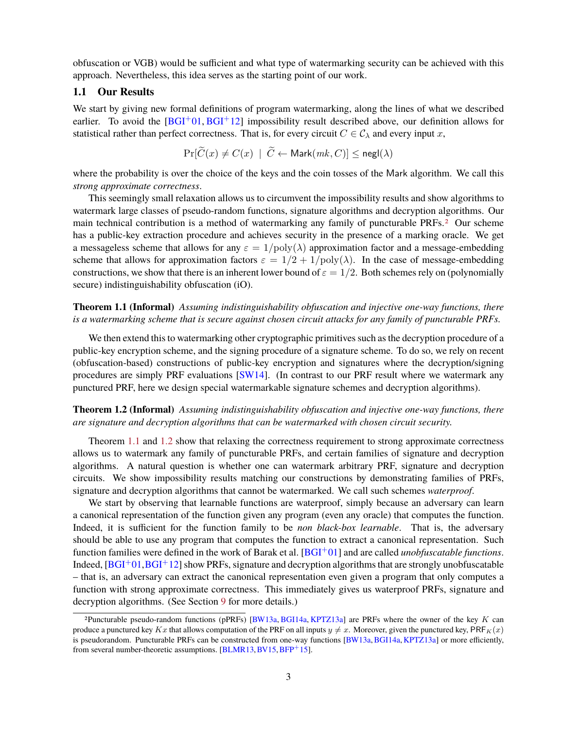obfuscation or VGB) would be sufficient and what type of watermarking security can be achieved with this approach. Nevertheless, this idea serves as the starting point of our work.

### 1.1 Our Results

We start by giving new formal definitions of program watermarking, along the lines of what we described earlier. To avoid the [BGI+01, BGI+12] impossibility result described above, our definition allows for statistical rather than perfect correctness. That is, for every circuit $C \in \mathcal{C}_\lambda$ and every input $x$,

$$\Pr[\widetilde{C}(x) \neq C(x) \mid \widetilde{C} \leftarrow \mathsf{Mark}(mk, C)] \leq \mathsf{negl}(\lambda)$$

where the probability is over the choice of the keys and the coin tosses of the Mark algorithm. We call this *strong approximate correctness*.

This seemingly small relaxation allows us to circumvent the impossibility results and show algorithms to watermark large classes of pseudo-random functions, signature algorithms and decryption algorithms. Our main technical contribution is a method of watermarking any family of puncturable PRFs.[2] Our scheme has a public-key extraction procedure and achieves security in the presence of a marking oracle. We get a messageless scheme that allows for any $\varepsilon = 1/\mathrm{poly}(\lambda)$ approximation factor and a message-embedding scheme that allows for approximation factors $\varepsilon = 1/2 + 1/\mathrm{poly}(\lambda)$. In the case of message-embedding constructions, we show that there is an inherent lower bound of $\varepsilon = 1/2$. Both schemes rely on (polynomially secure) indistinguishability obfuscation (iO).

**Theorem 1.1 (Informal)** *Assuming indistinguishability obfuscation and injective one-way functions, there is a watermarking scheme that is secure against chosen circuit attacks for any family of puncturable PRFs.*

We then extend this to watermarking other cryptographic primitives such as the decryption procedure of a public-key encryption scheme, and the signing procedure of a signature scheme. To do so, we rely on recent (obfuscation-based) constructions of public-key encryption and signatures where the decryption/signing procedures are simply PRF evaluations [SW14]. (In contrast to our PRF result where we watermark any punctured PRF, here we design special watermarkable signature schemes and decryption algorithms).

**Theorem 1.2 (Informal)** *Assuming indistinguishability obfuscation and injective one-way functions, there are signature and decryption algorithms that can be watermarked with chosen circuit security.*

Theorem 1.1 and 1.2 show that relaxing the correctness requirement to strong approximate correctness allows us to watermark any family of puncturable PRFs, and certain families of signature and decryption algorithms. A natural question is whether one can watermark arbitrary PRF, signature and decryption circuits. We show impossibility results matching our constructions by demonstrating families of PRFs, signature and decryption algorithms that cannot be watermarked. We call such schemes *waterproof*.

We start by observing that learnable functions are waterproof, simply because an adversary can learn a canonical representation of the function given any program (even any oracle) that computes the function. Indeed, it is sufficient for the function family to be *non black-box learnable*. That is, the adversary should be able to use any program that computes the function to extract a canonical representation. Such function families were defined in the work of Barak et al. [BGI+01] and are called *unobfuscatable functions*. Indeed, [BGI+01, BGI+12] show PRFs, signature and decryption algorithms that are strongly unobfuscatable – that is, an adversary can extract the canonical representation even given a program that only computes a function with strong approximate correctness. This immediately gives us waterproof PRFs, signature and decryption algorithms. (See Section 9 for more details.)

[2] Puncturable pseudo-random functions (pPRFs) [BW13a, BGI14a, KPTZ13a] are PRFs where the owner of the key $K$ can produce a punctured key $Kx$ that allows computation of the PRF on all inputs $y \neq x$. Moreover, given the punctured key, $\mathsf{PRF}_K(x)$ is pseudorandom. Puncturable PRFs can be constructed from one-way functions [BW13a, BGI14a, KPTZ13a] or more efficiently, from several number-theoretic assumptions. [BLMR13, BV15, BFP+15].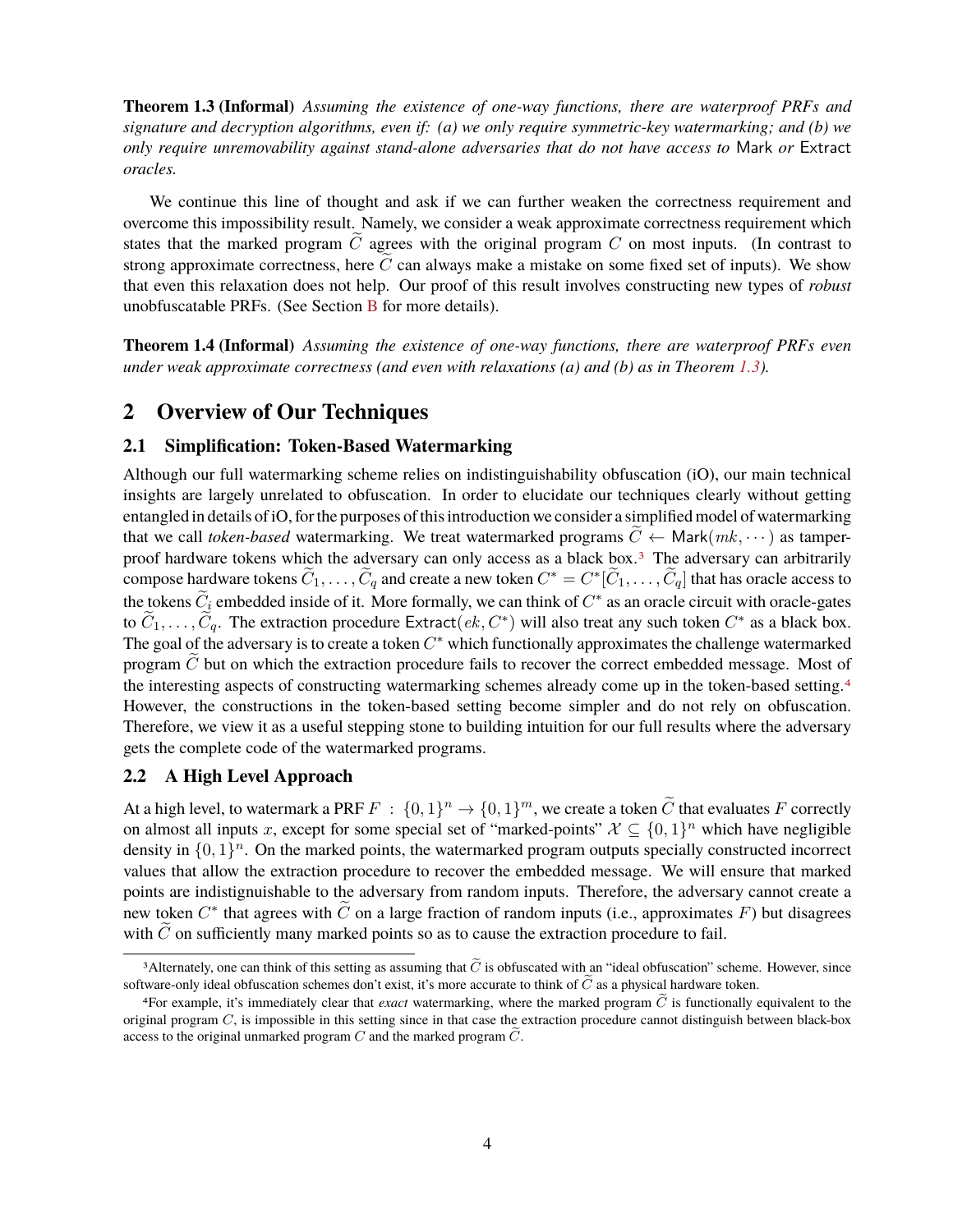**Theorem 1.3 (Informal)** *Assuming the existence of one-way functions, there are waterproof PRFs and signature and decryption algorithms, even if: (a) we only require symmetric-key watermarking; and (b) we only require unremovability against stand-alone adversaries that do not have access to* Mark *or* Extract *oracles.*

We continue this line of thought and ask if we can further weaken the correctness requirement and overcome this impossibility result. Namely, we consider a weak approximate correctness requirement which states that the marked program $\widetilde{C}$ agrees with the original program $C$ on most inputs. (In contrast to strong approximate correctness, here $\widetilde{C}$ can always make a mistake on some fixed set of inputs). We show that even this relaxation does not help. Our proof of this result involves constructing new types of *robust* unobfuscatable PRFs. (See Section B for more details).

**Theorem 1.4 (Informal)** *Assuming the existence of one-way functions, there are waterproof PRFs even under weak approximate correctness (and even with relaxations (a) and (b) as in Theorem 1.3).*

## 2 Overview of Our Techniques

### 2.1 Simplification: Token-Based Watermarking

Although our full watermarking scheme relies on indistinguishability obfuscation (iO), our main technical insights are largely unrelated to obfuscation. In order to elucidate our techniques clearly without getting entangled in details of iO, for the purposes of this introduction we consider a simplified model of watermarking that we call *token-based* watermarking. We treat watermarked programs $\widetilde{C} \leftarrow \mathsf{Mark}(mk, \cdots)$ as tamper-proof hardware tokens which the adversary can only access as a black box.[3] The adversary can arbitrarily compose hardware tokens $\widetilde{C}_1, \ldots, \widetilde{C}_q$ and create a new token $C^* = C^*[\widetilde{C}_1, \ldots, \widetilde{C}_q]$ that has oracle access to the tokens $\widetilde{C}_i$ embedded inside of it. More formally, we can think of $C^*$ as an oracle circuit with oracle-gates to $\widetilde{C}_1, \ldots, \widetilde{C}_q$. The extraction procedure $\mathsf{Extract}(ek, C^*)$ will also treat any such token $C^*$ as a black box. The goal of the adversary is to create a token $C^*$ which functionally approximates the challenge watermarked program $\widetilde{C}$ but on which the extraction procedure fails to recover the correct embedded message. Most of the interesting aspects of constructing watermarking schemes already come up in the token-based setting.[4] However, the constructions in the token-based setting become simpler and do not rely on obfuscation. Therefore, we view it as a useful stepping stone to building intuition for our full results where the adversary gets the complete code of the watermarked programs.

### 2.2 A High Level Approach

At a high level, to watermark a PRF $F : \{0,1\}^n \to \{0,1\}^m$, we create a token $\widetilde{C}$ that evaluates $F$ correctly on almost all inputs $x$, except for some special set of "marked-points" $\mathcal{X} \subseteq \{0,1\}^n$ which have negligible density in $\{0,1\}^n$. On the marked points, the watermarked program outputs specially constructed incorrect values that allow the extraction procedure to recover the embedded message. We will ensure that marked points are indistignuishable to the adversary from random inputs. Therefore, the adversary cannot create a new token $C^*$ that agrees with $\widetilde{C}$ on a large fraction of random inputs (i.e., approximates $F$) but disagrees with $\widetilde{C}$ on sufficiently many marked points so as to cause the extraction procedure to fail.

---

[3] Alternately, one can think of this setting as assuming that $\widetilde{C}$ is obfuscated with an "ideal obfuscation" scheme. However, since software-only ideal obfuscation schemes don't exist, it's more accurate to think of $\widetilde{C}$ as a physical hardware token.

[4] For example, it's immediately clear that *exact* watermarking, where the marked program $\widetilde{C}$ is functionally equivalent to the original program $C$, is impossible in this setting since in that case the extraction procedure cannot distinguish between black-box access to the original unmarked program $C$ and the marked program $\widetilde{C}$.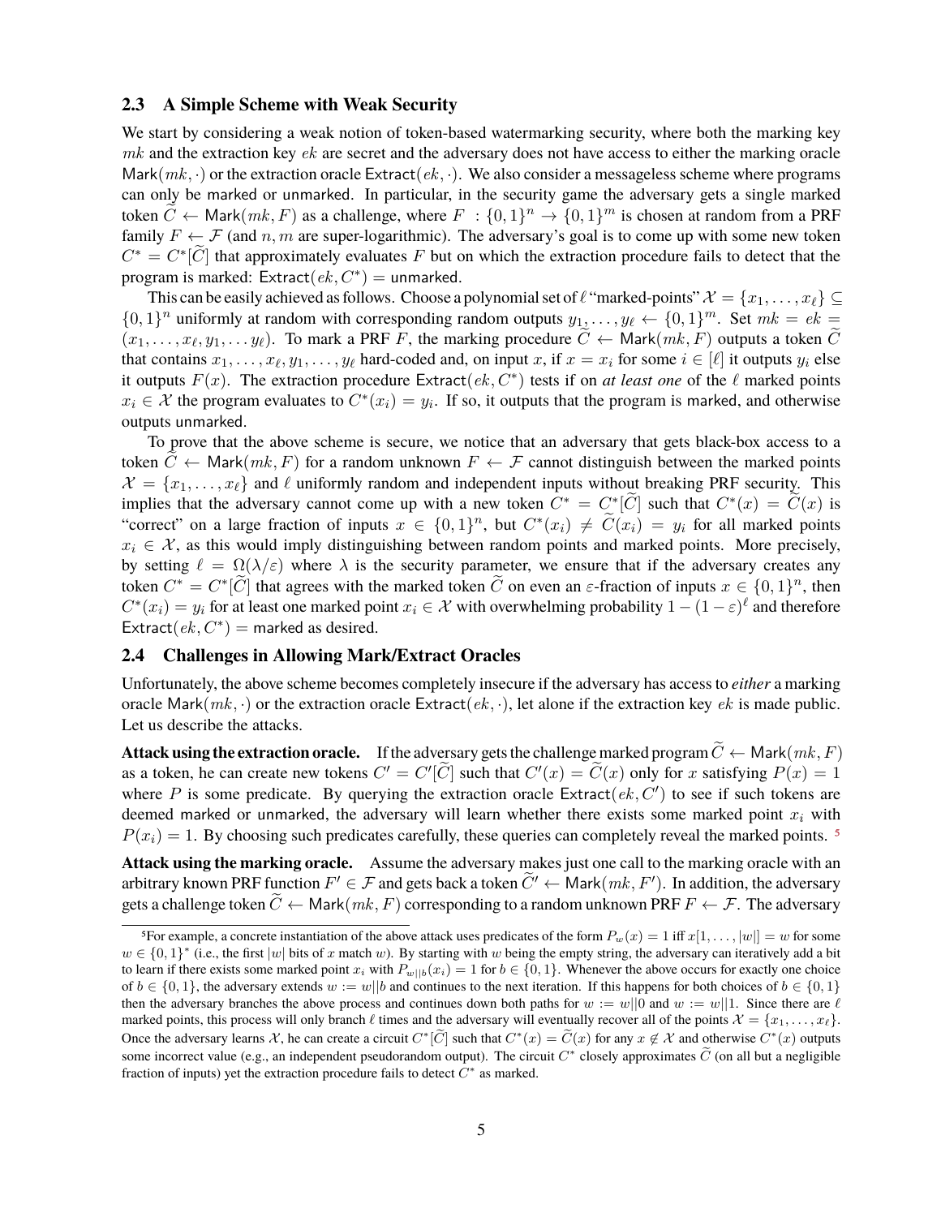### 2.3 A Simple Scheme with Weak Security

We start by considering a weak notion of token-based watermarking security, where both the marking key $mk$ and the extraction key $ek$ are secret and the adversary does not have access to either the marking oracle $\mathsf{Mark}(mk, \cdot)$ or the extraction oracle $\mathsf{Extract}(ek, \cdot)$. We also consider a messageless scheme where programs can only be marked or unmarked. In particular, in the security game the adversary gets a single marked token $\widetilde{C} \leftarrow \mathsf{Mark}(mk, F)$ as a challenge, where $F : \{0,1\}^n \rightarrow \{0,1\}^m$ is chosen at random from a PRF family $F \leftarrow \mathcal{F}$ (and $n, m$ are super-logarithmic). The adversary's goal is to come up with some new token $C^* = C^*[\widetilde{C}]$ that approximately evaluates $F$ but on which the extraction procedure fails to detect that the program is marked: $\mathsf{Extract}(ek, C^*) = \mathsf{unmarked}$.

This can be easily achieved as follows. Choose a polynomial set of $\ell$ "marked-points" $\mathcal{X} = \{x_1, \ldots, x_\ell\} \subseteq \{0,1\}^n$ uniformly at random with corresponding random outputs $y_1, \ldots, y_\ell \leftarrow \{0,1\}^m$. Set $mk = ek = (x_1, \ldots, x_\ell, y_1, \ldots y_\ell)$. To mark a PRF $F$, the marking procedure $\widetilde{C} \leftarrow \mathsf{Mark}(mk, F)$ outputs a token $\widetilde{C}$ that contains $x_1, \ldots, x_\ell, y_1, \ldots, y_\ell$ hard-coded and, on input $x$, if $x = x_i$ for some $i \in [\ell]$ it outputs $y_i$ else it outputs $F(x)$. The extraction procedure $\mathsf{Extract}(ek, C^*)$ tests if on *at least one* of the $\ell$ marked points $x_i \in \mathcal{X}$ the program evaluates to $C^*(x_i) = y_i$. If so, it outputs that the program is marked, and otherwise outputs unmarked.

To prove that the above scheme is secure, we notice that an adversary that gets black-box access to a token $\widetilde{C} \leftarrow \mathsf{Mark}(mk, F)$ for a random unknown $F \leftarrow \mathcal{F}$ cannot distinguish between the marked points $\mathcal{X} = \{x_1, \ldots, x_\ell\}$ and $\ell$ uniformly random and independent inputs without breaking PRF security. This implies that the adversary cannot come up with a new token $C^* = C^*[\widetilde{C}]$ such that $C^*(x) = \widetilde{C}(x)$ is "correct" on a large fraction of inputs $x \in \{0,1\}^n$, but $C^*(x_i) \neq \widetilde{C}(x_i) = y_i$ for all marked points $x_i \in \mathcal{X}$, as this would imply distinguishing between random points and marked points. More precisely, by setting $\ell = \Omega(\lambda/\varepsilon)$ where $\lambda$ is the security parameter, we ensure that if the adversary creates any token $C^* = C^*[\widetilde{C}]$ that agrees with the marked token $\widetilde{C}$ on even an $\varepsilon$-fraction of inputs $x \in \{0,1\}^n$, then $C^*(x_i) = y_i$ for at least one marked point $x_i \in \mathcal{X}$ with overwhelming probability $1 - (1-\varepsilon)^\ell$ and therefore $\mathsf{Extract}(ek, C^*) = \mathsf{marked}$ as desired.

### 2.4 Challenges in Allowing Mark/Extract Oracles

Unfortunately, the above scheme becomes completely insecure if the adversary has access to *either* a marking oracle $\mathsf{Mark}(mk, \cdot)$ or the extraction oracle $\mathsf{Extract}(ek, \cdot)$, let alone if the extraction key $ek$ is made public. Let us describe the attacks.

**Attack using the extraction oracle.** If the adversary gets the challenge marked program $\widetilde{C} \leftarrow \mathsf{Mark}(mk, F)$ as a token, he can create new tokens $C' = C'[\widetilde{C}]$ such that $C'(x) = \widetilde{C}(x)$ only for $x$ satisfying $P(x) = 1$ where $P$ is some predicate. By querying the extraction oracle $\mathsf{Extract}(ek, C')$ to see if such tokens are deemed marked or unmarked, the adversary will learn whether there exists some marked point $x_i$ with $P(x_i) = 1$. By choosing such predicates carefully, these queries can completely reveal the marked points. [5]

**Attack using the marking oracle.** Assume the adversary makes just one call to the marking oracle with an arbitrary known PRF function $F' \in \mathcal{F}$ and gets back a token $\widetilde{C}' \leftarrow \mathsf{Mark}(mk, F')$. In addition, the adversary gets a challenge token $\widetilde{C} \leftarrow \mathsf{Mark}(mk, F)$ corresponding to a random unknown PRF $F \leftarrow \mathcal{F}$. The adversary

[5] For example, a concrete instantiation of the above attack uses predicates of the form $P_w(x) = 1$ iff $x[1, \ldots, |w|] = w$ for some $w \in \{0,1\}^*$ (i.e., the first $|w|$ bits of $x$ match $w$). By starting with $w$ being the empty string, the adversary can iteratively add a bit to learn if there exists some marked point $x_i$ with $P_{w||b}(x_i) = 1$ for $b \in \{0,1\}$. Whenever the above occurs for exactly one choice of $b \in \{0,1\}$, the adversary extends $w := w||b$ and continues to the next iteration. If this happens for both choices of $b \in \{0,1\}$ then the adversary branches the above process and continues down both paths for $w := w||0$ and $w := w||1$. Since there are $\ell$ marked points, this process will only branch $\ell$ times and the adversary will eventually recover all of the points $\mathcal{X} = \{x_1, \ldots, x_\ell\}$. Once the adversary learns $\mathcal{X}$, he can create a circuit $C^*[\widetilde{C}]$ such that $C^*(x) = \widetilde{C}(x)$ for any $x \notin \mathcal{X}$ and otherwise $C^*(x)$ outputs some incorrect value (e.g., an independent pseudorandom output). The circuit $C^*$ closely approximates $\widetilde{C}$ (on all but a negligible fraction of inputs) yet the extraction procedure fails to detect $C^*$ as marked.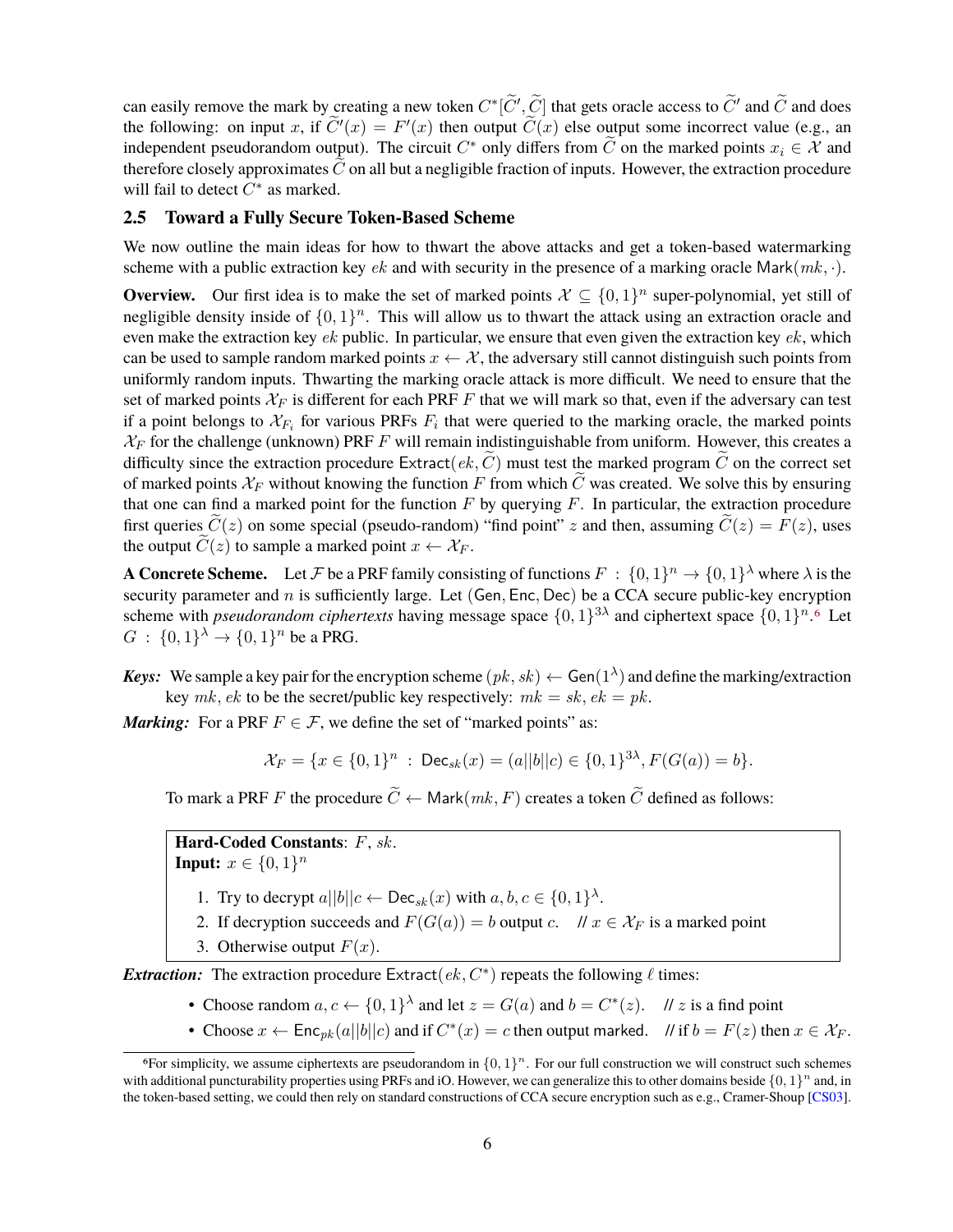can easily remove the mark by creating a new token $C^*[\widetilde{C}', \widetilde{C}]$ that gets oracle access to $\widetilde{C}'$ and $\widetilde{C}$ and does the following: on input $x$, if $\widetilde{C}'(x) = F'(x)$ then output $\widetilde{C}(x)$ else output some incorrect value (e.g., an independent pseudorandom output). The circuit $C^*$ only differs from $\widetilde{C}$ on the marked points $x_i \in \mathcal{X}$ and therefore closely approximates $\widetilde{C}$ on all but a negligible fraction of inputs. However, the extraction procedure will fail to detect $C^*$ as marked.

## 2.5 Toward a Fully Secure Token-Based Scheme

We now outline the main ideas for how to thwart the above attacks and get a token-based watermarking scheme with a public extraction key $ek$ and with security in the presence of a marking oracle $\mathsf{Mark}(mk, \cdot)$.

**Overview.** Our first idea is to make the set of marked points $\mathcal{X} \subseteq \{0,1\}^n$ super-polynomial, yet still of negligible density inside of $\{0,1\}^n$. This will allow us to thwart the attack using an extraction oracle and even make the extraction key $ek$ public. In particular, we ensure that even given the extraction key $ek$, which can be used to sample random marked points $x \leftarrow \mathcal{X}$, the adversary still cannot distinguish such points from uniformly random inputs. Thwarting the marking oracle attack is more difficult. We need to ensure that the set of marked points $\mathcal{X}_F$ is different for each PRF $F$ that we will mark so that, even if the adversary can test if a point belongs to $\mathcal{X}_{F_i}$ for various PRFs $F_i$ that were queried to the marking oracle, the marked points $\mathcal{X}_F$ for the challenge (unknown) PRF $F$ will remain indistinguishable from uniform. However, this creates a difficulty since the extraction procedure $\mathsf{Extract}(ek, \widetilde{C})$ must test the marked program $\widetilde{C}$ on the correct set of marked points $\mathcal{X}_F$ without knowing the function $F$ from which $\widetilde{C}$ was created. We solve this by ensuring that one can find a marked point for the function $F$ by querying $F$. In particular, the extraction procedure first queries $\widetilde{C}(z)$ on some special (pseudo-random) "find point" $z$ and then, assuming $\widetilde{C}(z) = F(z)$, uses the output $\widetilde{C}(z)$ to sample a marked point $x \leftarrow \mathcal{X}_F$.

**A Concrete Scheme.** Let $\mathcal{F}$ be a PRF family consisting of functions $F : \{0,1\}^n \to \{0,1\}^\lambda$ where $\lambda$ is the security parameter and $n$ is sufficiently large. Let $(\mathsf{Gen}, \mathsf{Enc}, \mathsf{Dec})$ be a CCA secure public-key encryption scheme with *pseudorandom ciphertexts* having message space $\{0,1\}^{3\lambda}$ and ciphertext space $\{0,1\}^n$.[6] Let $G : \{0,1\}^\lambda \to \{0,1\}^n$ be a PRG.

***Keys:*** We sample a key pair for the encryption scheme $(pk, sk) \leftarrow \mathsf{Gen}(1^\lambda)$ and define the marking/extraction key $mk, ek$ to be the secret/public key respectively: $mk = sk$, $ek = pk$.

***Marking:*** For a PRF $F \in \mathcal{F}$, we define the set of "marked points" as:

$$\mathcal{X}_F = \{x \in \{0,1\}^n \ : \ \mathsf{Dec}_{sk}(x) = (a||b||c) \in \{0,1\}^{3\lambda}, F(G(a)) = b\}.$$

To mark a PRF $F$ the procedure $\widetilde{C} \leftarrow \mathsf{Mark}(mk, F)$ creates a token $\widetilde{C}$ defined as follows:

> **Hard-Coded Constants**: $F$, $sk$.
> **Input:** $x \in \{0,1\}^n$
>
> 1. Try to decrypt $a||b||c \leftarrow \mathsf{Dec}_{sk}(x)$ with $a, b, c \in \{0,1\}^\lambda$.
> 2. If decryption succeeds and $F(G(a)) = b$ output $c$. // $x \in \mathcal{X}_F$ is a marked point
> 3. Otherwise output $F(x)$.

***Extraction:*** The extraction procedure $\mathsf{Extract}(ek, C^*)$ repeats the following $\ell$ times:

- Choose random $a, c \leftarrow \{0,1\}^\lambda$ and let $z = G(a)$ and $b = C^*(z)$. // $z$ is a find point
- Choose $x \leftarrow \mathsf{Enc}_{pk}(a||b||c)$ and if $C^*(x) = c$ then output marked. // if $b = F(z)$ then $x \in \mathcal{X}_F$.

[6] For simplicity, we assume ciphertexts are pseudorandom in $\{0,1\}^n$. For our full construction we will construct such schemes with additional puncturability properties using PRFs and iO. However, we can generalize this to other domains beside $\{0,1\}^n$ and, in the token-based setting, we could then rely on standard constructions of CCA secure encryption such as e.g., Cramer-Shoup [CS03].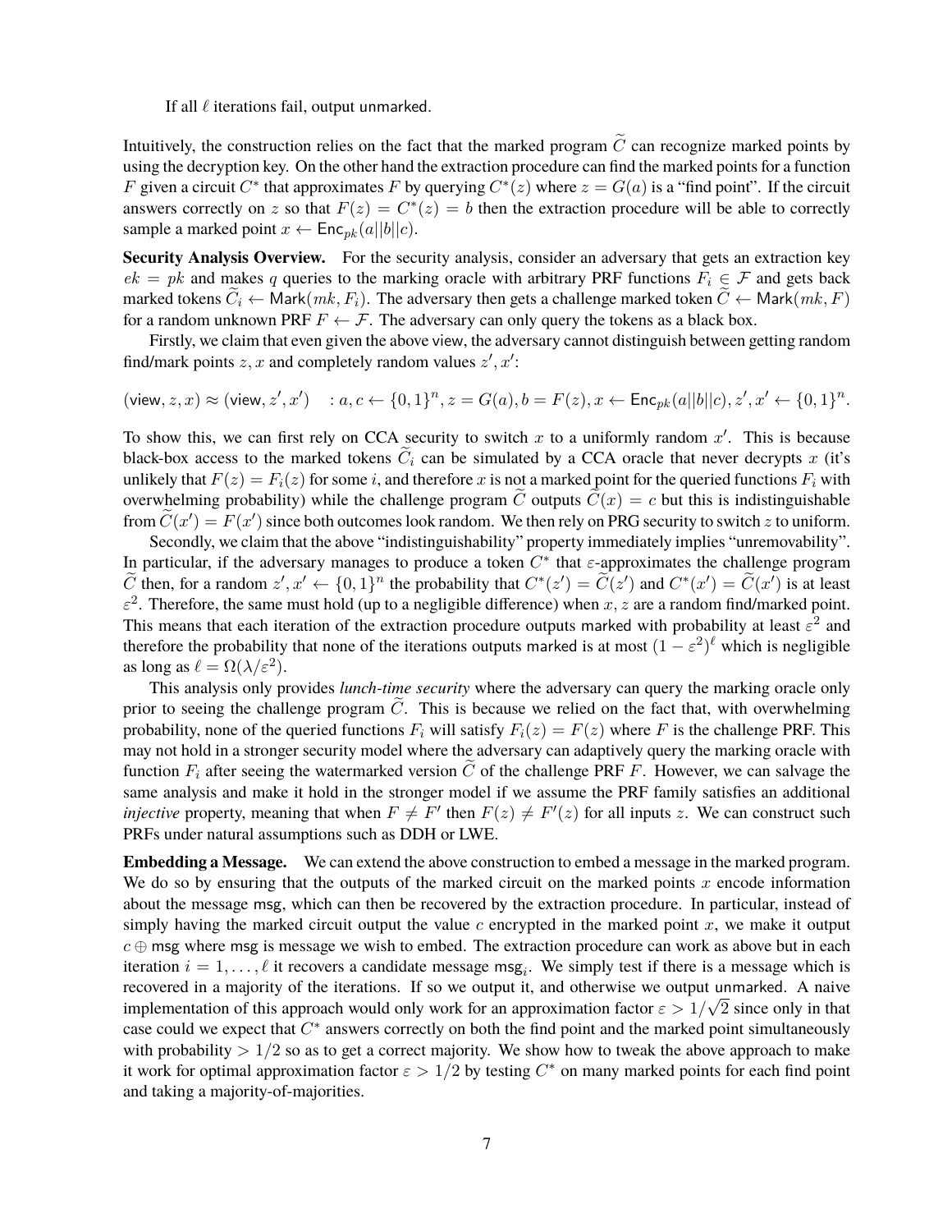If all $\ell$ iterations fail, output unmarked.

Intuitively, the construction relies on the fact that the marked program $\widetilde{C}$ can recognize marked points by using the decryption key. On the other hand the extraction procedure can find the marked points for a function $F$ given a circuit $C^*$ that approximates $F$ by querying $C^*(z)$ where $z = G(a)$ is a "find point". If the circuit answers correctly on $z$ so that $F(z) = C^*(z) = b$ then the extraction procedure will be able to correctly sample a marked point $x \leftarrow \mathsf{Enc}_{pk}(a||b||c)$.

**Security Analysis Overview.** For the security analysis, consider an adversary that gets an extraction key $ek = pk$ and makes $q$ queries to the marking oracle with arbitrary PRF functions $F_i \in \mathcal{F}$ and gets back marked tokens $\widetilde{C}_i \leftarrow \mathsf{Mark}(mk, F_i)$. The adversary then gets a challenge marked token $\widetilde{C} \leftarrow \mathsf{Mark}(mk, F)$ for a random unknown PRF $F \leftarrow \mathcal{F}$. The adversary can only query the tokens as a black box.

Firstly, we claim that even given the above view, the adversary cannot distinguish between getting random find/mark points $z, x$ and completely random values $z', x'$:

$$(\mathsf{view}, z, x) \approx (\mathsf{view}, z', x') \quad : a, c \leftarrow \{0,1\}^n, z = G(a), b = F(z), x \leftarrow \mathsf{Enc}_{pk}(a||b||c), z', x' \leftarrow \{0,1\}^n.$$

To show this, we can first rely on CCA security to switch $x$ to a uniformly random $x'$. This is because black-box access to the marked tokens $\widetilde{C}_i$ can be simulated by a CCA oracle that never decrypts $x$ (it's unlikely that $F(z) = F_i(z)$ for some $i$, and therefore $x$ is not a marked point for the queried functions $F_i$ with overwhelming probability) while the challenge program $\widetilde{C}$ outputs $\widetilde{C}(x) = c$ but this is indistinguishable from $\widetilde{C}(x') = F(x')$ since both outcomes look random. We then rely on PRG security to switch $z$ to uniform.

Secondly, we claim that the above "indistinguishability" property immediately implies "unremovability". In particular, if the adversary manages to produce a token $C^*$ that $\varepsilon$-approximates the challenge program $\widetilde{C}$ then, for a random $z', x' \leftarrow \{0,1\}^n$ the probability that $C^*(z') = \widetilde{C}(z')$ and $C^*(x') = \widetilde{C}(x')$ is at least $\varepsilon^2$. Therefore, the same must hold (up to a negligible difference) when $x, z$ are a random find/marked point. This means that each iteration of the extraction procedure outputs marked with probability at least $\varepsilon^2$ and therefore the probability that none of the iterations outputs marked is at most $(1 - \varepsilon^2)^\ell$ which is negligible as long as $\ell = \Omega(\lambda/\varepsilon^2)$.

This analysis only provides *lunch-time security* where the adversary can query the marking oracle only prior to seeing the challenge program $\widetilde{C}$. This is because we relied on the fact that, with overwhelming probability, none of the queried functions $F_i$ will satisfy $F_i(z) = F(z)$ where $F$ is the challenge PRF. This may not hold in a stronger security model where the adversary can adaptively query the marking oracle with function $F_i$ after seeing the watermarked version $\widetilde{C}$ of the challenge PRF $F$. However, we can salvage the same analysis and make it hold in the stronger model if we assume the PRF family satisfies an additional *injective* property, meaning that when $F \neq F'$ then $F(z) \neq F'(z)$ for all inputs $z$. We can construct such PRFs under natural assumptions such as DDH or LWE.

**Embedding a Message.** We can extend the above construction to embed a message in the marked program. We do so by ensuring that the outputs of the marked circuit on the marked points $x$ encode information about the message $\mathsf{msg}$, which can then be recovered by the extraction procedure. In particular, instead of simply having the marked circuit output the value $c$ encrypted in the marked point $x$, we make it output $c \oplus \mathsf{msg}$ where $\mathsf{msg}$ is message we wish to embed. The extraction procedure can work as above but in each iteration $i = 1, \ldots, \ell$ it recovers a candidate message $\mathsf{msg}_i$. We simply test if there is a message which is recovered in a majority of the iterations. If so we output it, and otherwise we output unmarked. A naive implementation of this approach would only work for an approximation factor $\varepsilon > 1/\sqrt{2}$ since only in that case could we expect that $C^*$ answers correctly on both the find point and the marked point simultaneously with probability $> 1/2$ so as to get a correct majority. We show how to tweak the above approach to make it work for optimal approximation factor $\varepsilon > 1/2$ by testing $C^*$ on many marked points for each find point and taking a majority-of-majorities.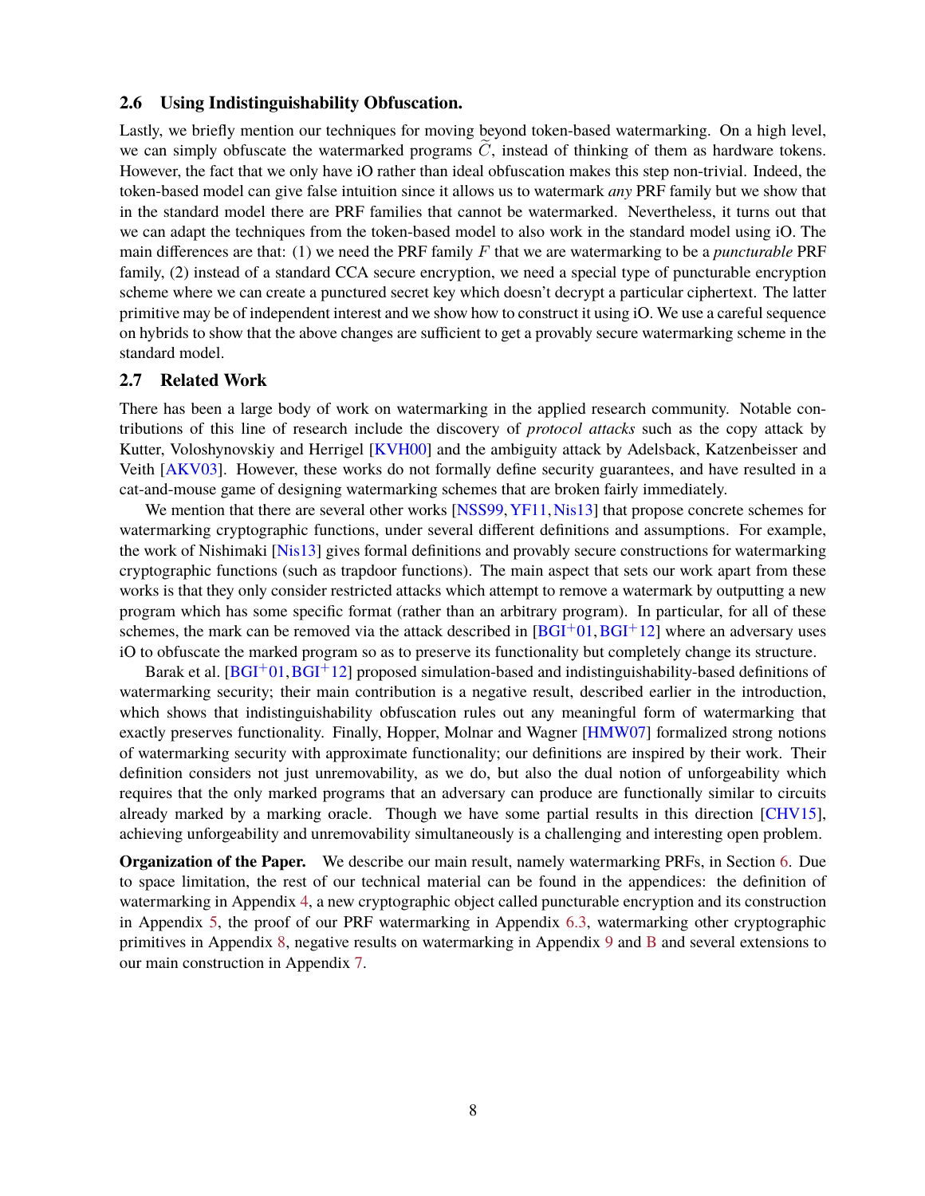### 2.6 Using Indistinguishability Obfuscation.

Lastly, we briefly mention our techniques for moving beyond token-based watermarking. On a high level, we can simply obfuscate the watermarked programs $\widetilde{C}$, instead of thinking of them as hardware tokens. However, the fact that we only have iO rather than ideal obfuscation makes this step non-trivial. Indeed, the token-based model can give false intuition since it allows us to watermark *any* PRF family but we show that in the standard model there are PRF families that cannot be watermarked. Nevertheless, it turns out that we can adapt the techniques from the token-based model to also work in the standard model using iO. The main differences are that: (1) we need the PRF family $F$ that we are watermarking to be a *puncturable* PRF family, (2) instead of a standard CCA secure encryption, we need a special type of puncturable encryption scheme where we can create a punctured secret key which doesn't decrypt a particular ciphertext. The latter primitive may be of independent interest and we show how to construct it using iO. We use a careful sequence on hybrids to show that the above changes are sufficient to get a provably secure watermarking scheme in the standard model.

### 2.7 Related Work

There has been a large body of work on watermarking in the applied research community. Notable contributions of this line of research include the discovery of *protocol attacks* such as the copy attack by Kutter, Voloshynovskiy and Herrigel [KVH00] and the ambiguity attack by Adelsback, Katzenbeisser and Veith [AKV03]. However, these works do not formally define security guarantees, and have resulted in a cat-and-mouse game of designing watermarking schemes that are broken fairly immediately.

We mention that there are several other works [NSS99, YF11, Nis13] that propose concrete schemes for watermarking cryptographic functions, under several different definitions and assumptions. For example, the work of Nishimaki [Nis13] gives formal definitions and provably secure constructions for watermarking cryptographic functions (such as trapdoor functions). The main aspect that sets our work apart from these works is that they only consider restricted attacks which attempt to remove a watermark by outputting a new program which has some specific format (rather than an arbitrary program). In particular, for all of these schemes, the mark can be removed via the attack described in [BGI+01, BGI+12] where an adversary uses iO to obfuscate the marked program so as to preserve its functionality but completely change its structure.

Barak et al. [BGI+01, BGI+12] proposed simulation-based and indistinguishability-based definitions of watermarking security; their main contribution is a negative result, described earlier in the introduction, which shows that indistinguishability obfuscation rules out any meaningful form of watermarking that exactly preserves functionality. Finally, Hopper, Molnar and Wagner [HMW07] formalized strong notions of watermarking security with approximate functionality; our definitions are inspired by their work. Their definition considers not just unremovability, as we do, but also the dual notion of unforgeability which requires that the only marked programs that an adversary can produce are functionally similar to circuits already marked by a marking oracle. Though we have some partial results in this direction [CHV15], achieving unforgeability and unremovability simultaneously is a challenging and interesting open problem.

**Organization of the Paper.** We describe our main result, namely watermarking PRFs, in Section 6. Due to space limitation, the rest of our technical material can be found in the appendices: the definition of watermarking in Appendix 4, a new cryptographic object called puncturable encryption and its construction in Appendix 5, the proof of our PRF watermarking in Appendix 6.3, watermarking other cryptographic primitives in Appendix 8, negative results on watermarking in Appendix 9 and B and several extensions to our main construction in Appendix 7.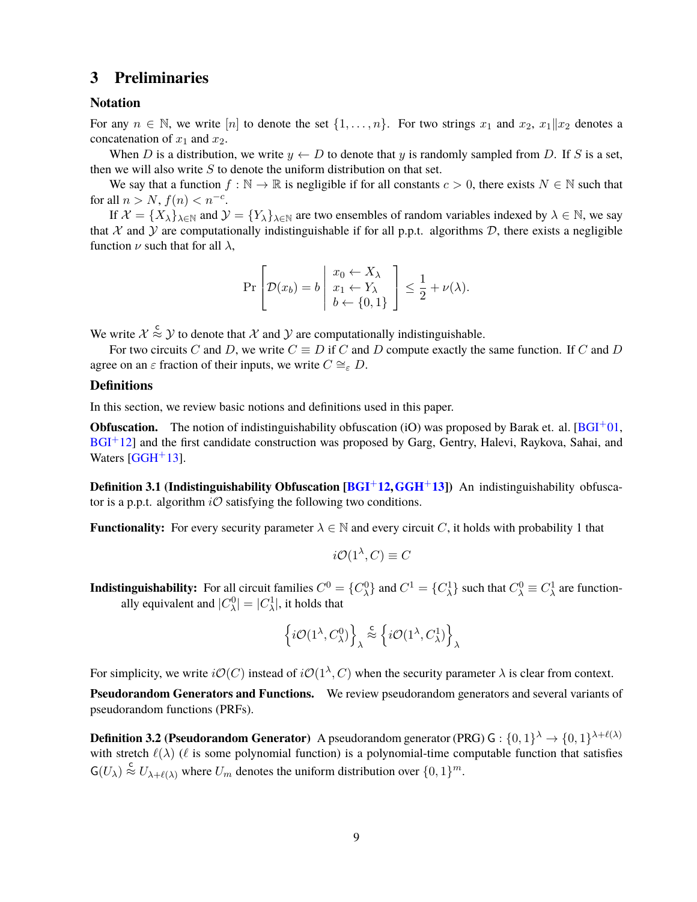## 3 Preliminaries

### Notation

For any $n \in \mathbb{N}$, we write $[n]$ to denote the set $\{1, \ldots, n\}$. For two strings $x_1$ and $x_2$, $x_1 \| x_2$ denotes a concatenation of $x_1$ and $x_2$.

When $D$ is a distribution, we write $y \leftarrow D$ to denote that $y$ is randomly sampled from $D$. If $S$ is a set, then we will also write $S$ to denote the uniform distribution on that set.

We say that a function $f : \mathbb{N} \to \mathbb{R}$ is negligible if for all constants $c > 0$, there exists $N \in \mathbb{N}$ such that for all $n > N$, $f(n) < n^{-c}$.

If $\mathcal{X} = \{X_\lambda\}_{\lambda \in \mathbb{N}}$ and $\mathcal{Y} = \{Y_\lambda\}_{\lambda \in \mathbb{N}}$ are two ensembles of random variables indexed by $\lambda \in \mathbb{N}$, we say that $\mathcal{X}$ and $\mathcal{Y}$ are computationally indistinguishable if for all p.p.t. algorithms $\mathcal{D}$, there exists a negligible function $\nu$ such that for all $\lambda$,

$$\Pr\left[\mathcal{D}(x_b) = b \;\middle|\; \begin{array}{l} x_0 \leftarrow X_\lambda \\ x_1 \leftarrow Y_\lambda \\ b \leftarrow \{0,1\} \end{array}\right] \leq \frac{1}{2} + \nu(\lambda).$$

We write $\mathcal{X} \stackrel{c}{\approx} \mathcal{Y}$ to denote that $\mathcal{X}$ and $\mathcal{Y}$ are computationally indistinguishable.

For two circuits $C$ and $D$, we write $C \equiv D$ if $C$ and $D$ compute exactly the same function. If $C$ and $D$ agree on an $\varepsilon$ fraction of their inputs, we write $C \cong_\varepsilon D$.

### Definitions

In this section, we review basic notions and definitions used in this paper.

**Obfuscation.** The notion of indistinguishability obfuscation (iO) was proposed by Barak et. al. [BGI+01, BGI+12] and the first candidate construction was proposed by Garg, Gentry, Halevi, Raykova, Sahai, and Waters [GGH+13].

**Definition 3.1 (Indistinguishability Obfuscation [BGI+12, GGH+13])** An indistinguishability obfuscator is a p.p.t. algorithm $i\mathcal{O}$ satisfying the following two conditions.

**Functionality:** For every security parameter $\lambda \in \mathbb{N}$ and every circuit $C$, it holds with probability 1 that

$$i\mathcal{O}(1^\lambda, C) \equiv C$$

**Indistinguishability:** For all circuit families $C^0 = \{C^0_\lambda\}$ and $C^1 = \{C^1_\lambda\}$ such that $C^0_\lambda \equiv C^1_\lambda$ are functionally equivalent and $|C^0_\lambda| = |C^1_\lambda|$, it holds that

$$\left\{i\mathcal{O}(1^\lambda, C^0_\lambda)\right\}_\lambda \stackrel{c}{\approx} \left\{i\mathcal{O}(1^\lambda, C^1_\lambda)\right\}_\lambda$$

For simplicity, we write $i\mathcal{O}(C)$ instead of $i\mathcal{O}(1^\lambda, C)$ when the security parameter $\lambda$ is clear from context.

**Pseudorandom Generators and Functions.** We review pseudorandom generators and several variants of pseudorandom functions (PRFs).

**Definition 3.2 (Pseudorandom Generator)** A pseudorandom generator (PRG) $\mathsf{G} : \{0,1\}^\lambda \to \{0,1\}^{\lambda+\ell(\lambda)}$ with stretch $\ell(\lambda)$ ($\ell$ is some polynomial function) is a polynomial-time computable function that satisfies $\mathsf{G}(U_\lambda) \stackrel{c}{\approx} U_{\lambda+\ell(\lambda)}$ where $U_m$ denotes the uniform distribution over $\{0,1\}^m$.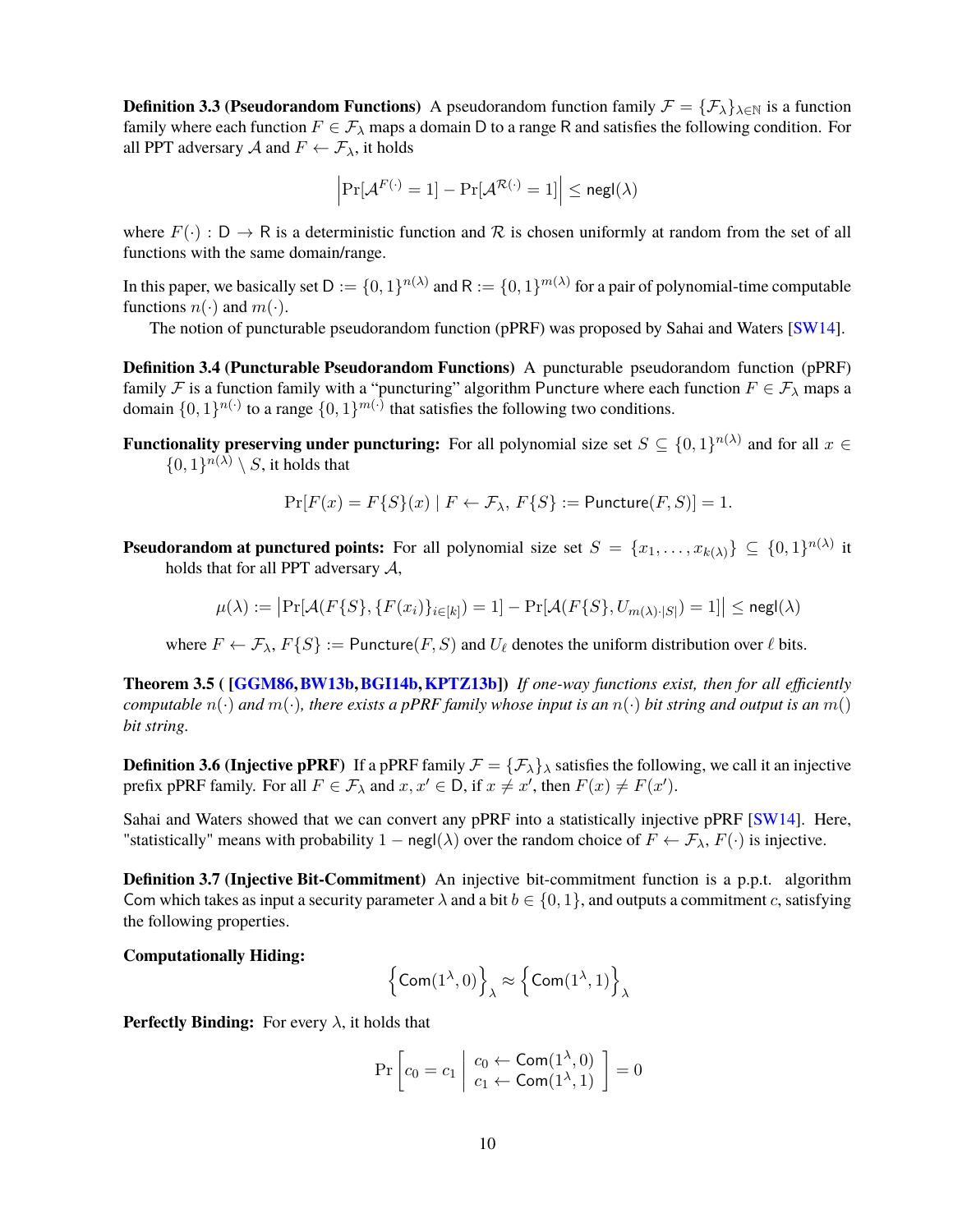**Definition 3.3 (Pseudorandom Functions)** A pseudorandom function family $\mathcal{F} = \{\mathcal{F}_\lambda\}_{\lambda \in \mathbb{N}}$ is a function family where each function $F \in \mathcal{F}_\lambda$ maps a domain $\mathsf{D}$ to a range $\mathsf{R}$ and satisfies the following condition. For all PPT adversary $\mathcal{A}$ and $F \leftarrow \mathcal{F}_\lambda$, it holds

$$\left|\Pr[\mathcal{A}^{F(\cdot)} = 1] - \Pr[\mathcal{A}^{\mathcal{R}(\cdot)} = 1]\right| \leq \mathsf{negl}(\lambda)$$

where $F(\cdot) : \mathsf{D} \to \mathsf{R}$ is a deterministic function and $\mathcal{R}$ is chosen uniformly at random from the set of all functions with the same domain/range.

In this paper, we basically set $\mathsf{D} := \{0,1\}^{n(\lambda)}$ and $\mathsf{R} := \{0,1\}^{m(\lambda)}$ for a pair of polynomial-time computable functions $n(\cdot)$ and $m(\cdot)$.

The notion of puncturable pseudorandom function (pPRF) was proposed by Sahai and Waters [SW14].

**Definition 3.4 (Puncturable Pseudorandom Functions)** A puncturable pseudorandom function (pPRF) family $\mathcal{F}$ is a function family with a "puncturing" algorithm $\mathsf{Puncture}$ where each function $F \in \mathcal{F}_\lambda$ maps a domain $\{0,1\}^{n(\cdot)}$ to a range $\{0,1\}^{m(\cdot)}$ that satisfies the following two conditions.

**Functionality preserving under puncturing:** For all polynomial size set $S \subseteq \{0,1\}^{n(\lambda)}$ and for all $x \in \{0,1\}^{n(\lambda)} \setminus S$, it holds that

$$\Pr[F(x) = F\{S\}(x) \mid F \leftarrow \mathcal{F}_\lambda,\ F\{S\} := \mathsf{Puncture}(F, S)] = 1.$$

**Pseudorandom at punctured points:** For all polynomial size set $S = \{x_1, \ldots, x_{k(\lambda)}\} \subseteq \{0,1\}^{n(\lambda)}$ it holds that for all PPT adversary $\mathcal{A}$,

$$\mu(\lambda) := \left|\Pr[\mathcal{A}(F\{S\}, \{F(x_i)\}_{i \in [k]}) = 1] - \Pr[\mathcal{A}(F\{S\}, U_{m(\lambda)\cdot|S|}) = 1]\right| \leq \mathsf{negl}(\lambda)$$

where $F \leftarrow \mathcal{F}_\lambda$, $F\{S\} := \mathsf{Puncture}(F, S)$ and $U_\ell$ denotes the uniform distribution over $\ell$ bits.

**Theorem 3.5 ( [GGM86, BW13b, BGI14b, KPTZ13b])** *If one-way functions exist, then for all efficiently computable $n(\cdot)$ and $m(\cdot)$, there exists a pPRF family whose input is an $n(\cdot)$ bit string and output is an $m()$ bit string.*

**Definition 3.6 (Injective pPRF)** If a pPRF family $\mathcal{F} = \{\mathcal{F}_\lambda\}_\lambda$ satisfies the following, we call it an injective prefix pPRF family. For all $F \in \mathcal{F}_\lambda$ and $x, x' \in \mathsf{D}$, if $x \neq x'$, then $F(x) \neq F(x')$.

Sahai and Waters showed that we can convert any pPRF into a statistically injective pPRF [SW14]. Here, "statistically" means with probability $1 - \mathsf{negl}(\lambda)$ over the random choice of $F \leftarrow \mathcal{F}_\lambda$, $F(\cdot)$ is injective.

**Definition 3.7 (Injective Bit-Commitment)** An injective bit-commitment function is a p.p.t. algorithm $\mathsf{Com}$ which takes as input a security parameter $\lambda$ and a bit $b \in \{0,1\}$, and outputs a commitment $c$, satisfying the following properties.

**Computationally Hiding:**

$$\left\{\mathsf{Com}(1^\lambda, 0)\right\}_\lambda \approx \left\{\mathsf{Com}(1^\lambda, 1)\right\}_\lambda$$

**Perfectly Binding:** For every $\lambda$, it holds that

$$\Pr\left[c_0 = c_1 \;\middle|\; \begin{array}{l} c_0 \leftarrow \mathsf{Com}(1^\lambda, 0) \\ c_1 \leftarrow \mathsf{Com}(1^\lambda, 1) \end{array}\right] = 0$$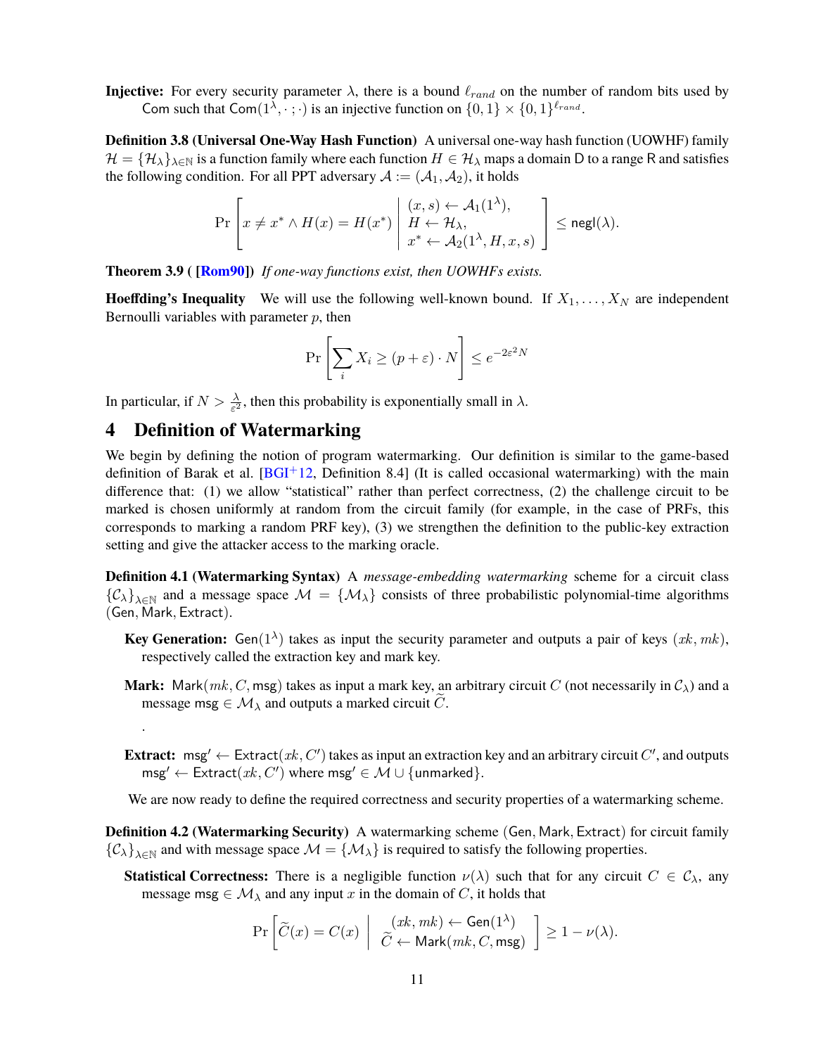**Injective:** For every security parameter $\lambda$, there is a bound $\ell_{rand}$ on the number of random bits used by $\mathsf{Com}$ such that $\mathsf{Com}(1^\lambda, \cdot\,;\cdot)$ is an injective function on $\{0,1\} \times \{0,1\}^{\ell_{rand}}$.

**Definition 3.8 (Universal One-Way Hash Function)** A universal one-way hash function (UOWHF) family $\mathcal{H} = \{\mathcal{H}_\lambda\}_{\lambda \in \mathbb{N}}$ is a function family where each function $H \in \mathcal{H}_\lambda$ maps a domain $\mathsf{D}$ to a range $\mathsf{R}$ and satisfies the following condition. For all PPT adversary $\mathcal{A} := (\mathcal{A}_1, \mathcal{A}_2)$, it holds

$$\Pr\left[ x \neq x^* \wedge H(x) = H(x^*) \;\middle|\; \begin{array}{l} (x, s) \leftarrow \mathcal{A}_1(1^\lambda), \\ H \leftarrow \mathcal{H}_\lambda, \\ x^* \leftarrow \mathcal{A}_2(1^\lambda, H, x, s) \end{array} \right] \leq \mathsf{negl}(\lambda).$$

**Theorem 3.9 ( [Rom90])** *If one-way functions exist, then UOWHFs exists.*

**Hoeffding's Inequality** We will use the following well-known bound. If $X_1, \ldots, X_N$ are independent Bernoulli variables with parameter $p$, then

$$\Pr\left[\sum_i X_i \geq (p + \varepsilon) \cdot N\right] \leq e^{-2\varepsilon^2 N}$$

In particular, if $N > \frac{\lambda}{\varepsilon^2}$, then this probability is exponentially small in $\lambda$.

# 4 Definition of Watermarking

We begin by defining the notion of program watermarking. Our definition is similar to the game-based definition of Barak et al. [BGI+12, Definition 8.4] (It is called occasional watermarking) with the main difference that: (1) we allow "statistical" rather than perfect correctness, (2) the challenge circuit to be marked is chosen uniformly at random from the circuit family (for example, in the case of PRFs, this corresponds to marking a random PRF key), (3) we strengthen the definition to the public-key extraction setting and give the attacker access to the marking oracle.

**Definition 4.1 (Watermarking Syntax)** A *message-embedding watermarking* scheme for a circuit class $\{\mathcal{C}_\lambda\}_{\lambda \in \mathbb{N}}$ and a message space $\mathcal{M} = \{\mathcal{M}_\lambda\}$ consists of three probabilistic polynomial-time algorithms $(\mathsf{Gen}, \mathsf{Mark}, \mathsf{Extract})$.

**Key Generation:** $\mathsf{Gen}(1^\lambda)$ takes as input the security parameter and outputs a pair of keys $(xk, mk)$, respectively called the extraction key and mark key.

**Mark:** $\mathsf{Mark}(mk, C, \mathsf{msg})$ takes as input a mark key, an arbitrary circuit $C$ (not necessarily in $\mathcal{C}_\lambda$) and a message $\mathsf{msg} \in \mathcal{M}_\lambda$ and outputs a marked circuit $\widetilde{C}$.

.

**Extract:** $\mathsf{msg}' \leftarrow \mathsf{Extract}(xk, C')$ takes as input an extraction key and an arbitrary circuit $C'$, and outputs $\mathsf{msg}' \leftarrow \mathsf{Extract}(xk, C')$ where $\mathsf{msg}' \in \mathcal{M} \cup \{\mathsf{unmarked}\}$.

We are now ready to define the required correctness and security properties of a watermarking scheme.

**Definition 4.2 (Watermarking Security)** A watermarking scheme $(\mathsf{Gen}, \mathsf{Mark}, \mathsf{Extract})$ for circuit family $\{\mathcal{C}_\lambda\}_{\lambda \in \mathbb{N}}$ and with message space $\mathcal{M} = \{\mathcal{M}_\lambda\}$ is required to satisfy the following properties.

**Statistical Correctness:** There is a negligible function $\nu(\lambda)$ such that for any circuit $C \in \mathcal{C}_\lambda$, any message $\mathsf{msg} \in \mathcal{M}_\lambda$ and any input $x$ in the domain of $C$, it holds that

$$\Pr\left[\widetilde{C}(x) = C(x) \;\middle|\; \begin{array}{c} (xk, mk) \leftarrow \mathsf{Gen}(1^\lambda) \\ \widetilde{C} \leftarrow \mathsf{Mark}(mk, C, \mathsf{msg}) \end{array} \right] \geq 1 - \nu(\lambda).$$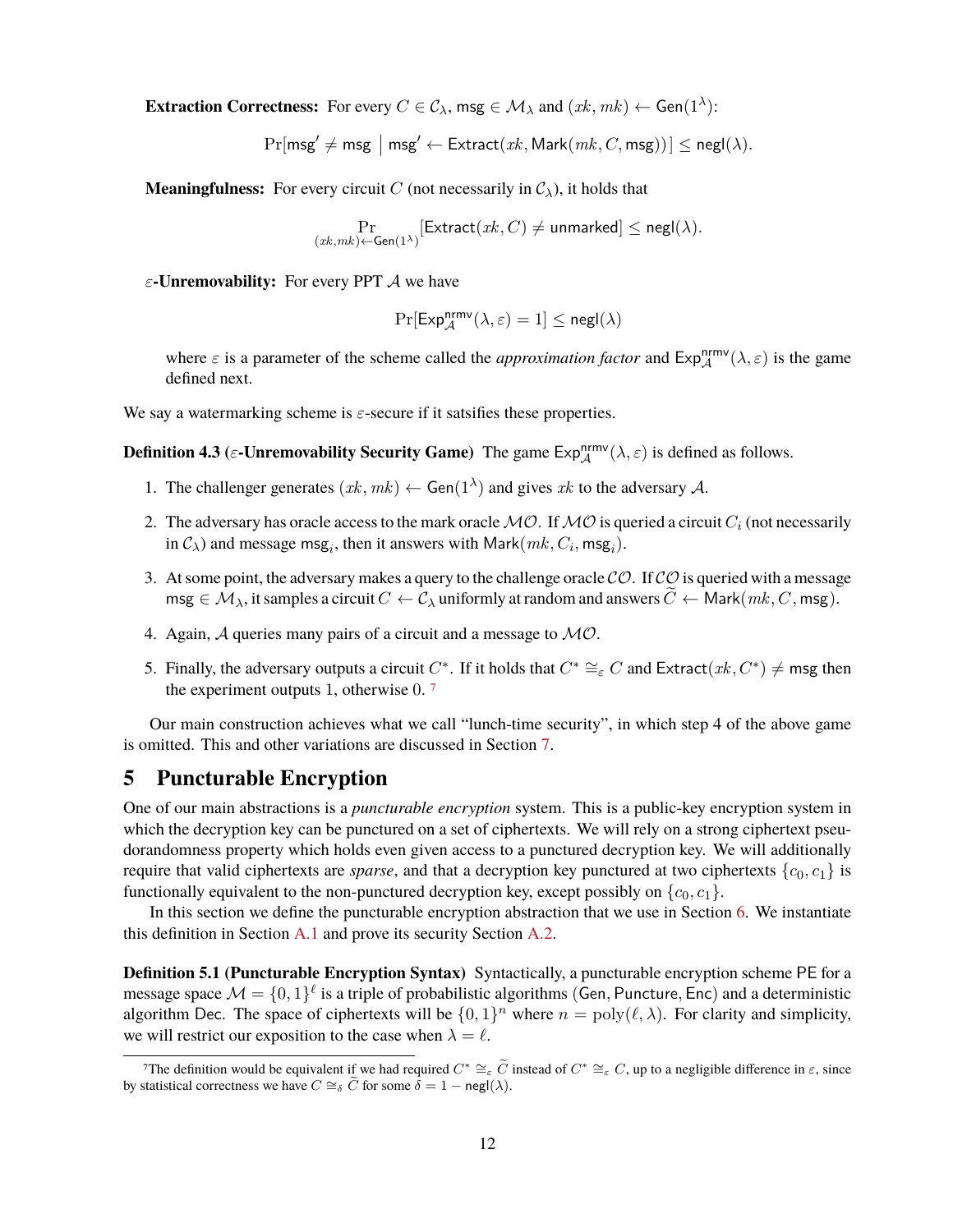**Extraction Correctness:** For every $C \in \mathcal{C}_\lambda$, $\mathsf{msg} \in \mathcal{M}_\lambda$ and $(xk, mk) \leftarrow \mathsf{Gen}(1^\lambda)$:

$$\Pr[\mathsf{msg}' \neq \mathsf{msg} \mid \mathsf{msg}' \leftarrow \mathsf{Extract}(xk, \mathsf{Mark}(mk, C, \mathsf{msg}))] \leq \mathsf{negl}(\lambda).$$

**Meaningfulness:** For every circuit $C$ (not necessarily in $\mathcal{C}_\lambda$), it holds that

$$\Pr_{(xk,mk)\leftarrow \mathsf{Gen}(1^\lambda)}[\mathsf{Extract}(xk, C) \neq \mathsf{unmarked}] \leq \mathsf{negl}(\lambda).$$

**$\varepsilon$-Unremovability:** For every PPT $\mathcal{A}$ we have

$$\Pr[\mathsf{Exp}^{\mathsf{nrmv}}_{\mathcal{A}}(\lambda, \varepsilon) = 1] \leq \mathsf{negl}(\lambda)$$

where $\varepsilon$ is a parameter of the scheme called the *approximation factor* and $\mathsf{Exp}^{\mathsf{nrmv}}_{\mathcal{A}}(\lambda, \varepsilon)$ is the game defined next.

We say a watermarking scheme is $\varepsilon$-secure if it satsifies these properties.

**Definition 4.3 ($\varepsilon$-Unremovability Security Game)** The game $\mathsf{Exp}^{\mathsf{nrmv}}_{\mathcal{A}}(\lambda, \varepsilon)$ is defined as follows.

1. The challenger generates $(xk, mk) \leftarrow \mathsf{Gen}(1^\lambda)$ and gives $xk$ to the adversary $\mathcal{A}$.
2. The adversary has oracle access to the mark oracle $\mathcal{MO}$. If $\mathcal{MO}$ is queried a circuit $C_i$ (not necessarily in $\mathcal{C}_\lambda$) and message $\mathsf{msg}_i$, then it answers with $\mathsf{Mark}(mk, C_i, \mathsf{msg}_i)$.
3. At some point, the adversary makes a query to the challenge oracle $\mathcal{CO}$. If $\mathcal{CO}$ is queried with a message $\mathsf{msg} \in \mathcal{M}_\lambda$, it samples a circuit $C \leftarrow \mathcal{C}_\lambda$ uniformly at random and answers $\widetilde{C} \leftarrow \mathsf{Mark}(mk, C, \mathsf{msg})$.
4. Again, $\mathcal{A}$ queries many pairs of a circuit and a message to $\mathcal{MO}$.
5. Finally, the adversary outputs a circuit $C^*$. If it holds that $C^* \cong_\varepsilon C$ and $\mathsf{Extract}(xk, C^*) \neq \mathsf{msg}$ then the experiment outputs 1, otherwise 0. [7]

Our main construction achieves what we call "lunch-time security", in which step 4 of the above game is omitted. This and other variations are discussed in Section 7.

# 5 Puncturable Encryption

One of our main abstractions is a *puncturable encryption* system. This is a public-key encryption system in which the decryption key can be punctured on a set of ciphertexts. We will rely on a strong ciphertext pseudorandomness property which holds even given access to a punctured decryption key. We will additionally require that valid ciphertexts are *sparse*, and that a decryption key punctured at two ciphertexts $\{c_0, c_1\}$ is functionally equivalent to the non-punctured decryption key, except possibly on $\{c_0, c_1\}$.

In this section we define the puncturable encryption abstraction that we use in Section 6. We instantiate this definition in Section A.1 and prove its security Section A.2.

**Definition 5.1 (Puncturable Encryption Syntax)** Syntactically, a puncturable encryption scheme $\mathsf{PE}$ for a message space $\mathcal{M} = \{0,1\}^\ell$ is a triple of probabilistic algorithms ($\mathsf{Gen}$, $\mathsf{Puncture}$, $\mathsf{Enc}$) and a deterministic algorithm $\mathsf{Dec}$. The space of ciphertexts will be $\{0,1\}^n$ where $n = \mathrm{poly}(\ell, \lambda)$. For clarity and simplicity, we will restrict our exposition to the case when $\lambda = \ell$.

[7] The definition would be equivalent if we had required $C^* \cong_\varepsilon \widetilde{C}$ instead of $C^* \cong_\varepsilon C$, up to a negligible difference in $\varepsilon$, since by statistical correctness we have $C \cong_\delta \widetilde{C}$ for some $\delta = 1 - \mathsf{negl}(\lambda)$.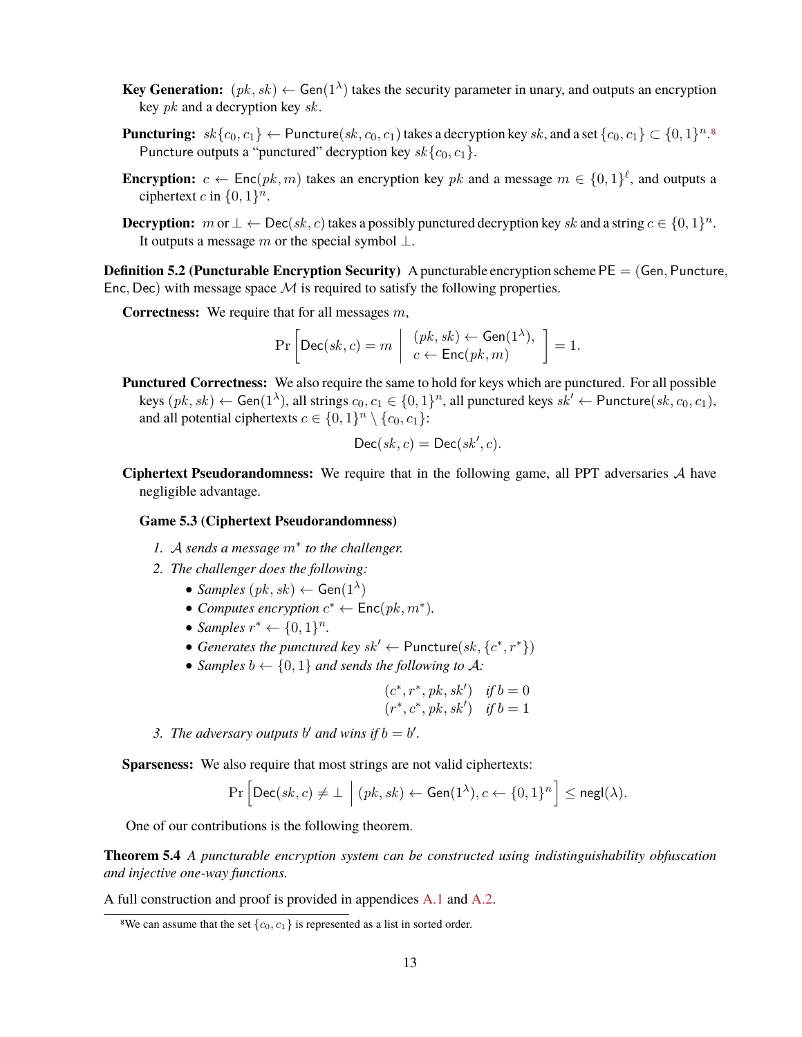- **Key Generation:** $(pk, sk) \leftarrow \mathsf{Gen}(1^\lambda)$ takes the security parameter in unary, and outputs an encryption key $pk$ and a decryption key $sk$.

- **Puncturing:** $sk\{c_0, c_1\} \leftarrow \mathsf{Puncture}(sk, c_0, c_1)$ takes a decryption key $sk$, and a set $\{c_0, c_1\} \subset \{0,1\}^n$.[8] Puncture outputs a "punctured" decryption key $sk\{c_0, c_1\}$.

- **Encryption:** $c \leftarrow \mathsf{Enc}(pk, m)$ takes an encryption key $pk$ and a message $m \in \{0,1\}^\ell$, and outputs a ciphertext $c$ in $\{0,1\}^n$.

- **Decryption:** $m$ or $\perp \leftarrow \mathsf{Dec}(sk, c)$ takes a possibly punctured decryption key $sk$ and a string $c \in \{0,1\}^n$. It outputs a message $m$ or the special symbol $\perp$.

**Definition 5.2 (Puncturable Encryption Security)** A puncturable encryption scheme $\mathsf{PE} = (\mathsf{Gen}, \mathsf{Puncture}, \mathsf{Enc}, \mathsf{Dec})$ with message space $\mathcal{M}$ is required to satisfy the following properties.

**Correctness:** We require that for all messages $m$,

$$\Pr\left[\mathsf{Dec}(sk, c) = m \;\middle|\; \begin{array}{l} (pk, sk) \leftarrow \mathsf{Gen}(1^\lambda), \\ c \leftarrow \mathsf{Enc}(pk, m) \end{array}\right] = 1.$$

**Punctured Correctness:** We also require the same to hold for keys which are punctured. For all possible keys $(pk, sk) \leftarrow \mathsf{Gen}(1^\lambda)$, all strings $c_0, c_1 \in \{0,1\}^n$, all punctured keys $sk' \leftarrow \mathsf{Puncture}(sk, c_0, c_1)$, and all potential ciphertexts $c \in \{0,1\}^n \setminus \{c_0, c_1\}$:

$$\mathsf{Dec}(sk, c) = \mathsf{Dec}(sk', c).$$

**Ciphertext Pseudorandomness:** We require that in the following game, all PPT adversaries $\mathcal{A}$ have negligible advantage.

**Game 5.3 (Ciphertext Pseudorandomness)**

1. *$\mathcal{A}$ sends a message $m^*$ to the challenger.*
2. *The challenger does the following:*
   - *Samples $(pk, sk) \leftarrow \mathsf{Gen}(1^\lambda)$*
   - *Computes encryption $c^* \leftarrow \mathsf{Enc}(pk, m^*)$.*
   - *Samples $r^* \leftarrow \{0,1\}^n$.*
   - *Generates the punctured key $sk' \leftarrow \mathsf{Puncture}(sk, \{c^*, r^*\})$*
   - *Samples $b \leftarrow \{0,1\}$ and sends the following to $\mathcal{A}$:*

   $$\begin{array}{ll} (c^*, r^*, pk, sk') & \textit{if } b = 0 \\ (r^*, c^*, pk, sk') & \textit{if } b = 1 \end{array}$$

3. *The adversary outputs $b'$ and wins if $b = b'$.*

**Sparseness:** We also require that most strings are not valid ciphertexts:

$$\Pr\left[\mathsf{Dec}(sk, c) \neq \perp \;\middle|\; (pk, sk) \leftarrow \mathsf{Gen}(1^\lambda), c \leftarrow \{0,1\}^n\right] \leq \mathsf{negl}(\lambda).$$

One of our contributions is the following theorem.

**Theorem 5.4** *A puncturable encryption system can be constructed using indistinguishability obfuscation and injective one-way functions.*

A full construction and proof is provided in appendices A.1 and A.2.

[8] We can assume that the set $\{c_0, c_1\}$ is represented as a list in sorted order.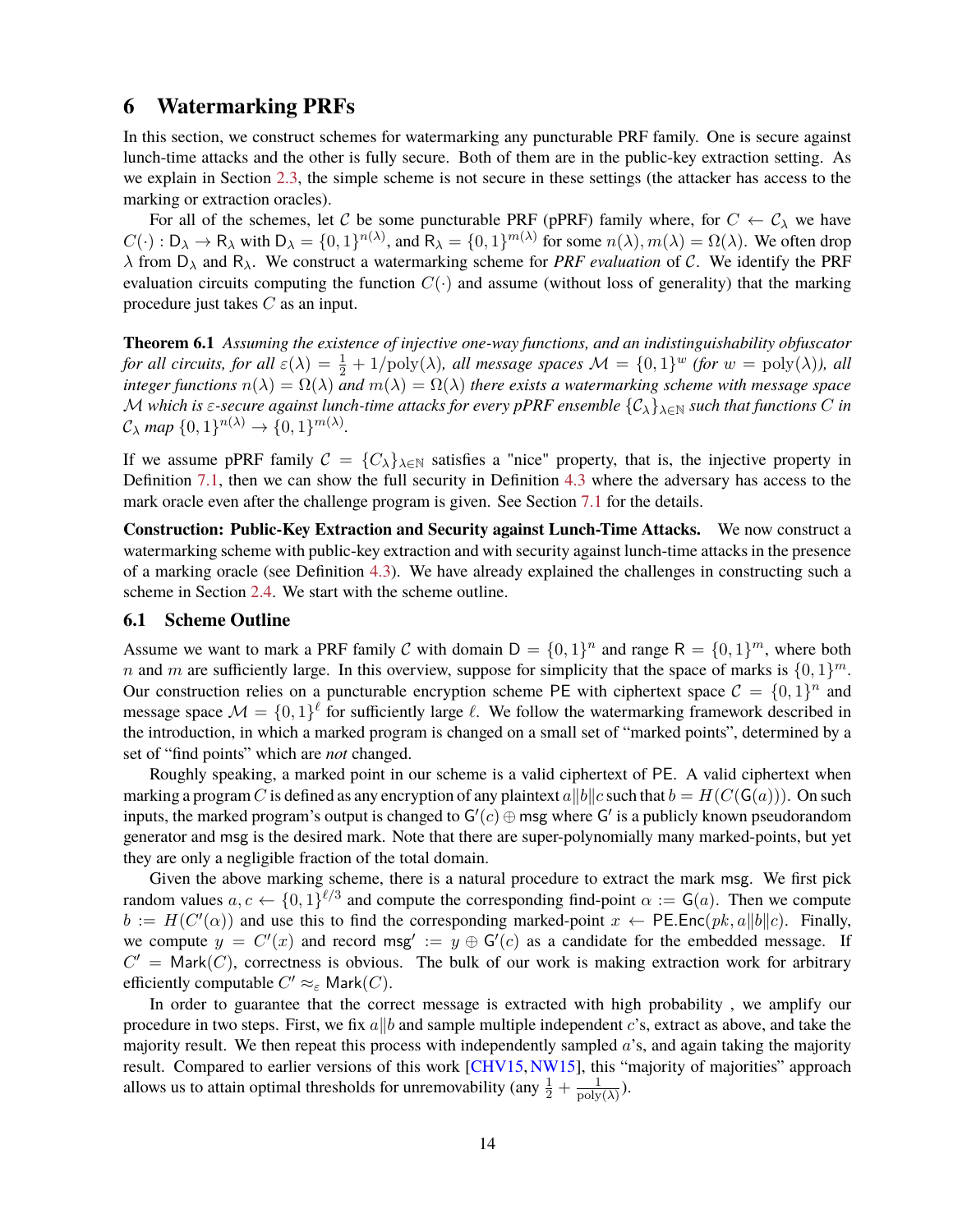# 6 Watermarking PRFs

In this section, we construct schemes for watermarking any puncturable PRF family. One is secure against lunch-time attacks and the other is fully secure. Both of them are in the public-key extraction setting. As we explain in Section 2.3, the simple scheme is not secure in these settings (the attacker has access to the marking or extraction oracles).

For all of the schemes, let $\mathcal{C}$ be some puncturable PRF (pPRF) family where, for $C \leftarrow \mathcal{C}_\lambda$ we have $C(\cdot) : \mathsf{D}_\lambda \to \mathsf{R}_\lambda$ with $\mathsf{D}_\lambda = \{0,1\}^{n(\lambda)}$, and $\mathsf{R}_\lambda = \{0,1\}^{m(\lambda)}$ for some $n(\lambda), m(\lambda) = \Omega(\lambda)$. We often drop $\lambda$ from $\mathsf{D}_\lambda$ and $\mathsf{R}_\lambda$. We construct a watermarking scheme for *PRF evaluation* of $\mathcal{C}$. We identify the PRF evaluation circuits computing the function $C(\cdot)$ and assume (without loss of generality) that the marking procedure just takes $C$ as an input.

**Theorem 6.1** *Assuming the existence of injective one-way functions, and an indistinguishability obfuscator for all circuits, for all* $\varepsilon(\lambda) = \frac{1}{2} + 1/\mathrm{poly}(\lambda)$*, all message spaces* $\mathcal{M} = \{0,1\}^w$ *(for* $w = \mathrm{poly}(\lambda)$*), all integer functions* $n(\lambda) = \Omega(\lambda)$ *and* $m(\lambda) = \Omega(\lambda)$ *there exists a watermarking scheme with message space* $\mathcal{M}$ *which is* $\varepsilon$*-secure against lunch-time attacks for every pPRF ensemble* $\{\mathcal{C}_\lambda\}_{\lambda \in \mathbb{N}}$ *such that functions* $C$ *in* $\mathcal{C}_\lambda$ *map* $\{0,1\}^{n(\lambda)} \to \{0,1\}^{m(\lambda)}$.

If we assume pPRF family $\mathcal{C} = \{\mathcal{C}_\lambda\}_{\lambda \in \mathbb{N}}$ satisfies a "nice" property, that is, the injective property in Definition 7.1, then we can show the full security in Definition 4.3 where the adversary has access to the mark oracle even after the challenge program is given. See Section 7.1 for the details.

**Construction: Public-Key Extraction and Security against Lunch-Time Attacks.** We now construct a watermarking scheme with public-key extraction and with security against lunch-time attacks in the presence of a marking oracle (see Definition 4.3). We have already explained the challenges in constructing such a scheme in Section 2.4. We start with the scheme outline.

## 6.1 Scheme Outline

Assume we want to mark a PRF family $\mathcal{C}$ with domain $\mathsf{D} = \{0,1\}^n$ and range $\mathsf{R} = \{0,1\}^m$, where both $n$ and $m$ are sufficiently large. In this overview, suppose for simplicity that the space of marks is $\{0,1\}^m$. Our construction relies on a puncturable encryption scheme $\mathsf{PE}$ with ciphertext space $\mathcal{C} = \{0,1\}^n$ and message space $\mathcal{M} = \{0,1\}^\ell$ for sufficiently large $\ell$. We follow the watermarking framework described in the introduction, in which a marked program is changed on a small set of "marked points", determined by a set of "find points" which are *not* changed.

Roughly speaking, a marked point in our scheme is a valid ciphertext of $\mathsf{PE}$. A valid ciphertext when marking a program $C$ is defined as any encryption of any plaintext $a\|b\|c$ such that $b = H(C(\mathsf{G}(a)))$. On such inputs, the marked program's output is changed to $\mathsf{G}'(c) \oplus \mathsf{msg}$ where $\mathsf{G}'$ is a publicly known pseudorandom generator and $\mathsf{msg}$ is the desired mark. Note that there are super-polynomially many marked-points, but yet they are only a negligible fraction of the total domain.

Given the above marking scheme, there is a natural procedure to extract the mark $\mathsf{msg}$. We first pick random values $a, c \leftarrow \{0,1\}^{\ell/3}$ and compute the corresponding find-point $\alpha := \mathsf{G}(a)$. Then we compute $b := H(C'(\alpha))$ and use this to find the corresponding marked-point $x \leftarrow \mathsf{PE.Enc}(pk, a\|b\|c)$. Finally, we compute $y = C'(x)$ and record $\mathsf{msg}' := y \oplus \mathsf{G}'(c)$ as a candidate for the embedded message. If $C' = \mathsf{Mark}(C)$, correctness is obvious. The bulk of our work is making extraction work for arbitrary efficiently computable $C' \approx_\varepsilon \mathsf{Mark}(C)$.

In order to guarantee that the correct message is extracted with high probability , we amplify our procedure in two steps. First, we fix $a\|b$ and sample multiple independent $c$'s, extract as above, and take the majority result. We then repeat this process with independently sampled $a$'s, and again taking the majority result. Compared to earlier versions of this work [CHV15, NW15], this "majority of majorities" approach allows us to attain optimal thresholds for unremovability (any $\frac{1}{2} + \frac{1}{\mathrm{poly}(\lambda)}$).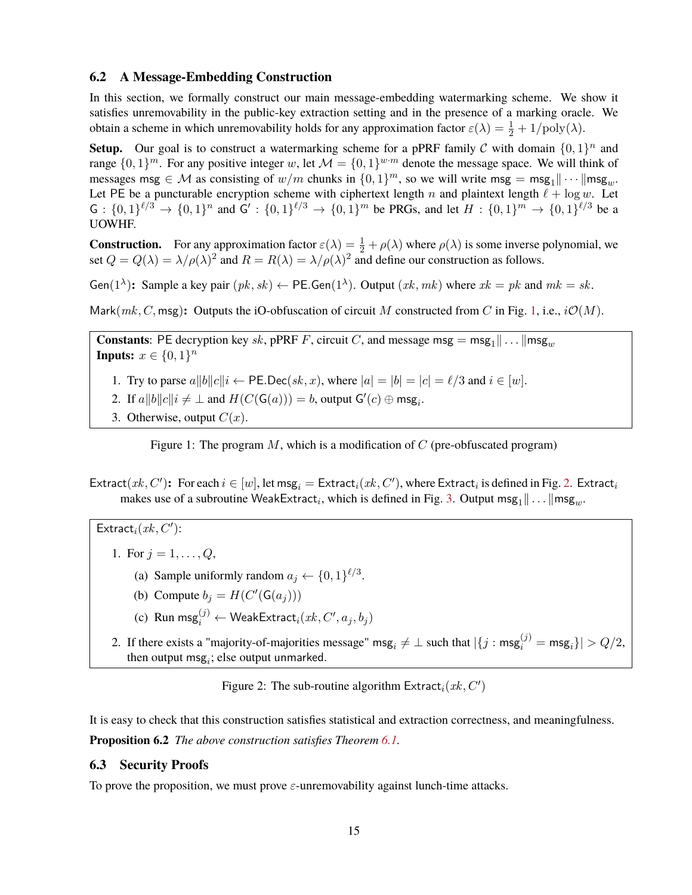### 6.2 A Message-Embedding Construction

In this section, we formally construct our main message-embedding watermarking scheme. We show it satisfies unremovability in the public-key extraction setting and in the presence of a marking oracle. We obtain a scheme in which unremovability holds for any approximation factor $\varepsilon(\lambda) = \frac{1}{2} + 1/\text{poly}(\lambda)$.

**Setup.** Our goal is to construct a watermarking scheme for a pPRF family $\mathcal{C}$ with domain $\{0,1\}^n$ and range $\{0,1\}^m$. For any positive integer $w$, let $\mathcal{M} = \{0,1\}^{w \cdot m}$ denote the message space. We will think of messages $\mathsf{msg} \in \mathcal{M}$ as consisting of $w/m$ chunks in $\{0,1\}^m$, so we will write $\mathsf{msg} = \mathsf{msg}_1 \| \cdots \| \mathsf{msg}_w$. Let $\mathsf{PE}$ be a puncturable encryption scheme with ciphertext length $n$ and plaintext length $\ell + \log w$. Let $\mathsf{G} : \{0,1\}^{\ell/3} \to \{0,1\}^n$ and $\mathsf{G}' : \{0,1\}^{\ell/3} \to \{0,1\}^m$ be PRGs, and let $H : \{0,1\}^m \to \{0,1\}^{\ell/3}$ be a UOWHF.

**Construction.** For any approximation factor $\varepsilon(\lambda) = \frac{1}{2} + \rho(\lambda)$ where $\rho(\lambda)$ is some inverse polynomial, we set $Q = Q(\lambda) = \lambda/\rho(\lambda)^2$ and $R = R(\lambda) = \lambda/\rho(\lambda)^2$ and define our construction as follows.

$\mathsf{Gen}(1^\lambda)$**:** Sample a key pair $(pk, sk) \leftarrow \mathsf{PE.Gen}(1^\lambda)$. Output $(xk, mk)$ where $xk = pk$ and $mk = sk$.

$\mathsf{Mark}(mk, C, \mathsf{msg})$**:** Outputs the iO-obfuscation of circuit $M$ constructed from $C$ in Fig. 1, i.e., $i\mathcal{O}(M)$.

> **Constants**: PE decryption key $sk$, pPRF $F$, circuit $C$, and message $\mathsf{msg} = \mathsf{msg}_1 \| \ldots \| \mathsf{msg}_w$
> **Inputs:** $x \in \{0,1\}^n$
>
> 1. Try to parse $a\|b\|c\|i \leftarrow \mathsf{PE.Dec}(sk, x)$, where $|a| = |b| = |c| = \ell/3$ and $i \in [w]$.
> 2. If $a\|b\|c\|i \neq \perp$ and $H(C(\mathsf{G}(a))) = b$, output $\mathsf{G}'(c) \oplus \mathsf{msg}_i$.
> 3. Otherwise, output $C(x)$.

Figure 1: The program $M$, which is a modification of $C$ (pre-obfuscated program)

$\mathsf{Extract}(xk, C')$**:** For each $i \in [w]$, let $\mathsf{msg}_i = \mathsf{Extract}_i(xk, C')$, where $\mathsf{Extract}_i$ is defined in Fig. 2. $\mathsf{Extract}_i$ makes use of a subroutine $\mathsf{WeakExtract}_i$, which is defined in Fig. 3. Output $\mathsf{msg}_1 \| \ldots \| \mathsf{msg}_w$.

> $\mathsf{Extract}_i(xk, C')$:
>
> 1. For $j = 1, \ldots, Q$,
>    (a) Sample uniformly random $a_j \leftarrow \{0,1\}^{\ell/3}$.
>    (b) Compute $b_j = H(C'(\mathsf{G}(a_j)))$
>    (c) Run $\mathsf{msg}_i^{(j)} \leftarrow \mathsf{WeakExtract}_i(xk, C', a_j, b_j)$
> 2. If there exists a "majority-of-majorities message" $\mathsf{msg}_i \neq \perp$ such that $|\{j : \mathsf{msg}_i^{(j)} = \mathsf{msg}_i\}| > Q/2$, then output $\mathsf{msg}_i$; else output unmarked.

Figure 2: The sub-routine algorithm $\mathsf{Extract}_i(xk, C')$

It is easy to check that this construction satisfies statistical and extraction correctness, and meaningfulness.

**Proposition 6.2** *The above construction satisfies Theorem 6.1.*

### 6.3 Security Proofs

To prove the proposition, we must prove $\varepsilon$-unremovability against lunch-time attacks.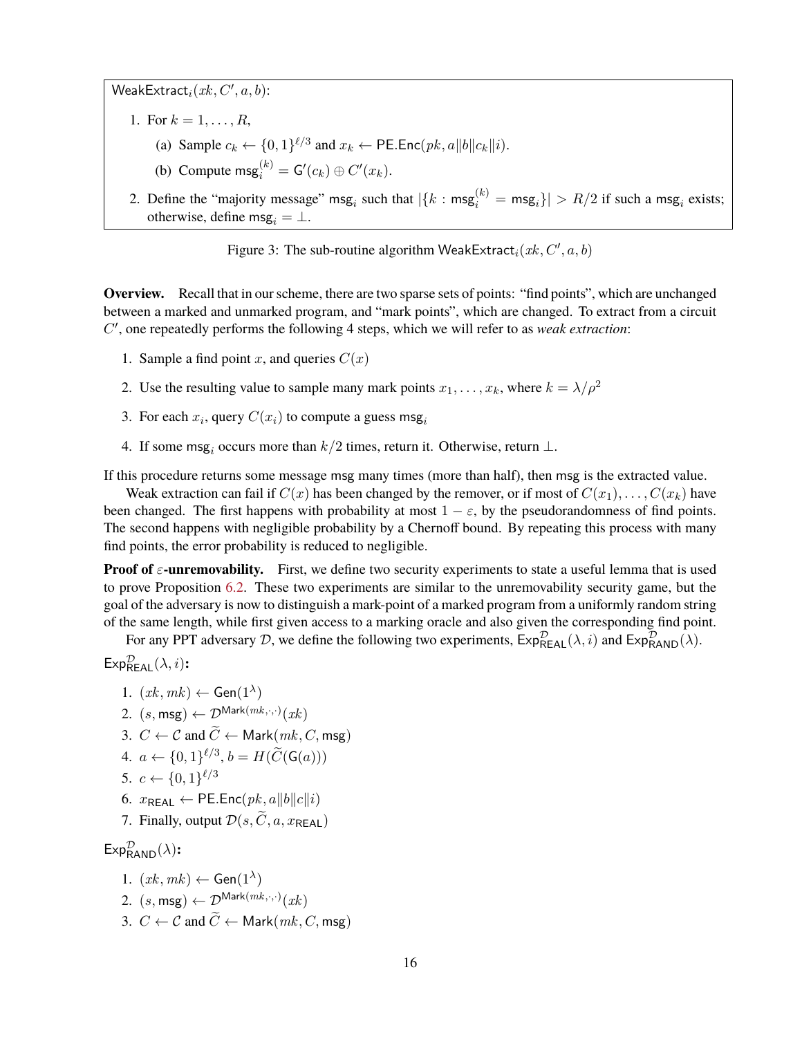$\mathsf{WeakExtract}_i(xk, C', a, b)$:

1. For $k = 1, \ldots, R$,
   (a) Sample $c_k \leftarrow \{0,1\}^{\ell/3}$ and $x_k \leftarrow \mathsf{PE.Enc}(pk, a\|b\|c_k\|i)$.
   (b) Compute $\mathsf{msg}_i^{(k)} = \mathsf{G}'(c_k) \oplus C'(x_k)$.
2. Define the "majority message" $\mathsf{msg}_i$ such that $|\{k : \mathsf{msg}_i^{(k)} = \mathsf{msg}_i\}| > R/2$ if such a $\mathsf{msg}_i$ exists; otherwise, define $\mathsf{msg}_i = \bot$.

Figure 3: The sub-routine algorithm $\mathsf{WeakExtract}_i(xk, C', a, b)$

**Overview.** Recall that in our scheme, there are two sparse sets of points: "find points", which are unchanged between a marked and unmarked program, and "mark points", which are changed. To extract from a circuit $C'$, one repeatedly performs the following 4 steps, which we will refer to as *weak extraction*:

1. Sample a find point $x$, and queries $C(x)$
2. Use the resulting value to sample many mark points $x_1, \ldots, x_k$, where $k = \lambda/\rho^2$
3. For each $x_i$, query $C(x_i)$ to compute a guess $\mathsf{msg}_i$
4. If some $\mathsf{msg}_i$ occurs more than $k/2$ times, return it. Otherwise, return $\bot$.

If this procedure returns some message $\mathsf{msg}$ many times (more than half), then $\mathsf{msg}$ is the extracted value.

Weak extraction can fail if $C(x)$ has been changed by the remover, or if most of $C(x_1), \ldots, C(x_k)$ have been changed. The first happens with probability at most $1 - \varepsilon$, by the pseudorandomness of find points. The second happens with negligible probability by a Chernoff bound. By repeating this process with many find points, the error probability is reduced to negligible.

**Proof of $\varepsilon$-unremovability.** First, we define two security experiments to state a useful lemma that is used to prove Proposition 6.2. These two experiments are similar to the unremovability security game, but the goal of the adversary is now to distinguish a mark-point of a marked program from a uniformly random string of the same length, while first given access to a marking oracle and also given the corresponding find point.

For any PPT adversary $\mathcal{D}$, we define the following two experiments, $\mathsf{Exp}^{\mathcal{D}}_{\mathsf{REAL}}(\lambda, i)$ and $\mathsf{Exp}^{\mathcal{D}}_{\mathsf{RAND}}(\lambda)$.

$\mathsf{Exp}^{\mathcal{D}}_{\mathsf{REAL}}(\lambda, i)$**:**

1. $(xk, mk) \leftarrow \mathsf{Gen}(1^\lambda)$
2. $(s, \mathsf{msg}) \leftarrow \mathcal{D}^{\mathsf{Mark}(mk,\cdot,\cdot)}(xk)$
3. $C \leftarrow \mathcal{C}$ and $\widetilde{C} \leftarrow \mathsf{Mark}(mk, C, \mathsf{msg})$
4. $a \leftarrow \{0,1\}^{\ell/3}, b = H(\widetilde{C}(\mathsf{G}(a)))$
5. $c \leftarrow \{0,1\}^{\ell/3}$
6. $x_{\mathsf{REAL}} \leftarrow \mathsf{PE.Enc}(pk, a\|b\|c\|i)$
7. Finally, output $\mathcal{D}(s, \widetilde{C}, a, x_{\mathsf{REAL}})$

$\mathsf{Exp}^{\mathcal{D}}_{\mathsf{RAND}}(\lambda)$**:**

1. $(xk, mk) \leftarrow \mathsf{Gen}(1^\lambda)$
2. $(s, \mathsf{msg}) \leftarrow \mathcal{D}^{\mathsf{Mark}(mk,\cdot,\cdot)}(xk)$
3. $C \leftarrow \mathcal{C}$ and $\widetilde{C} \leftarrow \mathsf{Mark}(mk, C, \mathsf{msg})$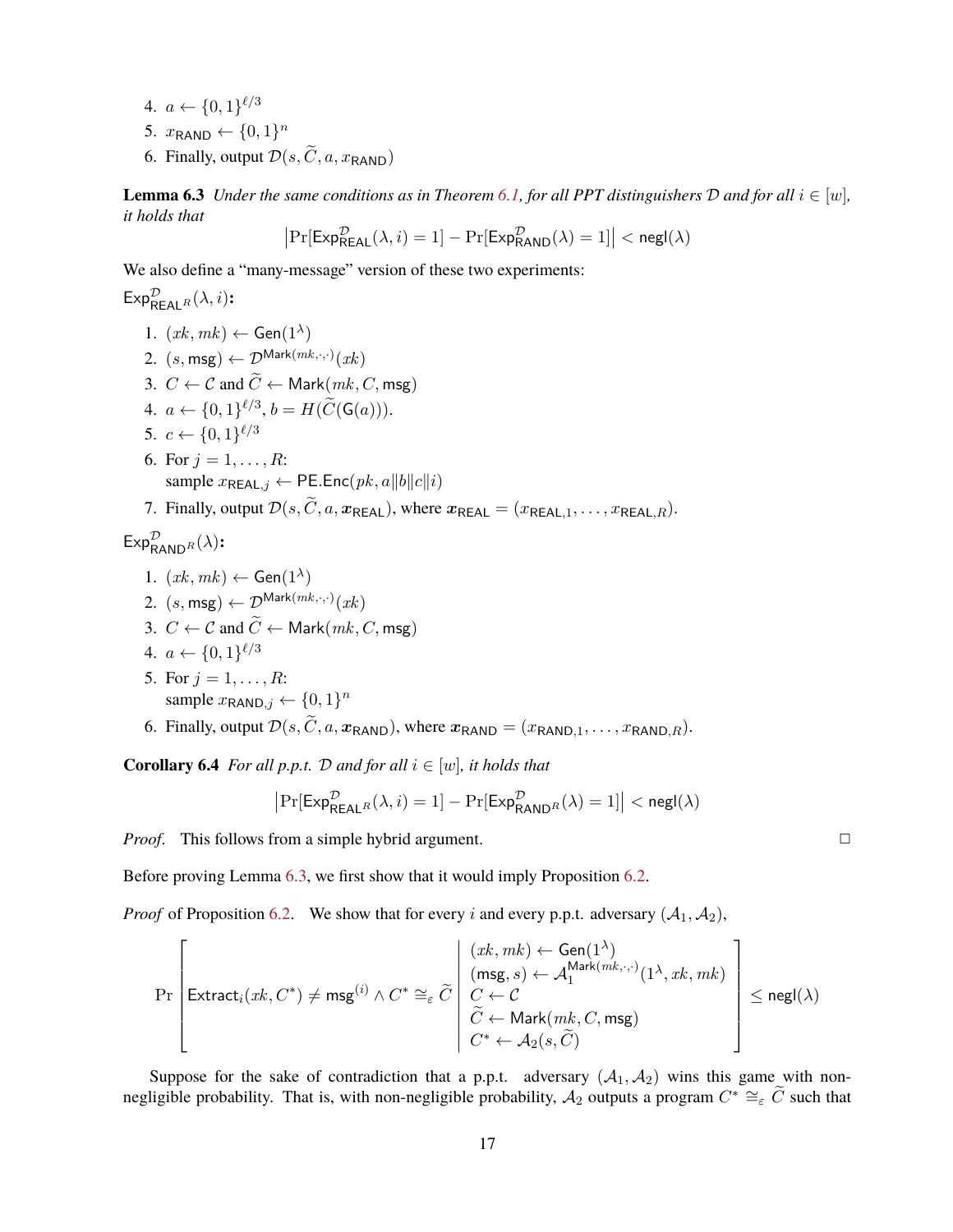4. $a \leftarrow \{0,1\}^{\ell/3}$
5. $x_{\mathsf{RAND}} \leftarrow \{0,1\}^n$
6. Finally, output $\mathcal{D}(s, \widetilde{C}, a, x_{\mathsf{RAND}})$

**Lemma 6.3** *Under the same conditions as in Theorem 6.1, for all PPT distinguishers $\mathcal{D}$ and for all $i \in [w]$, it holds that*

$$\left|\Pr[\mathsf{Exp}^{\mathcal{D}}_{\mathsf{REAL}}(\lambda, i) = 1] - \Pr[\mathsf{Exp}^{\mathcal{D}}_{\mathsf{RAND}}(\lambda) = 1]\right| < \mathsf{negl}(\lambda)$$

We also define a "many-message" version of these two experiments:

$\mathsf{Exp}^{\mathcal{D}}_{\mathsf{REAL}^R}(\lambda, i)$**:**

1. $(xk, mk) \leftarrow \mathsf{Gen}(1^\lambda)$
2. $(s, \mathsf{msg}) \leftarrow \mathcal{D}^{\mathsf{Mark}(mk,\cdot,\cdot)}(xk)$
3. $C \leftarrow \mathcal{C}$ and $\widetilde{C} \leftarrow \mathsf{Mark}(mk, C, \mathsf{msg})$
4. $a \leftarrow \{0,1\}^{\ell/3}$, $b = H(\widetilde{C}(\mathsf{G}(a)))$.
5. $c \leftarrow \{0,1\}^{\ell/3}$
6. For $j = 1, \ldots, R$:
   sample $x_{\mathsf{REAL},j} \leftarrow \mathsf{PE.Enc}(pk, a\|b\|c\|i)$
7. Finally, output $\mathcal{D}(s, \widetilde{C}, a, \boldsymbol{x}_{\mathsf{REAL}})$, where $\boldsymbol{x}_{\mathsf{REAL}} = (x_{\mathsf{REAL},1}, \ldots, x_{\mathsf{REAL},R})$.

$\mathsf{Exp}^{\mathcal{D}}_{\mathsf{RAND}^R}(\lambda)$**:**

1. $(xk, mk) \leftarrow \mathsf{Gen}(1^\lambda)$
2. $(s, \mathsf{msg}) \leftarrow \mathcal{D}^{\mathsf{Mark}(mk,\cdot,\cdot)}(xk)$
3. $C \leftarrow \mathcal{C}$ and $\widetilde{C} \leftarrow \mathsf{Mark}(mk, C, \mathsf{msg})$
4. $a \leftarrow \{0,1\}^{\ell/3}$
5. For $j = 1, \ldots, R$:
   sample $x_{\mathsf{RAND},j} \leftarrow \{0,1\}^n$
6. Finally, output $\mathcal{D}(s, \widetilde{C}, a, \boldsymbol{x}_{\mathsf{RAND}})$, where $\boldsymbol{x}_{\mathsf{RAND}} = (x_{\mathsf{RAND},1}, \ldots, x_{\mathsf{RAND},R})$.

**Corollary 6.4** *For all p.p.t. $\mathcal{D}$ and for all $i \in [w]$, it holds that*

$$\left|\Pr[\mathsf{Exp}^{\mathcal{D}}_{\mathsf{REAL}^R}(\lambda, i) = 1] - \Pr[\mathsf{Exp}^{\mathcal{D}}_{\mathsf{RAND}^R}(\lambda) = 1]\right| < \mathsf{negl}(\lambda)$$

*Proof.* This follows from a simple hybrid argument. □

Before proving Lemma 6.3, we first show that it would imply Proposition 6.2.

*Proof* of Proposition 6.2. We show that for every $i$ and every p.p.t. adversary $(\mathcal{A}_1, \mathcal{A}_2)$,

$$\Pr\left[\mathsf{Extract}_i(xk, C^*) \neq \mathsf{msg}^{(i)} \wedge C^* \cong_\varepsilon \widetilde{C} \;\middle|\; \begin{array}{l} (xk, mk) \leftarrow \mathsf{Gen}(1^\lambda) \\ (\mathsf{msg}, s) \leftarrow \mathcal{A}_1^{\mathsf{Mark}(mk,\cdot,\cdot)}(1^\lambda, xk, mk) \\ C \leftarrow \mathcal{C} \\ \widetilde{C} \leftarrow \mathsf{Mark}(mk, C, \mathsf{msg}) \\ C^* \leftarrow \mathcal{A}_2(s, \widetilde{C}) \end{array}\right] \leq \mathsf{negl}(\lambda)$$

Suppose for the sake of contradiction that a p.p.t. adversary $(\mathcal{A}_1, \mathcal{A}_2)$ wins this game with non-negligible probability. That is, with non-negligible probability, $\mathcal{A}_2$ outputs a program $C^* \cong_\varepsilon \widetilde{C}$ such that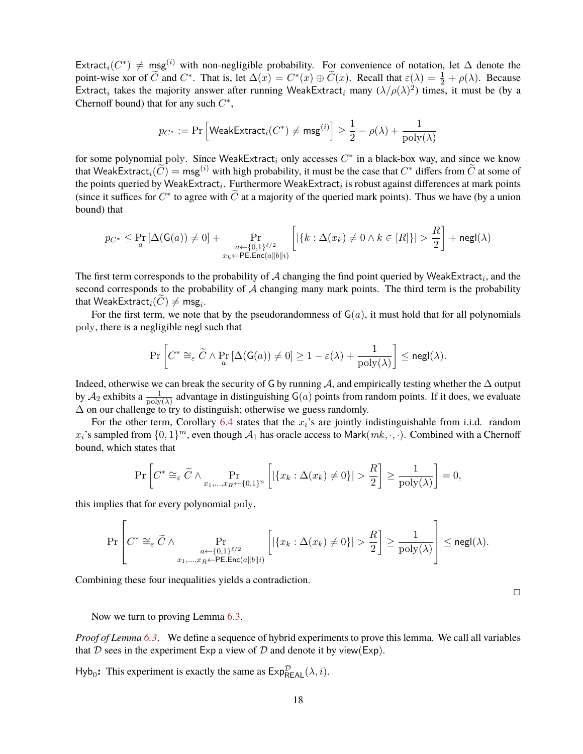$\mathsf{Extract}_i(C^*) \neq \mathsf{msg}^{(i)}$ with non-negligible probability. For convenience of notation, let $\Delta$ denote the point-wise xor of $\widetilde{C}$ and $C^*$. That is, let $\Delta(x) = C^*(x) \oplus \widetilde{C}(x)$. Recall that $\varepsilon(\lambda) = \frac{1}{2} + \rho(\lambda)$. Because $\mathsf{Extract}_i$ takes the majority answer after running $\mathsf{WeakExtract}_i$ many $(\lambda/\rho(\lambda)^2)$ times, it must be (by a Chernoff bound) that for any such $C^*$,

$$p_{C^*} := \Pr\left[\mathsf{WeakExtract}_i(C^*) \neq \mathsf{msg}^{(i)}\right] \geq \frac{1}{2} - \rho(\lambda) + \frac{1}{\mathrm{poly}(\lambda)}$$

for some polynomial poly. Since $\mathsf{WeakExtract}_i$ only accesses $C^*$ in a black-box way, and since we know that $\mathsf{WeakExtract}_i(\widetilde{C}) = \mathsf{msg}^{(i)}$ with high probability, it must be the case that $C^*$ differs from $\widetilde{C}$ at some of the points queried by $\mathsf{WeakExtract}_i$. Furthermore $\mathsf{WeakExtract}_i$ is robust against differences at mark points (since it suffices for $C^*$ to agree with $\widetilde{C}$ at a majority of the queried mark points). Thus we have (by a union bound) that

$$p_{C^*} \leq \Pr_a\left[\Delta(\mathsf{G}(a)) \neq 0\right] + \Pr_{\substack{a \leftarrow \{0,1\}^{\ell/2} \\ x_k \leftarrow \mathsf{PE.Enc}(a\|b\|i)}}\left[|\{k : \Delta(x_k) \neq 0 \wedge k \in [R]\}| > \frac{R}{2}\right] + \mathsf{negl}(\lambda)$$

The first term corresponds to the probability of $\mathcal{A}$ changing the find point queried by $\mathsf{WeakExtract}_i$, and the second corresponds to the probability of $\mathcal{A}$ changing many mark points. The third term is the probability that $\mathsf{WeakExtract}_i(\widetilde{C}) \neq \mathsf{msg}_i$.

For the first term, we note that by the pseudorandomness of $\mathsf{G}(a)$, it must hold that for all polynomials poly, there is a negligible negl such that

$$\Pr\left[C^* \cong_\varepsilon \widetilde{C} \wedge \Pr_a\left[\Delta(\mathsf{G}(a)) \neq 0\right] \geq 1 - \varepsilon(\lambda) + \frac{1}{\mathrm{poly}(\lambda)}\right] \leq \mathsf{negl}(\lambda).$$

Indeed, otherwise we can break the security of $\mathsf{G}$ by running $\mathcal{A}$, and empirically testing whether the $\Delta$ output by $\mathcal{A}_2$ exhibits a $\frac{1}{\mathrm{poly}(\lambda)}$ advantage in distinguishing $\mathsf{G}(a)$ points from random points. If it does, we evaluate $\Delta$ on our challenge to try to distinguish; otherwise we guess randomly.

For the other term, Corollary 6.4 states that the $x_i$'s are jointly indistinguishable from i.i.d. random $x_i$'s sampled from $\{0,1\}^m$, even though $\mathcal{A}_1$ has oracle access to $\mathsf{Mark}(mk, \cdot, \cdot)$. Combined with a Chernoff bound, which states that

$$\Pr\left[C^* \cong_\varepsilon \widetilde{C} \wedge \Pr_{x_1,\ldots,x_R \leftarrow \{0,1\}^n}\left[|\{x_k : \Delta(x_k) \neq 0\}| > \frac{R}{2}\right] \geq \frac{1}{\mathrm{poly}(\lambda)}\right] = 0,$$

this implies that for every polynomial poly,

$$\Pr\left[C^* \cong_\varepsilon \widetilde{C} \wedge \Pr_{\substack{a \leftarrow \{0,1\}^{\ell/2} \\ x_1,\ldots,x_R \leftarrow \mathsf{PE.Enc}(a\|b\|i)}}\left[|\{x_k : \Delta(x_k) \neq 0\}| > \frac{R}{2}\right] \geq \frac{1}{\mathrm{poly}(\lambda)}\right] \leq \mathsf{negl}(\lambda).$$

Combining these four inequalities yields a contradiction.

□

Now we turn to proving Lemma 6.3.

*Proof of Lemma 6.3.* We define a sequence of hybrid experiments to prove this lemma. We call all variables that $\mathcal{D}$ sees in the experiment $\mathsf{Exp}$ a view of $\mathcal{D}$ and denote it by $\mathsf{view}(\mathsf{Exp})$.

**$\mathsf{Hyb}_0$:** This experiment is exactly the same as $\mathsf{Exp}^{\mathcal{D}}_{\mathsf{REAL}}(\lambda, i)$.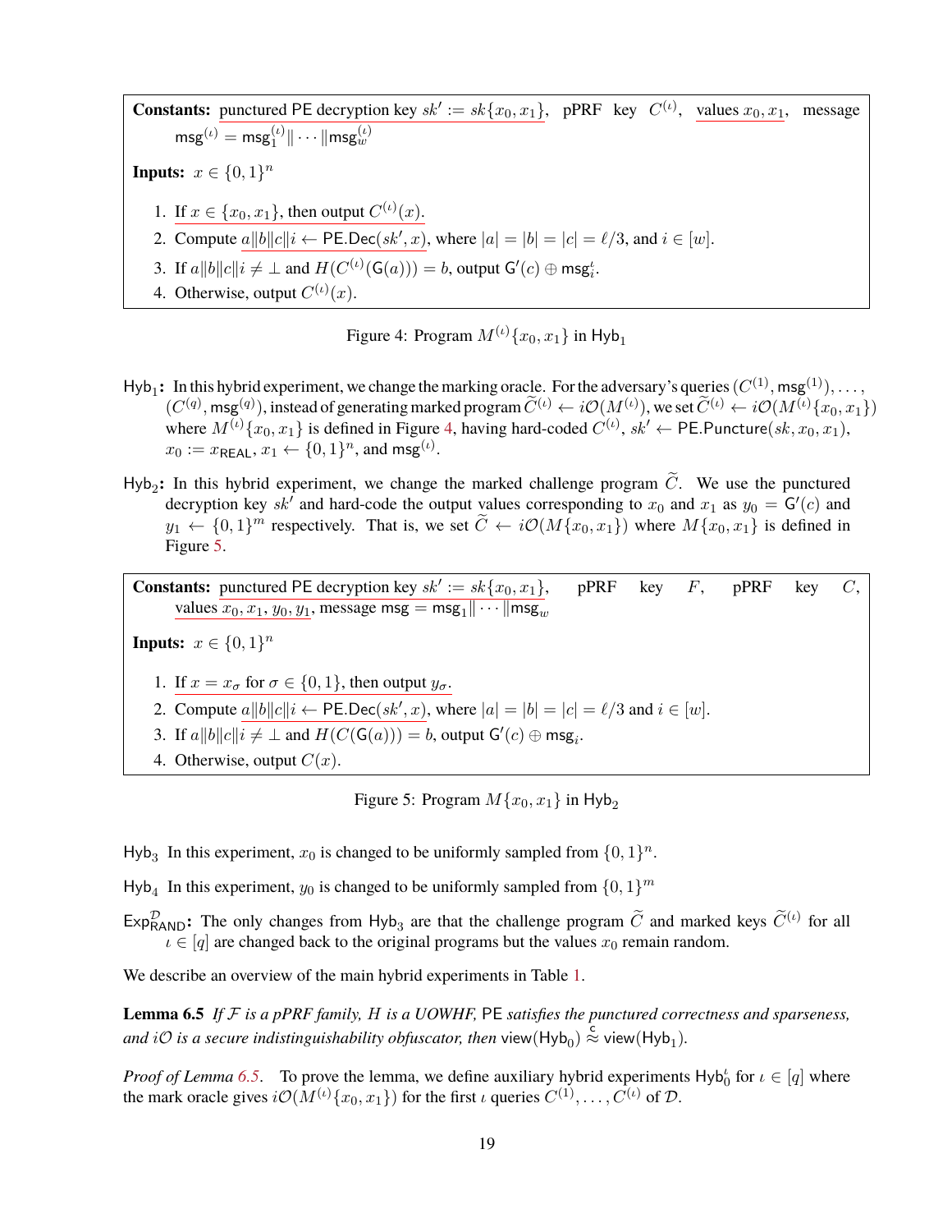**Constants:** punctured PE decryption key $sk' := sk\{x_0, x_1\}$, pPRF key $C^{(\iota)}$, values $x_0, x_1$, message $\mathsf{msg}^{(\iota)} = \mathsf{msg}_1^{(\iota)} \| \cdots \| \mathsf{msg}_w^{(\iota)}$

**Inputs:** $x \in \{0,1\}^n$

1. If $x \in \{x_0, x_1\}$, then output $C^{(\iota)}(x)$.
2. Compute $a\|b\|c\|i \leftarrow \mathsf{PE.Dec}(sk', x)$, where $|a| = |b| = |c| = \ell/3$, and $i \in [w]$.
3. If $a\|b\|c\|i \neq \bot$ and $H(C^{(\iota)}(\mathsf{G}(a))) = b$, output $\mathsf{G}'(c) \oplus \mathsf{msg}_i^{\iota}$.
4. Otherwise, output $C^{(\iota)}(x)$.

Figure 4: Program $M^{(\iota)}\{x_0, x_1\}$ in $\mathsf{Hyb}_1$

$\mathsf{Hyb}_1$**:** In this hybrid experiment, we change the marking oracle. For the adversary's queries $(C^{(1)}, \mathsf{msg}^{(1)}), \ldots, (C^{(q)}, \mathsf{msg}^{(q)})$, instead of generating marked program $\widetilde{C}^{(\iota)} \leftarrow i\mathcal{O}(M^{(\iota)})$, we set $\widetilde{C}^{(\iota)} \leftarrow i\mathcal{O}(M^{(\iota)}\{x_0, x_1\})$ where $M^{(\iota)}\{x_0, x_1\}$ is defined in Figure 4, having hard-coded $C^{(\iota)}$, $sk' \leftarrow \mathsf{PE.Puncture}(sk, x_0, x_1)$, $x_0 := x_{\mathsf{REAL}}$, $x_1 \leftarrow \{0,1\}^n$, and $\mathsf{msg}^{(\iota)}$.

$\mathsf{Hyb}_2$**:** In this hybrid experiment, we change the marked challenge program $\widetilde{C}$. We use the punctured decryption key $sk'$ and hard-code the output values corresponding to $x_0$ and $x_1$ as $y_0 = \mathsf{G}'(c)$ and $y_1 \leftarrow \{0,1\}^m$ respectively. That is, we set $\widetilde{C} \leftarrow i\mathcal{O}(M\{x_0, x_1\})$ where $M\{x_0, x_1\}$ is defined in Figure 5.

**Constants:** punctured PE decryption key $sk' := sk\{x_0, x_1\}$, pPRF key $F$, pPRF key $C$, values $x_0, x_1, y_0, y_1$, message $\mathsf{msg} = \mathsf{msg}_1 \| \cdots \| \mathsf{msg}_w$

**Inputs:** $x \in \{0,1\}^n$

1. If $x = x_\sigma$ for $\sigma \in \{0,1\}$, then output $y_\sigma$.
2. Compute $a\|b\|c\|i \leftarrow \mathsf{PE.Dec}(sk', x)$, where $|a| = |b| = |c| = \ell/3$ and $i \in [w]$.
3. If $a\|b\|c\|i \neq \bot$ and $H(C(\mathsf{G}(a))) = b$, output $\mathsf{G}'(c) \oplus \mathsf{msg}_i$.
4. Otherwise, output $C(x)$.

Figure 5: Program $M\{x_0, x_1\}$ in $\mathsf{Hyb}_2$

$\mathsf{Hyb}_3$ In this experiment, $x_0$ is changed to be uniformly sampled from $\{0,1\}^n$.

$\mathsf{Hyb}_4$ In this experiment, $y_0$ is changed to be uniformly sampled from $\{0,1\}^m$

$\mathsf{Exp}^{\mathcal{D}}_{\mathsf{RAND}}$**:** The only changes from $\mathsf{Hyb}_3$ are that the challenge program $\widetilde{C}$ and marked keys $\widetilde{C}^{(\iota)}$ for all $\iota \in [q]$ are changed back to the original programs but the values $x_0$ remain random.

We describe an overview of the main hybrid experiments in Table 1.

**Lemma 6.5** *If $\mathcal{F}$ is a pPRF family, $H$ is a UOWHF,* $\mathsf{PE}$ *satisfies the punctured correctness and sparseness, and $i\mathcal{O}$ is a secure indistinguishability obfuscator, then* $\mathsf{view}(\mathsf{Hyb}_0) \stackrel{\mathsf{c}}{\approx} \mathsf{view}(\mathsf{Hyb}_1)$.

*Proof of Lemma 6.5.* To prove the lemma, we define auxiliary hybrid experiments $\mathsf{Hyb}_0^{\iota}$ for $\iota \in [q]$ where the mark oracle gives $i\mathcal{O}(M^{(\iota)}\{x_0, x_1\})$ for the first $\iota$ queries $C^{(1)}, \ldots, C^{(\iota)}$ of $\mathcal{D}$.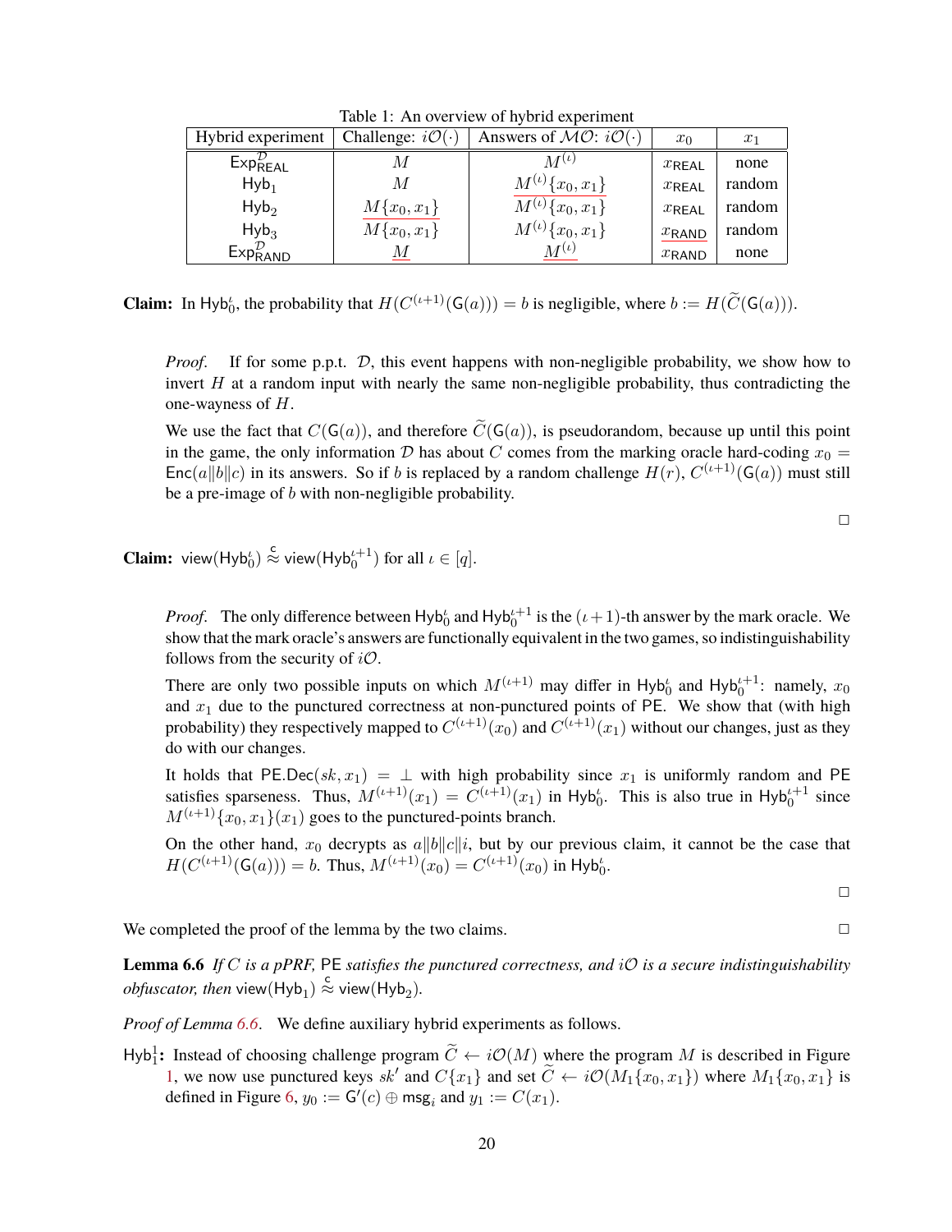Table 1: An overview of hybrid experiment

| Hybrid experiment | Challenge: $i\mathcal{O}(\cdot)$ | Answers of $\mathcal{MO}$: $i\mathcal{O}(\cdot)$ | $x_0$ | $x_1$ |
|---|---|---|---|---|
| $\mathsf{Exp}^{\mathcal{D}}_{\mathsf{REAL}}$ | $M$ | $M^{(\iota)}$ | $x_{\mathsf{REAL}}$ | none |
| $\mathsf{Hyb}_1$ | $M$ | $M^{(\iota)}\{x_0, x_1\}$ | $x_{\mathsf{REAL}}$ | random |
| $\mathsf{Hyb}_2$ | $M\{x_0, x_1\}$ | $M^{(\iota)}\{x_0, x_1\}$ | $x_{\mathsf{REAL}}$ | random |
| $\mathsf{Hyb}_3$ | $M\{x_0, x_1\}$ | $M^{(\iota)}\{x_0, x_1\}$ | $x_{\mathsf{RAND}}$ | random |
| $\mathsf{Exp}^{\mathcal{D}}_{\mathsf{RAND}}$ | $M$ | $M^{(\iota)}$ | $x_{\mathsf{RAND}}$ | none |

**Claim:** In $\mathsf{Hyb}^{\iota}_0$, the probability that $H(C^{(\iota+1)}(\mathsf{G}(a))) = b$ is negligible, where $b := H(\widetilde{C}(\mathsf{G}(a)))$.

*Proof.* If for some p.p.t. $\mathcal{D}$, this event happens with non-negligible probability, we show how to invert $H$ at a random input with nearly the same non-negligible probability, thus contradicting the one-wayness of $H$.

We use the fact that $C(\mathsf{G}(a))$, and therefore $\widetilde{C}(\mathsf{G}(a))$, is pseudorandom, because up until this point in the game, the only information $\mathcal{D}$ has about $C$ comes from the marking oracle hard-coding $x_0 = \mathsf{Enc}(a\|b\|c)$ in its answers. So if $b$ is replaced by a random challenge $H(r)$, $C^{(\iota+1)}(\mathsf{G}(a))$ must still be a pre-image of $b$ with non-negligible probability. □

**Claim:** $\mathsf{view}(\mathsf{Hyb}^{\iota}_0) \overset{\mathsf{c}}{\approx} \mathsf{view}(\mathsf{Hyb}^{\iota+1}_0)$ for all $\iota \in [q]$.

*Proof.* The only difference between $\mathsf{Hyb}^{\iota}_0$ and $\mathsf{Hyb}^{\iota+1}_0$ is the $(\iota+1)$-th answer by the mark oracle. We show that the mark oracle's answers are functionally equivalent in the two games, so indistinguishability follows from the security of $i\mathcal{O}$.

There are only two possible inputs on which $M^{(\iota+1)}$ may differ in $\mathsf{Hyb}^{\iota}_0$ and $\mathsf{Hyb}^{\iota+1}_0$: namely, $x_0$ and $x_1$ due to the punctured correctness at non-punctured points of $\mathsf{PE}$. We show that (with high probability) they respectively mapped to $C^{(\iota+1)}(x_0)$ and $C^{(\iota+1)}(x_1)$ without our changes, just as they do with our changes.

It holds that $\mathsf{PE}.\mathsf{Dec}(sk, x_1) = \bot$ with high probability since $x_1$ is uniformly random and $\mathsf{PE}$ satisfies sparseness. Thus, $M^{(\iota+1)}(x_1) = C^{(\iota+1)}(x_1)$ in $\mathsf{Hyb}^{\iota}_0$. This is also true in $\mathsf{Hyb}^{\iota+1}_0$ since $M^{(\iota+1)}\{x_0, x_1\}(x_1)$ goes to the punctured-points branch.

On the other hand, $x_0$ decrypts as $a\|b\|c\|i$, but by our previous claim, it cannot be the case that $H(C^{(\iota+1)}(\mathsf{G}(a))) = b$. Thus, $M^{(\iota+1)}(x_0) = C^{(\iota+1)}(x_0)$ in $\mathsf{Hyb}^{\iota}_0$. □

We completed the proof of the lemma by the two claims. □

**Lemma 6.6** *If $C$ is a pPRF,* $\mathsf{PE}$ *satisfies the punctured correctness, and $i\mathcal{O}$ is a secure indistinguishability obfuscator, then* $\mathsf{view}(\mathsf{Hyb}_1) \overset{\mathsf{c}}{\approx} \mathsf{view}(\mathsf{Hyb}_2)$.

*Proof of Lemma 6.6.* We define auxiliary hybrid experiments as follows.

$\mathsf{Hyb}^1_1$**:** Instead of choosing challenge program $\widetilde{C} \leftarrow i\mathcal{O}(M)$ where the program $M$ is described in Figure 1, we now use punctured keys $sk'$ and $C\{x_1\}$ and set $\widetilde{C} \leftarrow i\mathcal{O}(M_1\{x_0, x_1\})$ where $M_1\{x_0, x_1\}$ is defined in Figure 6, $y_0 := \mathsf{G}'(c) \oplus \mathsf{msg}_i$ and $y_1 := C(x_1)$.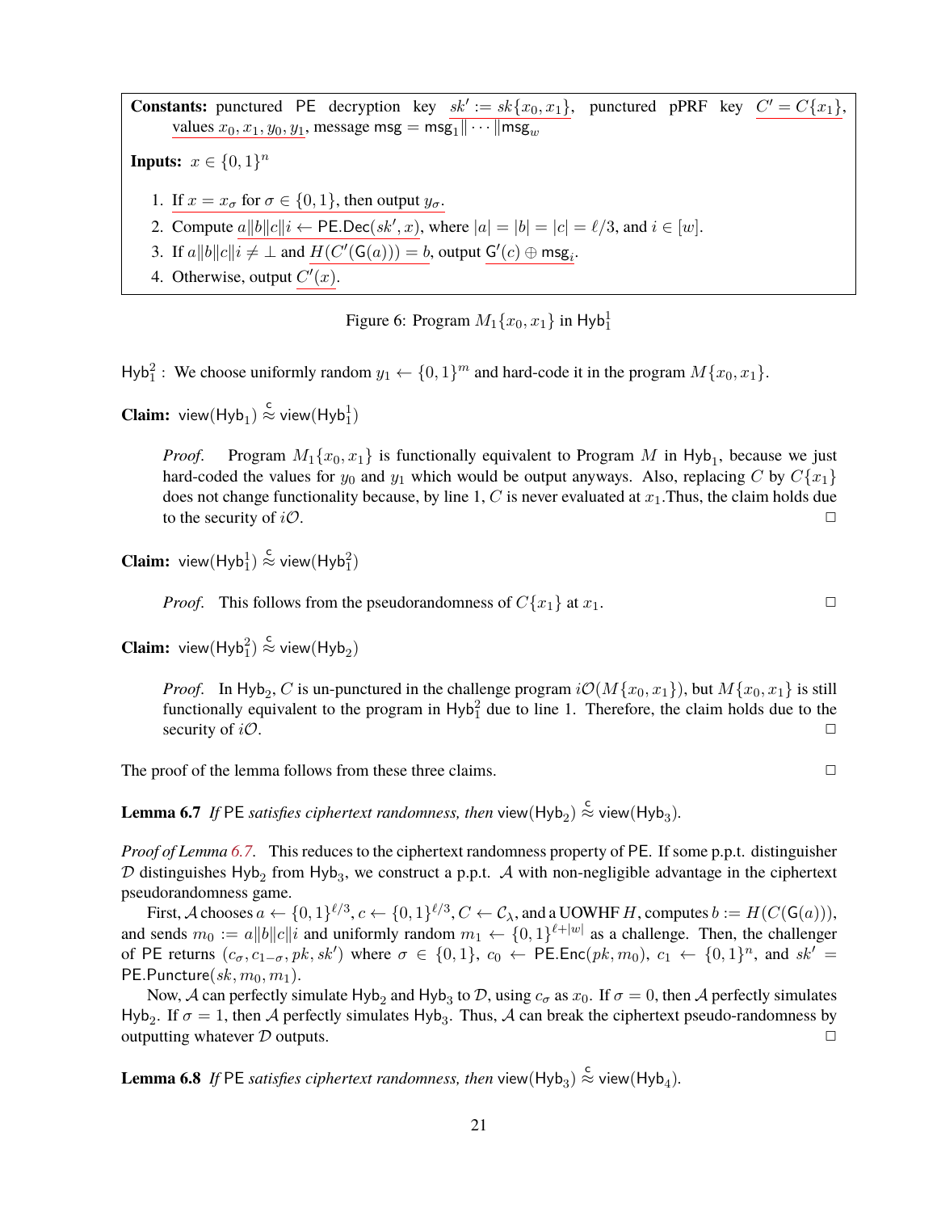**Constants:** punctured PE decryption key $sk' := sk\{x_0, x_1\}$, punctured pPRF key $C' = C\{x_1\}$, values $x_0, x_1, y_0, y_1$, message $\mathsf{msg} = \mathsf{msg}_1 \| \cdots \| \mathsf{msg}_w$

**Inputs:** $x \in \{0,1\}^n$

1. If $x = x_\sigma$ for $\sigma \in \{0,1\}$, then output $y_\sigma$.
2. Compute $a\|b\|c\|i \leftarrow \mathsf{PE.Dec}(sk', x)$, where $|a| = |b| = |c| = \ell/3$, and $i \in [w]$.
3. If $a\|b\|c\|i \neq \bot$ and $H(C'(\mathsf{G}(a))) = b$, output $\mathsf{G}'(c) \oplus \mathsf{msg}_i$.
4. Otherwise, output $C'(x)$.

Figure 6: Program $M_1\{x_0, x_1\}$ in $\mathsf{Hyb}_1^1$

$\mathsf{Hyb}_1^2$ : We choose uniformly random $y_1 \leftarrow \{0,1\}^m$ and hard-code it in the program $M\{x_0, x_1\}$.

**Claim:** $\mathsf{view}(\mathsf{Hyb}_1) \stackrel{c}{\approx} \mathsf{view}(\mathsf{Hyb}_1^1)$

*Proof.* Program $M_1\{x_0, x_1\}$ is functionally equivalent to Program $M$ in $\mathsf{Hyb}_1$, because we just hard-coded the values for $y_0$ and $y_1$ which would be output anyways. Also, replacing $C$ by $C\{x_1\}$ does not change functionality because, by line 1, $C$ is never evaluated at $x_1$.Thus, the claim holds due to the security of $i\mathcal{O}$. □

**Claim:** $\mathsf{view}(\mathsf{Hyb}_1^1) \stackrel{c}{\approx} \mathsf{view}(\mathsf{Hyb}_1^2)$

*Proof.* This follows from the pseudorandomness of $C\{x_1\}$ at $x_1$. □

**Claim:** $\mathsf{view}(\mathsf{Hyb}_1^2) \stackrel{c}{\approx} \mathsf{view}(\mathsf{Hyb}_2)$

*Proof.* In $\mathsf{Hyb}_2$, $C$ is un-punctured in the challenge program $i\mathcal{O}(M\{x_0, x_1\})$, but $M\{x_0, x_1\}$ is still functionally equivalent to the program in $\mathsf{Hyb}_1^2$ due to line 1. Therefore, the claim holds due to the security of $i\mathcal{O}$. □

The proof of the lemma follows from these three claims. □

**Lemma 6.7** *If* $\mathsf{PE}$ *satisfies ciphertext randomness, then* $\mathsf{view}(\mathsf{Hyb}_2) \stackrel{c}{\approx} \mathsf{view}(\mathsf{Hyb}_3)$.

*Proof of Lemma 6.7.* This reduces to the ciphertext randomness property of $\mathsf{PE}$. If some p.p.t. distinguisher $\mathcal{D}$ distinguishes $\mathsf{Hyb}_2$ from $\mathsf{Hyb}_3$, we construct a p.p.t. $\mathcal{A}$ with non-negligible advantage in the ciphertext pseudorandomness game.

First, $\mathcal{A}$ chooses $a \leftarrow \{0,1\}^{\ell/3}$, $c \leftarrow \{0,1\}^{\ell/3}$, $C \leftarrow \mathcal{C}_\lambda$, and a UOWHF $H$, computes $b := H(C(\mathsf{G}(a)))$, and sends $m_0 := a\|b\|c\|i$ and uniformly random $m_1 \leftarrow \{0,1\}^{\ell+|w|}$ as a challenge. Then, the challenger of $\mathsf{PE}$ returns $(c_\sigma, c_{1-\sigma}, pk, sk')$ where $\sigma \in \{0,1\}$, $c_0 \leftarrow \mathsf{PE.Enc}(pk, m_0)$, $c_1 \leftarrow \{0,1\}^n$, and $sk' = \mathsf{PE.Puncture}(sk, m_0, m_1)$.

Now, $\mathcal{A}$ can perfectly simulate $\mathsf{Hyb}_2$ and $\mathsf{Hyb}_3$ to $\mathcal{D}$, using $c_\sigma$ as $x_0$. If $\sigma = 0$, then $\mathcal{A}$ perfectly simulates $\mathsf{Hyb}_2$. If $\sigma = 1$, then $\mathcal{A}$ perfectly simulates $\mathsf{Hyb}_3$. Thus, $\mathcal{A}$ can break the ciphertext pseudo-randomness by outputting whatever $\mathcal{D}$ outputs. □

**Lemma 6.8** *If* $\mathsf{PE}$ *satisfies ciphertext randomness, then* $\mathsf{view}(\mathsf{Hyb}_3) \stackrel{c}{\approx} \mathsf{view}(\mathsf{Hyb}_4)$.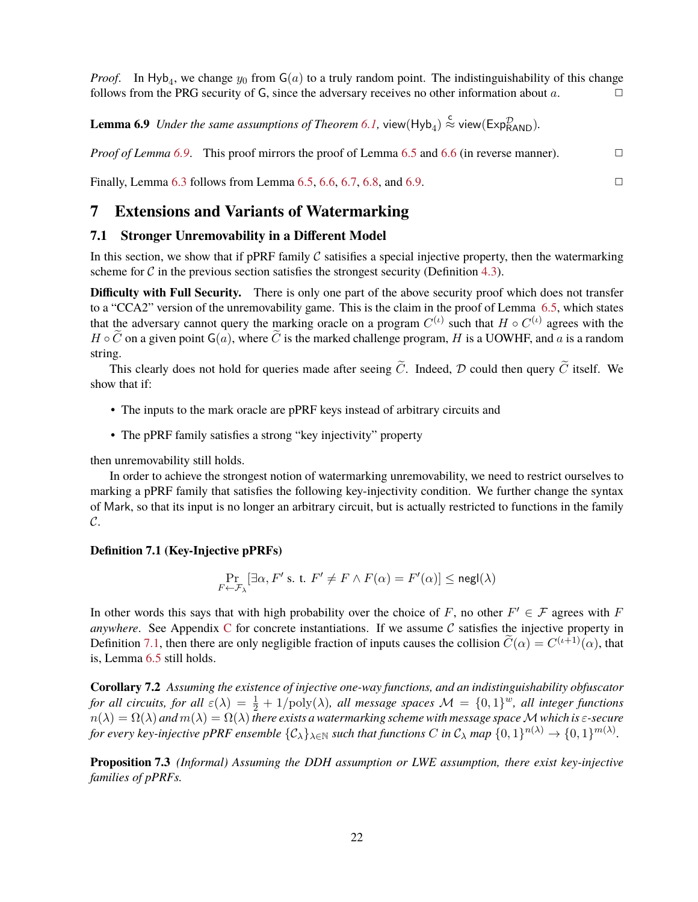*Proof.* In $\mathsf{Hyb}_4$, we change $y_0$ from $\mathsf{G}(a)$ to a truly random point. The indistinguishability of this change follows from the PRG security of $\mathsf{G}$, since the adversary receives no other information about $a$. □

**Lemma 6.9** *Under the same assumptions of Theorem 6.1,* $\mathsf{view}(\mathsf{Hyb}_4) \overset{\mathsf{c}}{\approx} \mathsf{view}(\mathsf{Exp}^{\mathcal{D}}_{\mathsf{RAND}})$*.*

*Proof of Lemma 6.9.* This proof mirrors the proof of Lemma 6.5 and 6.6 (in reverse manner). □

Finally, Lemma 6.3 follows from Lemma 6.5, 6.6, 6.7, 6.8, and 6.9. □

# 7 Extensions and Variants of Watermarking

## 7.1 Stronger Unremovability in a Different Model

In this section, we show that if pPRF family $\mathcal{C}$ satisifies a special injective property, then the watermarking scheme for $\mathcal{C}$ in the previous section satisfies the strongest security (Definition 4.3).

**Difficulty with Full Security.** There is only one part of the above security proof which does not transfer to a "CCA2" version of the unremovability game. This is the claim in the proof of Lemma 6.5, which states that the adversary cannot query the marking oracle on a program $C^{(\iota)}$ such that $H \circ C^{(\iota)}$ agrees with the $H \circ \widetilde{C}$ on a given point $\mathsf{G}(a)$, where $\widetilde{C}$ is the marked challenge program, $H$ is a UOWHF, and $a$ is a random string.

This clearly does not hold for queries made after seeing $\widetilde{C}$. Indeed, $\mathcal{D}$ could then query $\widetilde{C}$ itself. We show that if:

- The inputs to the mark oracle are pPRF keys instead of arbitrary circuits and
- The pPRF family satisfies a strong "key injectivity" property

then unremovability still holds.

In order to achieve the strongest notion of watermarking unremovability, we need to restrict ourselves to marking a pPRF family that satisfies the following key-injectivity condition. We further change the syntax of Mark, so that its input is no longer an arbitrary circuit, but is actually restricted to functions in the family $\mathcal{C}$.

**Definition 7.1 (Key-Injective pPRFs)**

$$\Pr_{F \leftarrow \mathcal{F}_\lambda}[\exists \alpha, F' \text{ s. t. } F' \neq F \wedge F(\alpha) = F'(\alpha)] \leq \mathsf{negl}(\lambda)$$

In other words this says that with high probability over the choice of $F$, no other $F' \in \mathcal{F}$ agrees with $F$ *anywhere*. See Appendix C for concrete instantiations. If we assume $\mathcal{C}$ satisfies the injective property in Definition 7.1, then there are only negligible fraction of inputs causes the collision $\widetilde{C}(\alpha) = C^{(\iota+1)}(\alpha)$, that is, Lemma 6.5 still holds.

**Corollary 7.2** *Assuming the existence of injective one-way functions, and an indistinguishability obfuscator for all circuits, for all $\varepsilon(\lambda) = \frac{1}{2} + 1/\mathrm{poly}(\lambda)$, all message spaces $\mathcal{M} = \{0,1\}^w$, all integer functions $n(\lambda) = \Omega(\lambda)$ and $m(\lambda) = \Omega(\lambda)$ there exists a watermarking scheme with message space $\mathcal{M}$ which is $\varepsilon$-secure for every key-injective pPRF ensemble $\{\mathcal{C}_\lambda\}_{\lambda \in \mathbb{N}}$ such that functions $C$ in $\mathcal{C}_\lambda$ map $\{0,1\}^{n(\lambda)} \to \{0,1\}^{m(\lambda)}$.*

**Proposition 7.3** *(Informal) Assuming the DDH assumption or LWE assumption, there exist key-injective families of pPRFs.*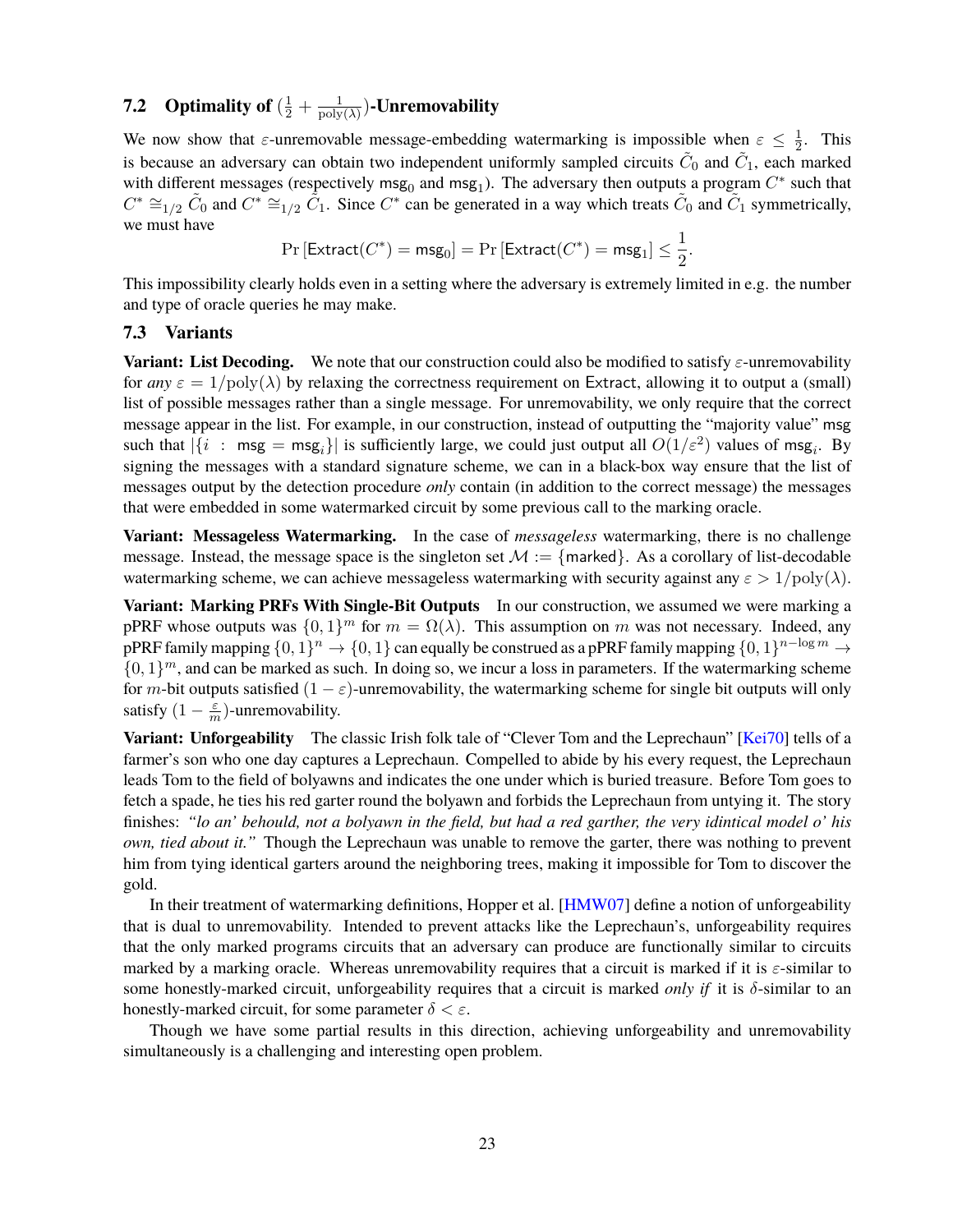### 7.2 Optimality of $(\frac{1}{2} + \frac{1}{\mathrm{poly}(\lambda)})$-Unremovability

We now show that $\varepsilon$-unremovable message-embedding watermarking is impossible when $\varepsilon \leq \frac{1}{2}$. This is because an adversary can obtain two independent uniformly sampled circuits $\tilde{C}_0$ and $\tilde{C}_1$, each marked with different messages (respectively $\mathsf{msg}_0$ and $\mathsf{msg}_1$). The adversary then outputs a program $C^*$ such that $C^* \cong_{1/2} \tilde{C}_0$ and $C^* \cong_{1/2} \tilde{C}_1$. Since $C^*$ can be generated in a way which treats $\tilde{C}_0$ and $\tilde{C}_1$ symmetrically, we must have

$$\Pr\left[\mathsf{Extract}(C^*) = \mathsf{msg}_0\right] = \Pr\left[\mathsf{Extract}(C^*) = \mathsf{msg}_1\right] \leq \frac{1}{2}.$$

This impossibility clearly holds even in a setting where the adversary is extremely limited in e.g. the number and type of oracle queries he may make.

### 7.3 Variants

**Variant: List Decoding.** We note that our construction could also be modified to satisfy $\varepsilon$-unremovability for *any* $\varepsilon = 1/\mathrm{poly}(\lambda)$ by relaxing the correctness requirement on $\mathsf{Extract}$, allowing it to output a (small) list of possible messages rather than a single message. For unremovability, we only require that the correct message appear in the list. For example, in our construction, instead of outputting the "majority value" $\mathsf{msg}$ such that $|\{i : \mathsf{msg} = \mathsf{msg}_i\}|$ is sufficiently large, we could just output all $O(1/\varepsilon^2)$ values of $\mathsf{msg}_i$. By signing the messages with a standard signature scheme, we can in a black-box way ensure that the list of messages output by the detection procedure *only* contain (in addition to the correct message) the messages that were embedded in some watermarked circuit by some previous call to the marking oracle.

**Variant: Messageless Watermarking.** In the case of *messageless* watermarking, there is no challenge message. Instead, the message space is the singleton set $\mathcal{M} := \{\mathsf{marked}\}$. As a corollary of list-decodable watermarking scheme, we can achieve messageless watermarking with security against any $\varepsilon > 1/\mathrm{poly}(\lambda)$.

**Variant: Marking PRFs With Single-Bit Outputs** In our construction, we assumed we were marking a pPRF whose outputs was $\{0,1\}^m$ for $m = \Omega(\lambda)$. This assumption on $m$ was not necessary. Indeed, any pPRF family mapping $\{0,1\}^n \to \{0,1\}$ can equally be construed as a pPRF family mapping $\{0,1\}^{n-\log m} \to \{0,1\}^m$, and can be marked as such. In doing so, we incur a loss in parameters. If the watermarking scheme for $m$-bit outputs satisfied $(1-\varepsilon)$-unremovability, the watermarking scheme for single bit outputs will only satisfy $(1-\frac{\varepsilon}{m})$-unremovability.

**Variant: Unforgeability** The classic Irish folk tale of "Clever Tom and the Leprechaun" [Kei70] tells of a farmer's son who one day captures a Leprechaun. Compelled to abide by his every request, the Leprechaun leads Tom to the field of bolyawns and indicates the one under which is buried treasure. Before Tom goes to fetch a spade, he ties his red garter round the bolyawn and forbids the Leprechaun from untying it. The story finishes: *"lo an' behould, not a bolyawn in the field, but had a red garther, the very idintical model o' his own, tied about it."* Though the Leprechaun was unable to remove the garter, there was nothing to prevent him from tying identical garters around the neighboring trees, making it impossible for Tom to discover the gold.

In their treatment of watermarking definitions, Hopper et al. [HMW07] define a notion of unforgeability that is dual to unremovability. Intended to prevent attacks like the Leprechaun's, unforgeability requires that the only marked programs circuits that an adversary can produce are functionally similar to circuits marked by a marking oracle. Whereas unremovability requires that a circuit is marked if it is $\varepsilon$-similar to some honestly-marked circuit, unforgeability requires that a circuit is marked *only if* it is $\delta$-similar to an honestly-marked circuit, for some parameter $\delta < \varepsilon$.

Though we have some partial results in this direction, achieving unforgeability and unremovability simultaneously is a challenging and interesting open problem.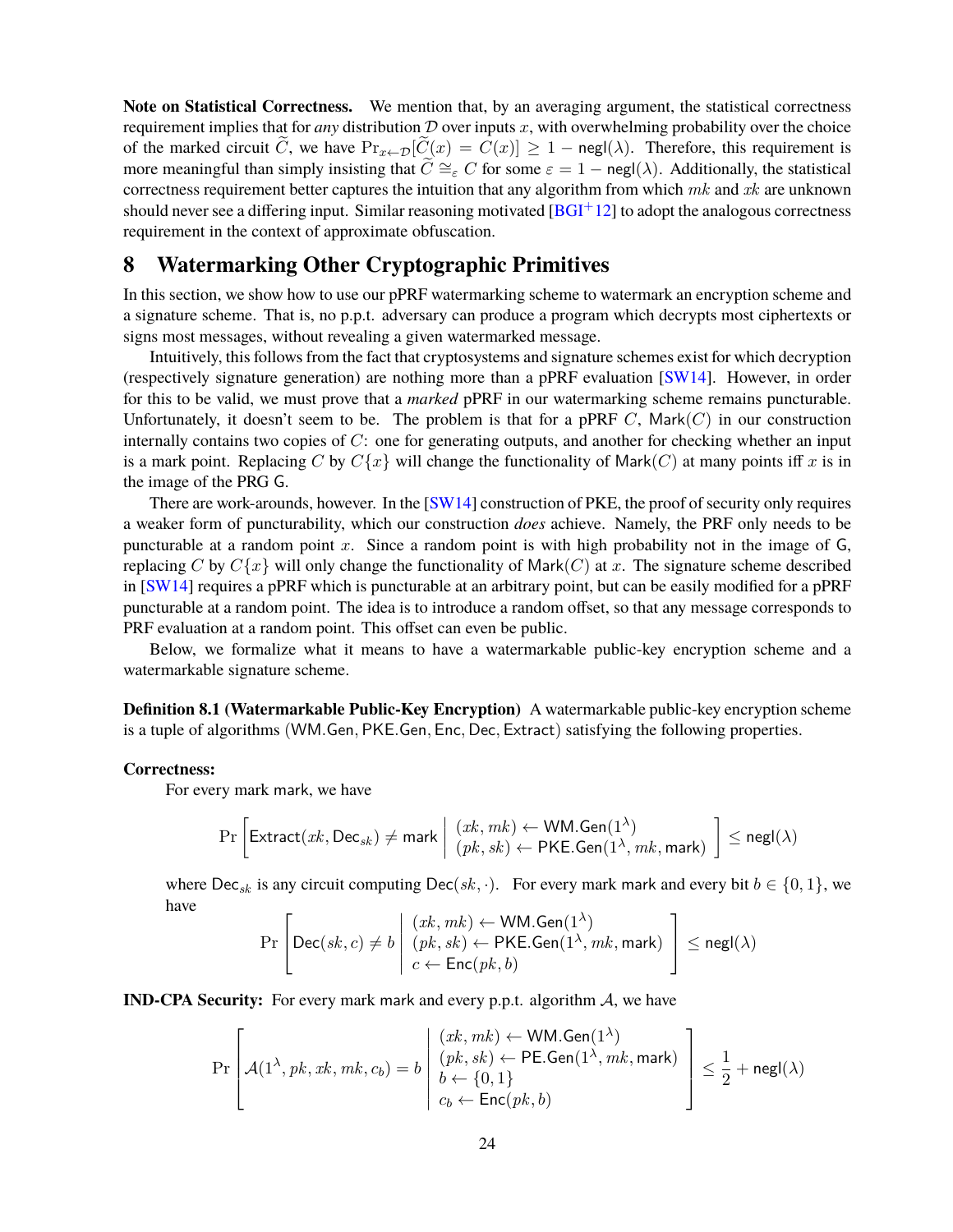**Note on Statistical Correctness.** We mention that, by an averaging argument, the statistical correctness requirement implies that for *any* distribution $\mathcal{D}$ over inputs $x$, with overwhelming probability over the choice of the marked circuit $\widetilde{C}$, we have $\Pr_{x \leftarrow \mathcal{D}}[\widetilde{C}(x) = C(x)] \geq 1 - \mathsf{negl}(\lambda)$. Therefore, this requirement is more meaningful than simply insisting that $\widetilde{C} \cong_{\varepsilon} C$ for some $\varepsilon = 1 - \mathsf{negl}(\lambda)$. Additionally, the statistical correctness requirement better captures the intuition that any algorithm from which $mk$ and $xk$ are unknown should never see a differing input. Similar reasoning motivated [BGI+12] to adopt the analogous correctness requirement in the context of approximate obfuscation.

# 8 Watermarking Other Cryptographic Primitives

In this section, we show how to use our pPRF watermarking scheme to watermark an encryption scheme and a signature scheme. That is, no p.p.t. adversary can produce a program which decrypts most ciphertexts or signs most messages, without revealing a given watermarked message.

Intuitively, this follows from the fact that cryptosystems and signature schemes exist for which decryption (respectively signature generation) are nothing more than a pPRF evaluation [SW14]. However, in order for this to be valid, we must prove that a *marked* pPRF in our watermarking scheme remains puncturable. Unfortunately, it doesn't seem to be. The problem is that for a pPRF $C$, $\mathsf{Mark}(C)$ in our construction internally contains two copies of $C$: one for generating outputs, and another for checking whether an input is a mark point. Replacing $C$ by $C\{x\}$ will change the functionality of $\mathsf{Mark}(C)$ at many points iff $x$ is in the image of the PRG $\mathsf{G}$.

There are work-arounds, however. In the [SW14] construction of PKE, the proof of security only requires a weaker form of puncturability, which our construction *does* achieve. Namely, the PRF only needs to be puncturable at a random point $x$. Since a random point is with high probability not in the image of $\mathsf{G}$, replacing $C$ by $C\{x\}$ will only change the functionality of $\mathsf{Mark}(C)$ at $x$. The signature scheme described in [SW14] requires a pPRF which is puncturable at an arbitrary point, but can be easily modified for a pPRF puncturable at a random point. The idea is to introduce a random offset, so that any message corresponds to PRF evaluation at a random point. This offset can even be public.

Below, we formalize what it means to have a watermarkable public-key encryption scheme and a watermarkable signature scheme.

**Definition 8.1 (Watermarkable Public-Key Encryption)** A watermarkable public-key encryption scheme is a tuple of algorithms $(\mathsf{WM.Gen}, \mathsf{PKE.Gen}, \mathsf{Enc}, \mathsf{Dec}, \mathsf{Extract})$ satisfying the following properties.

**Correctness:**

For every mark mark, we have

$$\Pr\left[\mathsf{Extract}(xk, \mathsf{Dec}_{sk}) \neq \mathsf{mark} \;\middle|\; \begin{array}{l} (xk, mk) \leftarrow \mathsf{WM.Gen}(1^\lambda) \\ (pk, sk) \leftarrow \mathsf{PKE.Gen}(1^\lambda, mk, \mathsf{mark}) \end{array}\right] \leq \mathsf{negl}(\lambda)$$

where $\mathsf{Dec}_{sk}$ is any circuit computing $\mathsf{Dec}(sk, \cdot)$. For every mark mark and every bit $b \in \{0,1\}$, we have

$$\Pr\left[\mathsf{Dec}(sk, c) \neq b \;\middle|\; \begin{array}{l} (xk, mk) \leftarrow \mathsf{WM.Gen}(1^\lambda) \\ (pk, sk) \leftarrow \mathsf{PKE.Gen}(1^\lambda, mk, \mathsf{mark}) \\ c \leftarrow \mathsf{Enc}(pk, b) \end{array}\right] \leq \mathsf{negl}(\lambda)$$

**IND-CPA Security:** For every mark mark and every p.p.t. algorithm $\mathcal{A}$, we have

$$\Pr\left[\mathcal{A}(1^\lambda, pk, xk, mk, c_b) = b \;\middle|\; \begin{array}{l} (xk, mk) \leftarrow \mathsf{WM.Gen}(1^\lambda) \\ (pk, sk) \leftarrow \mathsf{PE.Gen}(1^\lambda, mk, \mathsf{mark}) \\ b \leftarrow \{0,1\} \\ c_b \leftarrow \mathsf{Enc}(pk, b) \end{array}\right] \leq \frac{1}{2} + \mathsf{negl}(\lambda)$$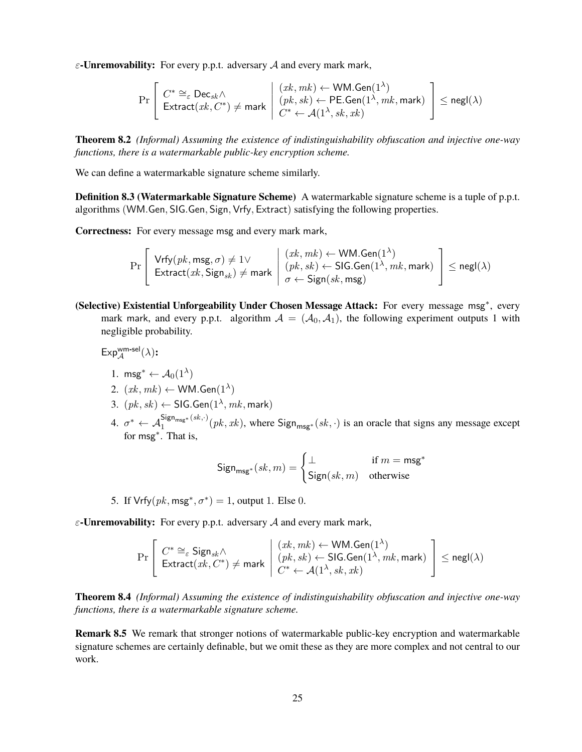**$\varepsilon$-Unremovability:** For every p.p.t. adversary $\mathcal{A}$ and every mark $\mathsf{mark}$,

$$\Pr\left[\begin{array}{l} C^* \cong_\varepsilon \mathsf{Dec}_{sk} \wedge \\ \mathsf{Extract}(xk, C^*) \neq \mathsf{mark} \end{array} \middle| \begin{array}{l} (xk, mk) \leftarrow \mathsf{WM.Gen}(1^\lambda) \\ (pk, sk) \leftarrow \mathsf{PE.Gen}(1^\lambda, mk, \mathsf{mark}) \\ C^* \leftarrow \mathcal{A}(1^\lambda, sk, xk) \end{array}\right] \leq \mathsf{negl}(\lambda)$$

**Theorem 8.2** *(Informal) Assuming the existence of indistinguishability obfuscation and injective one-way functions, there is a watermarkable public-key encryption scheme.*

We can define a watermarkable signature scheme similarly.

**Definition 8.3 (Watermarkable Signature Scheme)** A watermarkable signature scheme is a tuple of p.p.t. algorithms $(\mathsf{WM.Gen}, \mathsf{SIG.Gen}, \mathsf{Sign}, \mathsf{Vrfy}, \mathsf{Extract})$ satisfying the following properties.

**Correctness:** For every message $\mathsf{msg}$ and every mark $\mathsf{mark}$,

$$\Pr\left[\begin{array}{l} \mathsf{Vrfy}(pk, \mathsf{msg}, \sigma) \neq 1 \vee \\ \mathsf{Extract}(xk, \mathsf{Sign}_{sk}) \neq \mathsf{mark} \end{array} \middle| \begin{array}{l} (xk, mk) \leftarrow \mathsf{WM.Gen}(1^\lambda) \\ (pk, sk) \leftarrow \mathsf{SIG.Gen}(1^\lambda, mk, \mathsf{mark}) \\ \sigma \leftarrow \mathsf{Sign}(sk, \mathsf{msg}) \end{array}\right] \leq \mathsf{negl}(\lambda)$$

**(Selective) Existential Unforgeability Under Chosen Message Attack:** For every message $\mathsf{msg}^*$, every mark $\mathsf{mark}$, and every p.p.t. algorithm $\mathcal{A} = (\mathcal{A}_0, \mathcal{A}_1)$, the following experiment outputs 1 with negligible probability.

$\mathsf{Exp}^{\mathsf{wm\text{-}sel}}_{\mathcal{A}}(\lambda)$**:**

1. $\mathsf{msg}^* \leftarrow \mathcal{A}_0(1^\lambda)$
2. $(xk, mk) \leftarrow \mathsf{WM.Gen}(1^\lambda)$
3. $(pk, sk) \leftarrow \mathsf{SIG.Gen}(1^\lambda, mk, \mathsf{mark})$
4. $\sigma^* \leftarrow \mathcal{A}_1^{\mathsf{Sign}_{\mathsf{msg}^*}(sk,\cdot)}(pk, xk)$, where $\mathsf{Sign}_{\mathsf{msg}^*}(sk, \cdot)$ is an oracle that signs any message except for $\mathsf{msg}^*$. That is,

$$\mathsf{Sign}_{\mathsf{msg}^*}(sk, m) = \begin{cases} \bot & \text{if } m = \mathsf{msg}^* \\ \mathsf{Sign}(sk, m) & \text{otherwise} \end{cases}$$

5. If $\mathsf{Vrfy}(pk, \mathsf{msg}^*, \sigma^*) = 1$, output 1. Else 0.

**$\varepsilon$-Unremovability:** For every p.p.t. adversary $\mathcal{A}$ and every mark $\mathsf{mark}$,

$$\Pr\left[\begin{array}{l} C^* \cong_\varepsilon \mathsf{Sign}_{sk} \wedge \\ \mathsf{Extract}(xk, C^*) \neq \mathsf{mark} \end{array} \middle| \begin{array}{l} (xk, mk) \leftarrow \mathsf{WM.Gen}(1^\lambda) \\ (pk, sk) \leftarrow \mathsf{SIG.Gen}(1^\lambda, mk, \mathsf{mark}) \\ C^* \leftarrow \mathcal{A}(1^\lambda, sk, xk) \end{array}\right] \leq \mathsf{negl}(\lambda)$$

**Theorem 8.4** *(Informal) Assuming the existence of indistinguishability obfuscation and injective one-way functions, there is a watermarkable signature scheme.*

**Remark 8.5** We remark that stronger notions of watermarkable public-key encryption and watermarkable signature schemes are certainly definable, but we omit these as they are more complex and not central to our work.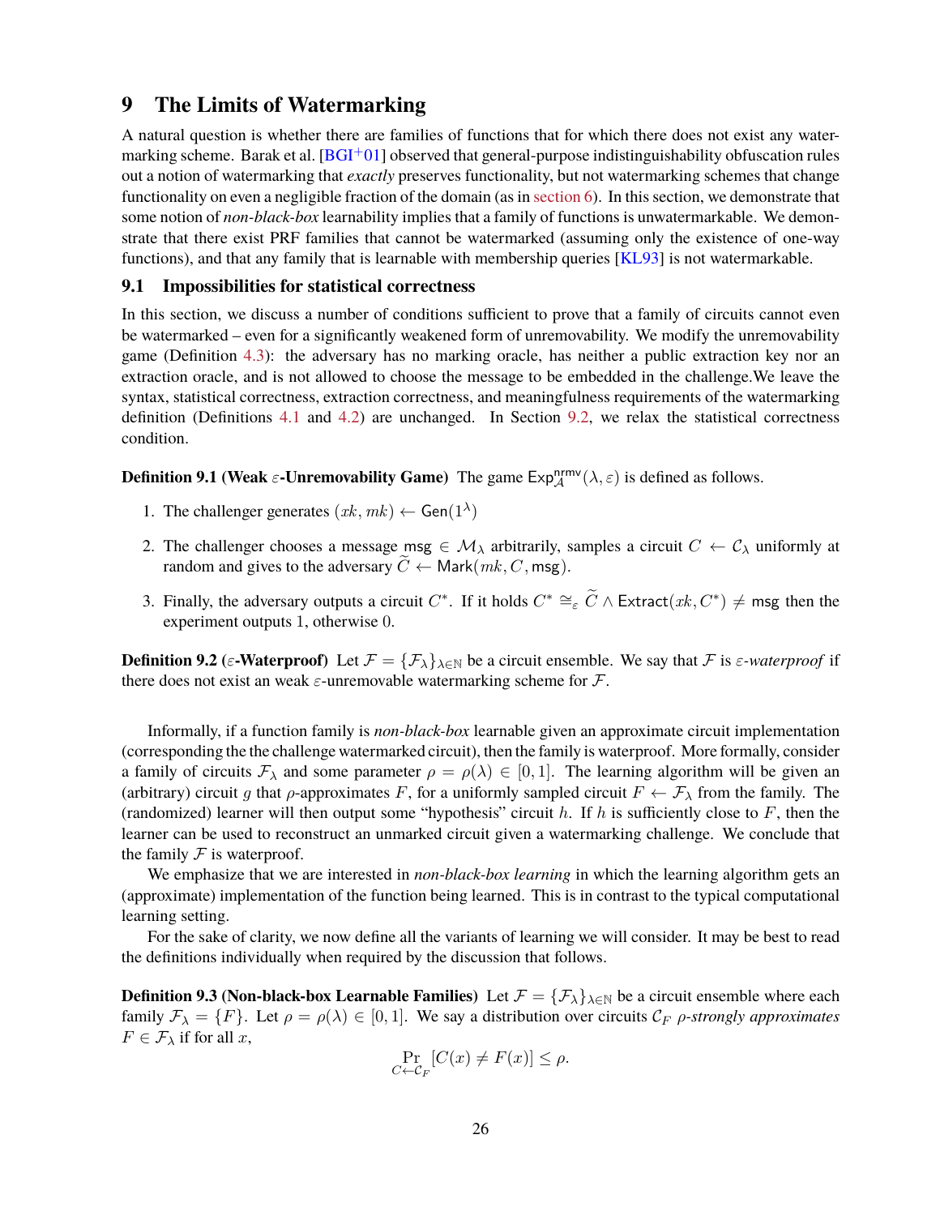# 9 The Limits of Watermarking

A natural question is whether there are families of functions that for which there does not exist any watermarking scheme. Barak et al. [BGI+01] observed that general-purpose indistinguishability obfuscation rules out a notion of watermarking that *exactly* preserves functionality, but not watermarking schemes that change functionality on even a negligible fraction of the domain (as in section 6). In this section, we demonstrate that some notion of *non-black-box* learnability implies that a family of functions is unwatermarkable. We demonstrate that there exist PRF families that cannot be watermarked (assuming only the existence of one-way functions), and that any family that is learnable with membership queries [KL93] is not watermarkable.

## 9.1 Impossibilities for statistical correctness

In this section, we discuss a number of conditions sufficient to prove that a family of circuits cannot even be watermarked – even for a significantly weakened form of unremovability. We modify the unremovability game (Definition 4.3): the adversary has no marking oracle, has neither a public extraction key nor an extraction oracle, and is not allowed to choose the message to be embedded in the challenge.We leave the syntax, statistical correctness, extraction correctness, and meaningfulness requirements of the watermarking definition (Definitions 4.1 and 4.2) are unchanged. In Section 9.2, we relax the statistical correctness condition.

**Definition 9.1 (Weak $\varepsilon$-Unremovability Game)** The game $\mathsf{Exp}^{\mathsf{nrmv}}_{\mathcal{A}}(\lambda, \varepsilon)$ is defined as follows.

1. The challenger generates $(xk, mk) \leftarrow \mathsf{Gen}(1^\lambda)$
2. The challenger chooses a message $\mathsf{msg} \in \mathcal{M}_\lambda$ arbitrarily, samples a circuit $C \leftarrow \mathcal{C}_\lambda$ uniformly at random and gives to the adversary $\widetilde{C} \leftarrow \mathsf{Mark}(mk, C, \mathsf{msg})$.
3. Finally, the adversary outputs a circuit $C^*$. If it holds $C^* \cong_\varepsilon \widetilde{C} \wedge \mathsf{Extract}(xk, C^*) \neq \mathsf{msg}$ then the experiment outputs 1, otherwise 0.

**Definition 9.2 ($\varepsilon$-Waterproof)** Let $\mathcal{F} = \{\mathcal{F}_\lambda\}_{\lambda \in \mathbb{N}}$ be a circuit ensemble. We say that $\mathcal{F}$ is *$\varepsilon$-waterproof* if there does not exist an weak $\varepsilon$-unremovable watermarking scheme for $\mathcal{F}$.

Informally, if a function family is *non-black-box* learnable given an approximate circuit implementation (corresponding the the challenge watermarked circuit), then the family is waterproof. More formally, consider a family of circuits $\mathcal{F}_\lambda$ and some parameter $\rho = \rho(\lambda) \in [0, 1]$. The learning algorithm will be given an (arbitrary) circuit $g$ that $\rho$-approximates $F$, for a uniformly sampled circuit $F \leftarrow \mathcal{F}_\lambda$ from the family. The (randomized) learner will then output some "hypothesis" circuit $h$. If $h$ is sufficiently close to $F$, then the learner can be used to reconstruct an unmarked circuit given a watermarking challenge. We conclude that the family $\mathcal{F}$ is waterproof.

We emphasize that we are interested in *non-black-box learning* in which the learning algorithm gets an (approximate) implementation of the function being learned. This is in contrast to the typical computational learning setting.

For the sake of clarity, we now define all the variants of learning we will consider. It may be best to read the definitions individually when required by the discussion that follows.

**Definition 9.3 (Non-black-box Learnable Families)** Let $\mathcal{F} = \{\mathcal{F}_\lambda\}_{\lambda \in \mathbb{N}}$ be a circuit ensemble where each family $\mathcal{F}_\lambda = \{F\}$. Let $\rho = \rho(\lambda) \in [0, 1]$. We say a distribution over circuits $\mathcal{C}_F$ *$\rho$-strongly approximates* $F \in \mathcal{F}_\lambda$ if for all $x$,

$$\Pr_{C \leftarrow \mathcal{C}_F}[C(x) \neq F(x)] \leq \rho.$$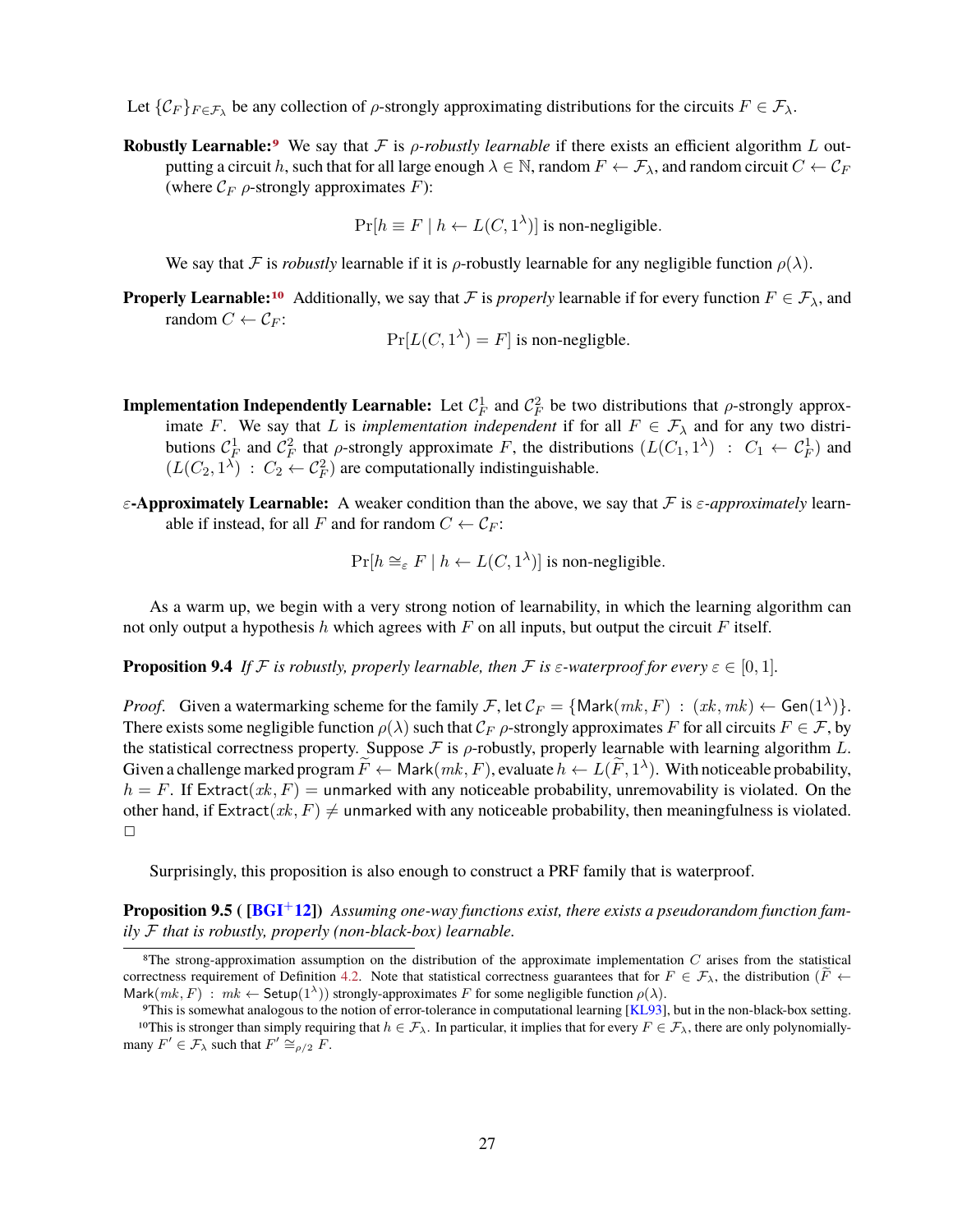Let $\{\mathcal{C}_F\}_{F \in \mathcal{F}_\lambda}$ be any collection of $\rho$-strongly approximating distributions for the circuits $F \in \mathcal{F}_\lambda$.

**Robustly Learnable:**[9] We say that $\mathcal{F}$ is *$\rho$-robustly learnable* if there exists an efficient algorithm $L$ outputting a circuit $h$, such that for all large enough $\lambda \in \mathbb{N}$, random $F \leftarrow \mathcal{F}_\lambda$, and random circuit $C \leftarrow \mathcal{C}_F$ (where $\mathcal{C}_F$ $\rho$-strongly approximates $F$):

$$\Pr[h \equiv F \mid h \leftarrow L(C, 1^\lambda)] \text{ is non-negligible.}$$

We say that $\mathcal{F}$ is *robustly* learnable if it is $\rho$-robustly learnable for any negligible function $\rho(\lambda)$.

**Properly Learnable:**[10] Additionally, we say that $\mathcal{F}$ is *properly* learnable if for every function $F \in \mathcal{F}_\lambda$, and random $C \leftarrow \mathcal{C}_F$:

$$\Pr[L(C, 1^\lambda) = F] \text{ is non-negligble.}$$

**Implementation Independently Learnable:** Let $\mathcal{C}^1_F$ and $\mathcal{C}^2_F$ be two distributions that $\rho$-strongly approximate $F$. We say that $L$ is *implementation independent* if for all $F \in \mathcal{F}_\lambda$ and for any two distributions $\mathcal{C}^1_F$ and $\mathcal{C}^2_F$ that $\rho$-strongly approximate $F$, the distributions $(L(C_1, 1^\lambda) \ : \ C_1 \leftarrow \mathcal{C}^1_F)$ and $(L(C_2, 1^\lambda) \ : \ C_2 \leftarrow \mathcal{C}^2_F)$ are computationally indistinguishable.

**$\varepsilon$-Approximately Learnable:** A weaker condition than the above, we say that $\mathcal{F}$ is *$\varepsilon$-approximately* learnable if instead, for all $F$ and for random $C \leftarrow \mathcal{C}_F$:

$$\Pr[h \cong_\varepsilon F \mid h \leftarrow L(C, 1^\lambda)] \text{ is non-negligible.}$$

As a warm up, we begin with a very strong notion of learnability, in which the learning algorithm can not only output a hypothesis $h$ which agrees with $F$ on all inputs, but output the circuit $F$ itself.

**Proposition 9.4** *If $\mathcal{F}$ is robustly, properly learnable, then $\mathcal{F}$ is $\varepsilon$-waterproof for every $\varepsilon \in [0, 1]$.*

*Proof.* Given a watermarking scheme for the family $\mathcal{F}$, let $\mathcal{C}_F = \{\mathsf{Mark}(mk, F) \ : \ (xk, mk) \leftarrow \mathsf{Gen}(1^\lambda)\}$. There exists some negligible function $\rho(\lambda)$ such that $\mathcal{C}_F$ $\rho$-strongly approximates $F$ for all circuits $F \in \mathcal{F}$, by the statistical correctness property. Suppose $\mathcal{F}$ is $\rho$-robustly, properly learnable with learning algorithm $L$. Given a challenge marked program $\widetilde{F} \leftarrow \mathsf{Mark}(mk, F)$, evaluate $h \leftarrow L(\widetilde{F}, 1^\lambda)$. With noticeable probability, $h = F$. If $\mathsf{Extract}(xk, F) = \mathsf{unmarked}$ with any noticeable probability, unremovability is violated. On the other hand, if $\mathsf{Extract}(xk, F) \neq \mathsf{unmarked}$ with any noticeable probability, then meaningfulness is violated. $\square$

Surprisingly, this proposition is also enough to construct a PRF family that is waterproof.

**Proposition 9.5 ( [BGI+12])** *Assuming one-way functions exist, there exists a pseudorandom function family $\mathcal{F}$ that is robustly, properly (non-black-box) learnable.*

---

[8] The strong-approximation assumption on the distribution of the approximate implementation $C$ arises from the statistical correctness requirement of Definition 4.2. Note that statistical correctness guarantees that for $F \in \mathcal{F}_\lambda$, the distribution $(\widetilde{F} \leftarrow \mathsf{Mark}(mk, F) \ : \ mk \leftarrow \mathsf{Setup}(1^\lambda))$ strongly-approximates $F$ for some negligible function $\rho(\lambda)$.

[9] This is somewhat analogous to the notion of error-tolerance in computational learning [KL93], but in the non-black-box setting.

[10] This is stronger than simply requiring that $h \in \mathcal{F}_\lambda$. In particular, it implies that for every $F \in \mathcal{F}_\lambda$, there are only polynomially-many $F' \in \mathcal{F}_\lambda$ such that $F' \cong_{\rho/2} F$.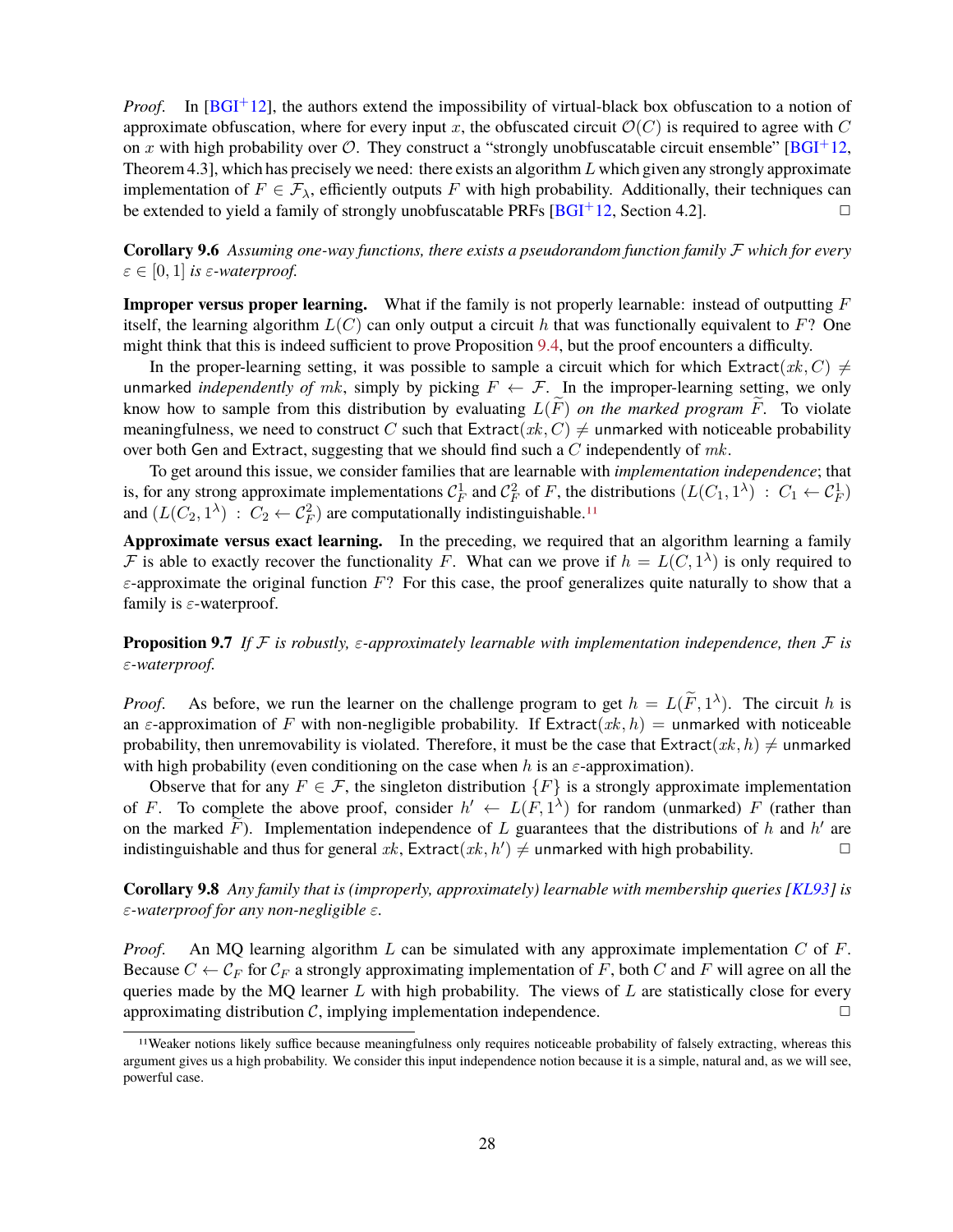*Proof.* In [BGI+12], the authors extend the impossibility of virtual-black box obfuscation to a notion of approximate obfuscation, where for every input $x$, the obfuscated circuit $\mathcal{O}(C)$ is required to agree with $C$ on $x$ with high probability over $\mathcal{O}$. They construct a "strongly unobfuscatable circuit ensemble" [BGI+12, Theorem 4.3], which has precisely we need: there exists an algorithm $L$ which given any strongly approximate implementation of $F \in \mathcal{F}_\lambda$, efficiently outputs $F$ with high probability. Additionally, their techniques can be extended to yield a family of strongly unobfuscatable PRFs [BGI+12, Section 4.2]. □

**Corollary 9.6** *Assuming one-way functions, there exists a pseudorandom function family $\mathcal{F}$ which for every $\varepsilon \in [0,1]$ is $\varepsilon$-waterproof.*

**Improper versus proper learning.** What if the family is not properly learnable: instead of outputting $F$ itself, the learning algorithm $L(C)$ can only output a circuit $h$ that was functionally equivalent to $F$? One might think that this is indeed sufficient to prove Proposition 9.4, but the proof encounters a difficulty.

In the proper-learning setting, it was possible to sample a circuit which for which $\mathsf{Extract}(xk, C) \neq$ unmarked *independently of* $mk$, simply by picking $F \leftarrow \mathcal{F}$. In the improper-learning setting, we only know how to sample from this distribution by evaluating $L(\widetilde{F})$ *on the marked program* $\widetilde{F}$. To violate meaningfulness, we need to construct $C$ such that $\mathsf{Extract}(xk, C) \neq$ unmarked with noticeable probability over both Gen and Extract, suggesting that we should find such a $C$ independently of $mk$.

To get around this issue, we consider families that are learnable with *implementation independence*; that is, for any strong approximate implementations $\mathcal{C}_F^1$ and $\mathcal{C}_F^2$ of $F$, the distributions $(L(C_1, 1^\lambda) \,:\, C_1 \leftarrow \mathcal{C}_F^1)$ and $(L(C_2, 1^\lambda) \,:\, C_2 \leftarrow \mathcal{C}_F^2)$ are computationally indistinguishable.[11]

**Approximate versus exact learning.** In the preceding, we required that an algorithm learning a family $\mathcal{F}$ is able to exactly recover the functionality $F$. What can we prove if $h = L(C, 1^\lambda)$ is only required to $\varepsilon$-approximate the original function $F$? For this case, the proof generalizes quite naturally to show that a family is $\varepsilon$-waterproof.

**Proposition 9.7** *If $\mathcal{F}$ is robustly, $\varepsilon$-approximately learnable with implementation independence, then $\mathcal{F}$ is $\varepsilon$-waterproof.*

*Proof.* As before, we run the learner on the challenge program to get $h = L(\widetilde{F}, 1^\lambda)$. The circuit $h$ is an $\varepsilon$-approximation of $F$ with non-negligible probability. If $\mathsf{Extract}(xk, h) =$ unmarked with noticeable probability, then unremovability is violated. Therefore, it must be the case that $\mathsf{Extract}(xk, h) \neq$ unmarked with high probability (even conditioning on the case when $h$ is an $\varepsilon$-approximation).

Observe that for any $F \in \mathcal{F}$, the singleton distribution $\{F\}$ is a strongly approximate implementation of $F$. To complete the above proof, consider $h' \leftarrow L(F, 1^\lambda)$ for random (unmarked) $F$ (rather than on the marked $\widetilde{F}$). Implementation independence of $L$ guarantees that the distributions of $h$ and $h'$ are indistinguishable and thus for general $xk$, $\mathsf{Extract}(xk, h') \neq$ unmarked with high probability. □

**Corollary 9.8** *Any family that is (improperly, approximately) learnable with membership queries [KL93] is $\varepsilon$-waterproof for any non-negligible $\varepsilon$.*

*Proof.* An MQ learning algorithm $L$ can be simulated with any approximate implementation $C$ of $F$. Because $C \leftarrow \mathcal{C}_F$ for $\mathcal{C}_F$ a strongly approximating implementation of $F$, both $C$ and $F$ will agree on all the queries made by the MQ learner $L$ with high probability. The views of $L$ are statistically close for every approximating distribution $\mathcal{C}$, implying implementation independence. □

[11] Weaker notions likely suffice because meaningfulness only requires noticeable probability of falsely extracting, whereas this argument gives us a high probability. We consider this input independence notion because it is a simple, natural and, as we will see, powerful case.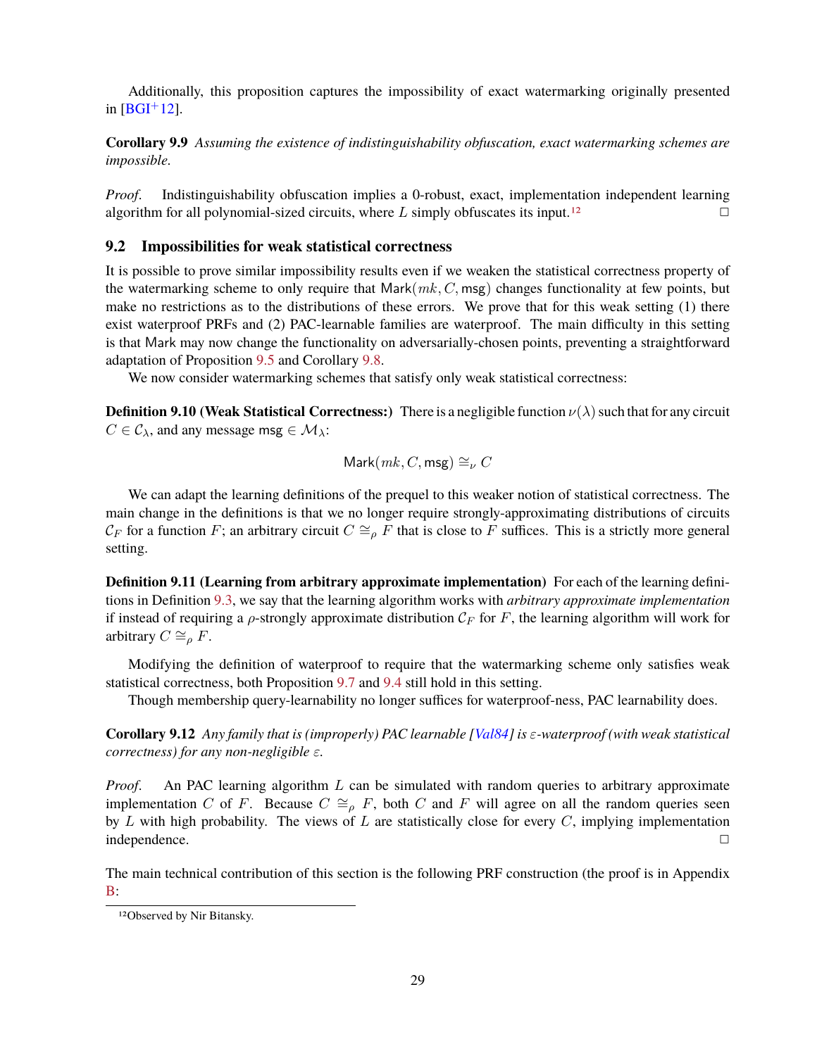Additionally, this proposition captures the impossibility of exact watermarking originally presented in [BGI+12].

**Corollary 9.9** *Assuming the existence of indistinguishability obfuscation, exact watermarking schemes are impossible.*

*Proof.* Indistinguishability obfuscation implies a 0-robust, exact, implementation independent learning algorithm for all polynomial-sized circuits, where $L$ simply obfuscates its input.[12] □

## 9.2 Impossibilities for weak statistical correctness

It is possible to prove similar impossibility results even if we weaken the statistical correctness property of the watermarking scheme to only require that $\mathsf{Mark}(mk, C, \mathsf{msg})$ changes functionality at few points, but make no restrictions as to the distributions of these errors. We prove that for this weak setting (1) there exist waterproof PRFs and (2) PAC-learnable families are waterproof. The main difficulty in this setting is that Mark may now change the functionality on adversarially-chosen points, preventing a straightforward adaptation of Proposition 9.5 and Corollary 9.8.

We now consider watermarking schemes that satisfy only weak statistical correctness:

**Definition 9.10 (Weak Statistical Correctness:)** There is a negligible function $\nu(\lambda)$ such that for any circuit $C \in \mathcal{C}_\lambda$, and any message $\mathsf{msg} \in \mathcal{M}_\lambda$:

$$\mathsf{Mark}(mk, C, \mathsf{msg}) \cong_\nu C$$

We can adapt the learning definitions of the prequel to this weaker notion of statistical correctness. The main change in the definitions is that we no longer require strongly-approximating distributions of circuits $\mathcal{C}_F$ for a function $F$; an arbitrary circuit $C \cong_\rho F$ that is close to $F$ suffices. This is a strictly more general setting.

**Definition 9.11 (Learning from arbitrary approximate implementation)** For each of the learning definitions in Definition 9.3, we say that the learning algorithm works with *arbitrary approximate implementation* if instead of requiring a $\rho$-strongly approximate distribution $\mathcal{C}_F$ for $F$, the learning algorithm will work for arbitrary $C \cong_\rho F$.

Modifying the definition of waterproof to require that the watermarking scheme only satisfies weak statistical correctness, both Proposition 9.7 and 9.4 still hold in this setting.

Though membership query-learnability no longer suffices for waterproof-ness, PAC learnability does.

**Corollary 9.12** *Any family that is (improperly) PAC learnable [Val84] is $\varepsilon$-waterproof (with weak statistical correctness) for any non-negligible $\varepsilon$.*

*Proof.* An PAC learning algorithm $L$ can be simulated with random queries to arbitrary approximate implementation $C$ of $F$. Because $C \cong_\rho F$, both $C$ and $F$ will agree on all the random queries seen by $L$ with high probability. The views of $L$ are statistically close for every $C$, implying implementation independence. □

The main technical contribution of this section is the following PRF construction (the proof is in Appendix B:

[12] Observed by Nir Bitansky.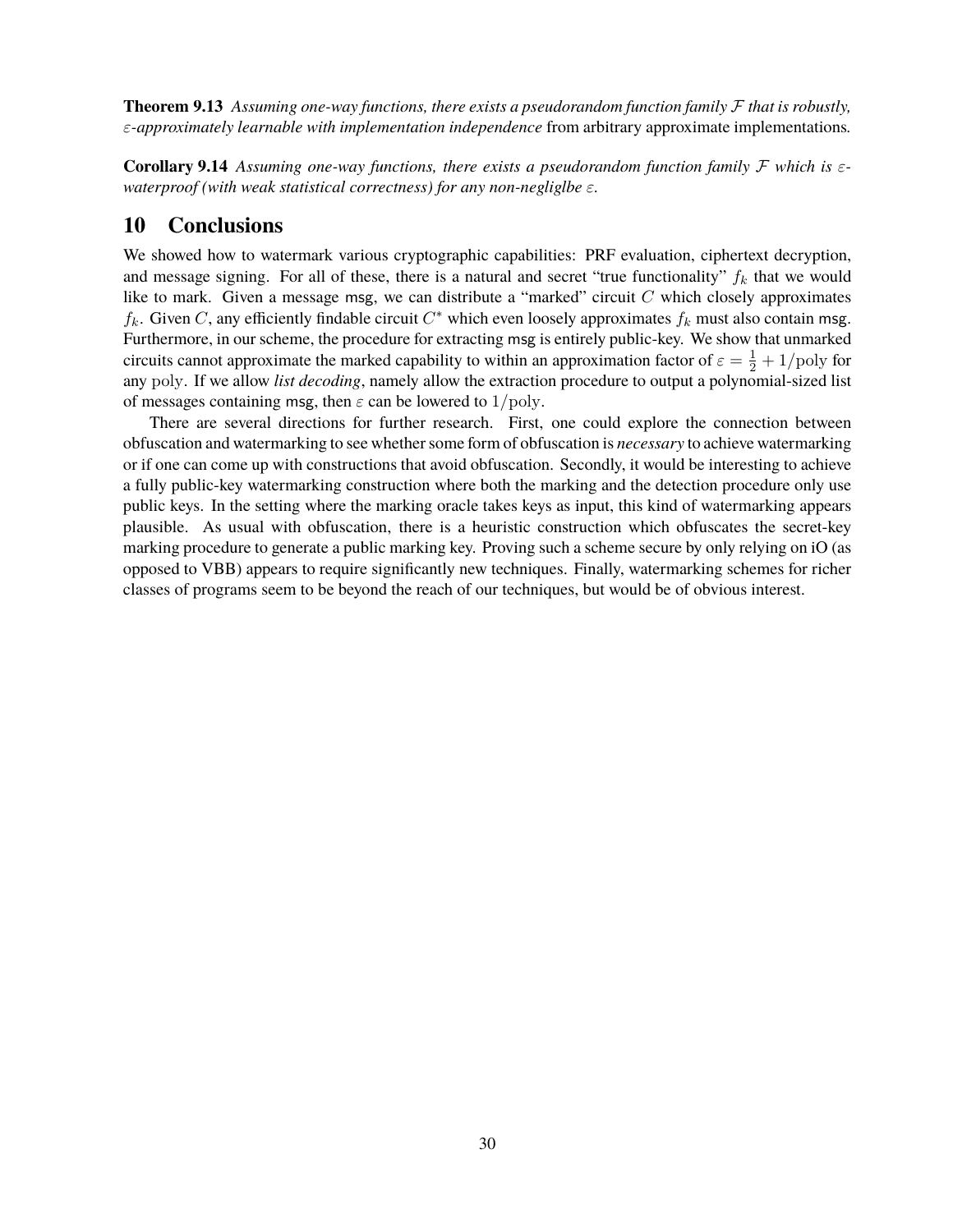**Theorem 9.13** *Assuming one-way functions, there exists a pseudorandom function family $\mathcal{F}$ that is robustly, $\varepsilon$-approximately learnable with implementation independence* from arbitrary approximate implementations.

**Corollary 9.14** *Assuming one-way functions, there exists a pseudorandom function family $\mathcal{F}$ which is $\varepsilon$-waterproof (with weak statistical correctness) for any non-negliglbe $\varepsilon$.*

# 10 Conclusions

We showed how to watermark various cryptographic capabilities: PRF evaluation, ciphertext decryption, and message signing. For all of these, there is a natural and secret "true functionality" $f_k$ that we would like to mark. Given a message msg, we can distribute a "marked" circuit $C$ which closely approximates $f_k$. Given $C$, any efficiently findable circuit $C^*$ which even loosely approximates $f_k$ must also contain msg. Furthermore, in our scheme, the procedure for extracting msg is entirely public-key. We show that unmarked circuits cannot approximate the marked capability to within an approximation factor of $\varepsilon = \frac{1}{2} + 1/\mathrm{poly}$ for any $\mathrm{poly}$. If we allow *list decoding*, namely allow the extraction procedure to output a polynomial-sized list of messages containing msg, then $\varepsilon$ can be lowered to $1/\mathrm{poly}$.

There are several directions for further research. First, one could explore the connection between obfuscation and watermarking to see whether some form of obfuscation is *necessary* to achieve watermarking or if one can come up with constructions that avoid obfuscation. Secondly, it would be interesting to achieve a fully public-key watermarking construction where both the marking and the detection procedure only use public keys. In the setting where the marking oracle takes keys as input, this kind of watermarking appears plausible. As usual with obfuscation, there is a heuristic construction which obfuscates the secret-key marking procedure to generate a public marking key. Proving such a scheme secure by only relying on iO (as opposed to VBB) appears to require significantly new techniques. Finally, watermarking schemes for richer classes of programs seem to be beyond the reach of our techniques, but would be of obvious interest.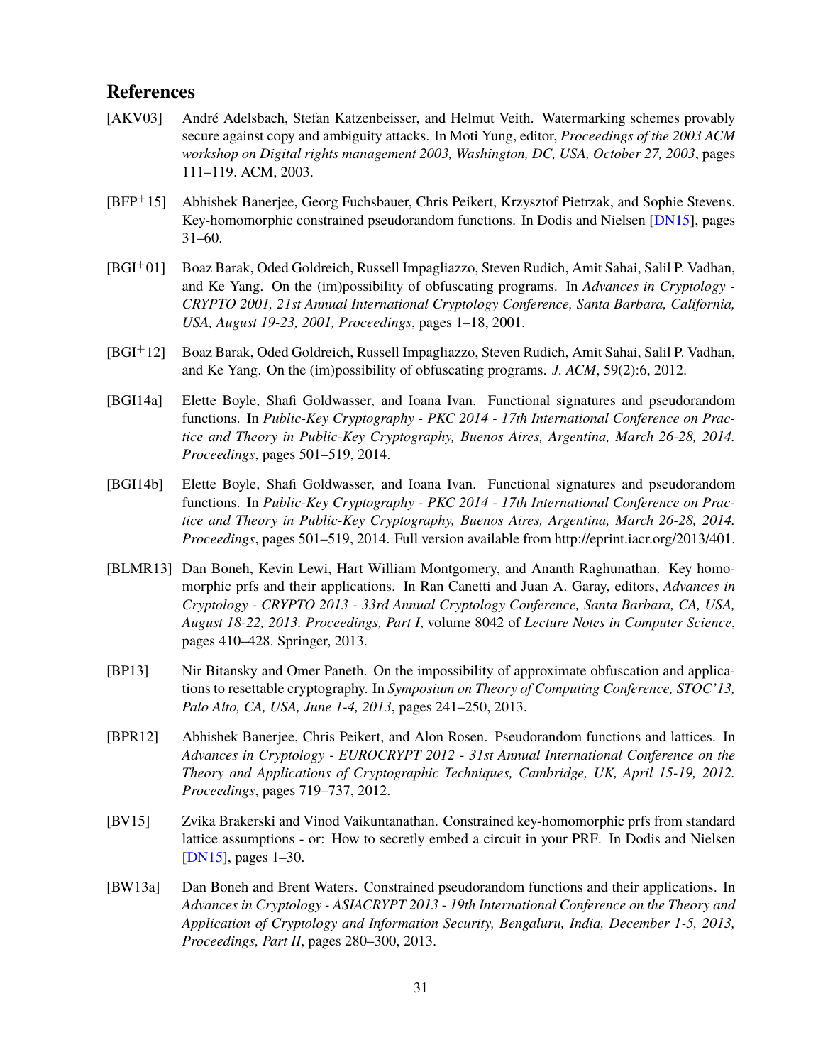## References

[AKV03] André Adelsbach, Stefan Katzenbeisser, and Helmut Veith. Watermarking schemes provably secure against copy and ambiguity attacks. In Moti Yung, editor, *Proceedings of the 2003 ACM workshop on Digital rights management 2003, Washington, DC, USA, October 27, 2003*, pages 111–119. ACM, 2003.

[BFP+15] Abhishek Banerjee, Georg Fuchsbauer, Chris Peikert, Krzysztof Pietrzak, and Sophie Stevens. Key-homomorphic constrained pseudorandom functions. In Dodis and Nielsen [DN15], pages 31–60.

[BGI+01] Boaz Barak, Oded Goldreich, Russell Impagliazzo, Steven Rudich, Amit Sahai, Salil P. Vadhan, and Ke Yang. On the (im)possibility of obfuscating programs. In *Advances in Cryptology - CRYPTO 2001, 21st Annual International Cryptology Conference, Santa Barbara, California, USA, August 19-23, 2001, Proceedings*, pages 1–18, 2001.

[BGI+12] Boaz Barak, Oded Goldreich, Russell Impagliazzo, Steven Rudich, Amit Sahai, Salil P. Vadhan, and Ke Yang. On the (im)possibility of obfuscating programs. *J. ACM*, 59(2):6, 2012.

[BGI14a] Elette Boyle, Shafi Goldwasser, and Ioana Ivan. Functional signatures and pseudorandom functions. In *Public-Key Cryptography - PKC 2014 - 17th International Conference on Practice and Theory in Public-Key Cryptography, Buenos Aires, Argentina, March 26-28, 2014. Proceedings*, pages 501–519, 2014.

[BGI14b] Elette Boyle, Shafi Goldwasser, and Ioana Ivan. Functional signatures and pseudorandom functions. In *Public-Key Cryptography - PKC 2014 - 17th International Conference on Practice and Theory in Public-Key Cryptography, Buenos Aires, Argentina, March 26-28, 2014. Proceedings*, pages 501–519, 2014. Full version available from http://eprint.iacr.org/2013/401.

[BLMR13] Dan Boneh, Kevin Lewi, Hart William Montgomery, and Ananth Raghunathan. Key homomorphic prfs and their applications. In Ran Canetti and Juan A. Garay, editors, *Advances in Cryptology - CRYPTO 2013 - 33rd Annual Cryptology Conference, Santa Barbara, CA, USA, August 18-22, 2013. Proceedings, Part I*, volume 8042 of *Lecture Notes in Computer Science*, pages 410–428. Springer, 2013.

[BP13] Nir Bitansky and Omer Paneth. On the impossibility of approximate obfuscation and applications to resettable cryptography. In *Symposium on Theory of Computing Conference, STOC'13, Palo Alto, CA, USA, June 1-4, 2013*, pages 241–250, 2013.

[BPR12] Abhishek Banerjee, Chris Peikert, and Alon Rosen. Pseudorandom functions and lattices. In *Advances in Cryptology - EUROCRYPT 2012 - 31st Annual International Conference on the Theory and Applications of Cryptographic Techniques, Cambridge, UK, April 15-19, 2012. Proceedings*, pages 719–737, 2012.

[BV15] Zvika Brakerski and Vinod Vaikuntanathan. Constrained key-homomorphic prfs from standard lattice assumptions - or: How to secretly embed a circuit in your PRF. In Dodis and Nielsen [DN15], pages 1–30.

[BW13a] Dan Boneh and Brent Waters. Constrained pseudorandom functions and their applications. In *Advances in Cryptology - ASIACRYPT 2013 - 19th International Conference on the Theory and Application of Cryptology and Information Security, Bengaluru, India, December 1-5, 2013, Proceedings, Part II*, pages 280–300, 2013.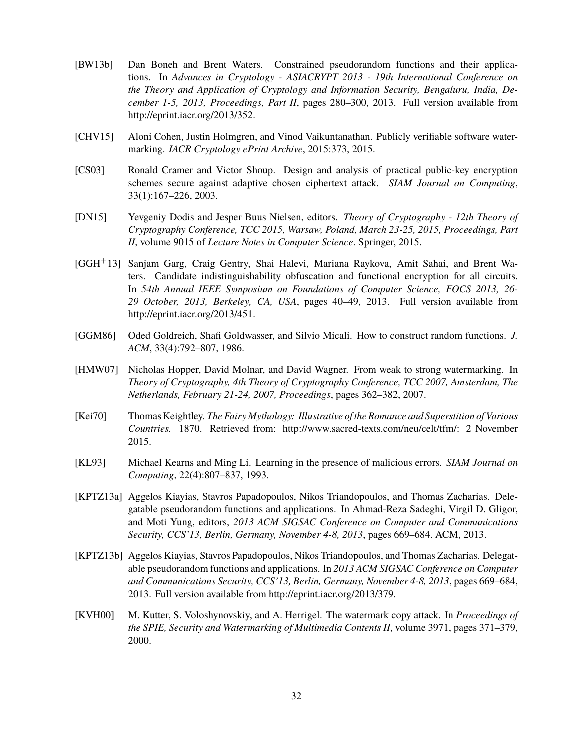[BW13b] Dan Boneh and Brent Waters. Constrained pseudorandom functions and their applications. In *Advances in Cryptology - ASIACRYPT 2013 - 19th International Conference on the Theory and Application of Cryptology and Information Security, Bengaluru, India, December 1-5, 2013, Proceedings, Part II*, pages 280–300, 2013. Full version available from http://eprint.iacr.org/2013/352.

[CHV15] Aloni Cohen, Justin Holmgren, and Vinod Vaikuntanathan. Publicly verifiable software watermarking. *IACR Cryptology ePrint Archive*, 2015:373, 2015.

[CS03] Ronald Cramer and Victor Shoup. Design and analysis of practical public-key encryption schemes secure against adaptive chosen ciphertext attack. *SIAM Journal on Computing*, 33(1):167–226, 2003.

[DN15] Yevgeniy Dodis and Jesper Buus Nielsen, editors. *Theory of Cryptography - 12th Theory of Cryptography Conference, TCC 2015, Warsaw, Poland, March 23-25, 2015, Proceedings, Part II*, volume 9015 of *Lecture Notes in Computer Science*. Springer, 2015.

[GGH+13] Sanjam Garg, Craig Gentry, Shai Halevi, Mariana Raykova, Amit Sahai, and Brent Waters. Candidate indistinguishability obfuscation and functional encryption for all circuits. In *54th Annual IEEE Symposium on Foundations of Computer Science, FOCS 2013, 26-29 October, 2013, Berkeley, CA, USA*, pages 40–49, 2013. Full version available from http://eprint.iacr.org/2013/451.

[GGM86] Oded Goldreich, Shafi Goldwasser, and Silvio Micali. How to construct random functions. *J. ACM*, 33(4):792–807, 1986.

[HMW07] Nicholas Hopper, David Molnar, and David Wagner. From weak to strong watermarking. In *Theory of Cryptography, 4th Theory of Cryptography Conference, TCC 2007, Amsterdam, The Netherlands, February 21-24, 2007, Proceedings*, pages 362–382, 2007.

[Kei70] Thomas Keightley. *The Fairy Mythology: Illustrative of the Romance and Superstition of Various Countries.* 1870. Retrieved from: http://www.sacred-texts.com/neu/celt/tfm/: 2 November 2015.

[KL93] Michael Kearns and Ming Li. Learning in the presence of malicious errors. *SIAM Journal on Computing*, 22(4):807–837, 1993.

[KPTZ13a] Aggelos Kiayias, Stavros Papadopoulos, Nikos Triandopoulos, and Thomas Zacharias. Delegatable pseudorandom functions and applications. In Ahmad-Reza Sadeghi, Virgil D. Gligor, and Moti Yung, editors, *2013 ACM SIGSAC Conference on Computer and Communications Security, CCS'13, Berlin, Germany, November 4-8, 2013*, pages 669–684. ACM, 2013.

[KPTZ13b] Aggelos Kiayias, Stavros Papadopoulos, Nikos Triandopoulos, and Thomas Zacharias. Delegatable pseudorandom functions and applications. In *2013 ACM SIGSAC Conference on Computer and Communications Security, CCS'13, Berlin, Germany, November 4-8, 2013*, pages 669–684, 2013. Full version available from http://eprint.iacr.org/2013/379.

[KVH00] M. Kutter, S. Voloshynovskiy, and A. Herrigel. The watermark copy attack. In *Proceedings of the SPIE, Security and Watermarking of Multimedia Contents II*, volume 3971, pages 371–379, 2000.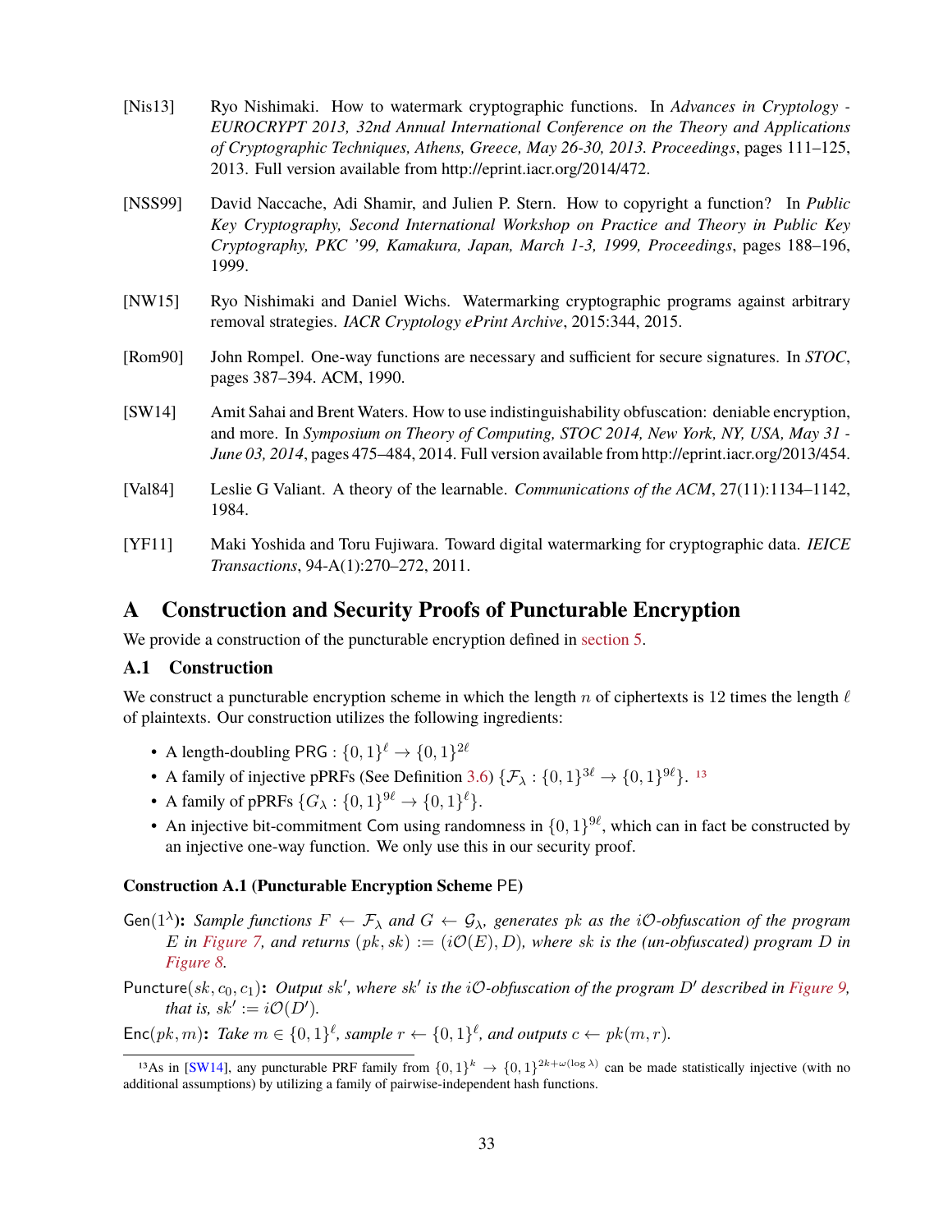[Nis13] Ryo Nishimaki. How to watermark cryptographic functions. In *Advances in Cryptology - EUROCRYPT 2013, 32nd Annual International Conference on the Theory and Applications of Cryptographic Techniques, Athens, Greece, May 26-30, 2013. Proceedings*, pages 111–125, 2013. Full version available from http://eprint.iacr.org/2014/472.

[NSS99] David Naccache, Adi Shamir, and Julien P. Stern. How to copyright a function? In *Public Key Cryptography, Second International Workshop on Practice and Theory in Public Key Cryptography, PKC '99, Kamakura, Japan, March 1-3, 1999, Proceedings*, pages 188–196, 1999.

[NW15] Ryo Nishimaki and Daniel Wichs. Watermarking cryptographic programs against arbitrary removal strategies. *IACR Cryptology ePrint Archive*, 2015:344, 2015.

[Rom90] John Rompel. One-way functions are necessary and sufficient for secure signatures. In *STOC*, pages 387–394. ACM, 1990.

[SW14] Amit Sahai and Brent Waters. How to use indistinguishability obfuscation: deniable encryption, and more. In *Symposium on Theory of Computing, STOC 2014, New York, NY, USA, May 31 - June 03, 2014*, pages 475–484, 2014. Full version available from http://eprint.iacr.org/2013/454.

[Val84] Leslie G Valiant. A theory of the learnable. *Communications of the ACM*, 27(11):1134–1142, 1984.

[YF11] Maki Yoshida and Toru Fujiwara. Toward digital watermarking for cryptographic data. *IEICE Transactions*, 94-A(1):270–272, 2011.

# A Construction and Security Proofs of Puncturable Encryption

We provide a construction of the puncturable encryption defined in section 5.

## A.1 Construction

We construct a puncturable encryption scheme in which the length $n$ of ciphertexts is 12 times the length $\ell$ of plaintexts. Our construction utilizes the following ingredients:

- A length-doubling $\mathsf{PRG} : \{0,1\}^{\ell} \to \{0,1\}^{2\ell}$
- A family of injective pPRFs (See Definition 3.6) $\{\mathcal{F}_{\lambda} : \{0,1\}^{3\ell} \to \{0,1\}^{9\ell}\}$. [13]
- A family of pPRFs $\{G_{\lambda} : \{0,1\}^{9\ell} \to \{0,1\}^{\ell}\}$.
- An injective bit-commitment $\mathsf{Com}$ using randomness in $\{0,1\}^{9\ell}$, which can in fact be constructed by an injective one-way function. We only use this in our security proof.

**Construction A.1 (Puncturable Encryption Scheme $\mathsf{PE}$)**

$\mathsf{Gen}(1^{\lambda})$**:** *Sample functions $F \leftarrow \mathcal{F}_{\lambda}$ and $G \leftarrow \mathcal{G}_{\lambda}$, generates $pk$ as the $i\mathcal{O}$-obfuscation of the program $E$ in Figure 7, and returns $(pk, sk) := (i\mathcal{O}(E), D)$, where $sk$ is the (un-obfuscated) program $D$ in Figure 8.*

$\mathsf{Puncture}(sk, c_0, c_1)$**:** *Output $sk'$, where $sk'$ is the $i\mathcal{O}$-obfuscation of the program $D'$ described in Figure 9, that is, $sk' := i\mathcal{O}(D')$.*

$\mathsf{Enc}(pk, m)$**:** *Take $m \in \{0,1\}^{\ell}$, sample $r \leftarrow \{0,1\}^{\ell}$, and outputs $c \leftarrow pk(m, r)$.*

[13] As in [SW14], any puncturable PRF family from $\{0,1\}^{k} \to \{0,1\}^{2k+\omega(\log \lambda)}$ can be made statistically injective (with no additional assumptions) by utilizing a family of pairwise-independent hash functions.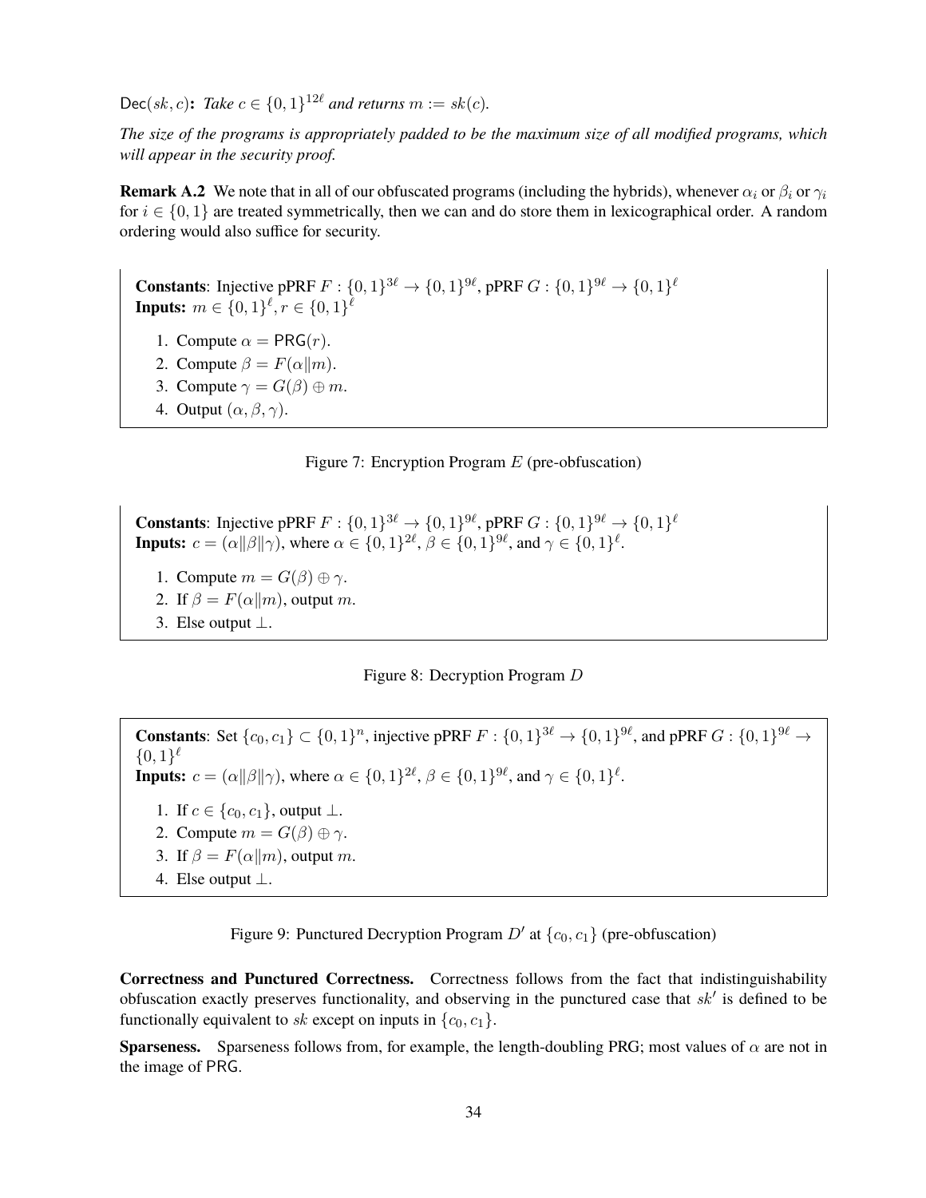$\mathsf{Dec}(sk, c)$**:** *Take* $c \in \{0,1\}^{12\ell}$ *and returns* $m := sk(c)$.

*The size of the programs is appropriately padded to be the maximum size of all modified programs, which will appear in the security proof.*

**Remark A.2** We note that in all of our obfuscated programs (including the hybrids), whenever $\alpha_i$ or $\beta_i$ or $\gamma_i$ for $i \in \{0, 1\}$ are treated symmetrically, then we can and do store them in lexicographical order. A random ordering would also suffice for security.

**Constants**: Injective pPRF $F : \{0,1\}^{3\ell} \to \{0,1\}^{9\ell}$, pPRF $G : \{0,1\}^{9\ell} \to \{0,1\}^{\ell}$
**Inputs:** $m \in \{0,1\}^{\ell}, r \in \{0,1\}^{\ell}$

1. Compute $\alpha = \mathsf{PRG}(r)$.
2. Compute $\beta = F(\alpha \| m)$.
3. Compute $\gamma = G(\beta) \oplus m$.
4. Output $(\alpha, \beta, \gamma)$.

Figure 7: Encryption Program $E$ (pre-obfuscation)

**Constants**: Injective pPRF $F : \{0,1\}^{3\ell} \to \{0,1\}^{9\ell}$, pPRF $G : \{0,1\}^{9\ell} \to \{0,1\}^{\ell}$
**Inputs:** $c = (\alpha \| \beta \| \gamma)$, where $\alpha \in \{0,1\}^{2\ell}$, $\beta \in \{0,1\}^{9\ell}$, and $\gamma \in \{0,1\}^{\ell}$.

1. Compute $m = G(\beta) \oplus \gamma$.
2. If $\beta = F(\alpha \| m)$, output $m$.
3. Else output $\bot$.

Figure 8: Decryption Program $D$

**Constants**: Set $\{c_0, c_1\} \subset \{0,1\}^n$, injective pPRF $F : \{0,1\}^{3\ell} \to \{0,1\}^{9\ell}$, and pPRF $G : \{0,1\}^{9\ell} \to \{0,1\}^{\ell}$
**Inputs:** $c = (\alpha \| \beta \| \gamma)$, where $\alpha \in \{0,1\}^{2\ell}$, $\beta \in \{0,1\}^{9\ell}$, and $\gamma \in \{0,1\}^{\ell}$.

1. If $c \in \{c_0, c_1\}$, output $\bot$.
2. Compute $m = G(\beta) \oplus \gamma$.
3. If $\beta = F(\alpha \| m)$, output $m$.
4. Else output $\bot$.

Figure 9: Punctured Decryption Program $D'$ at $\{c_0, c_1\}$ (pre-obfuscation)

**Correctness and Punctured Correctness.** Correctness follows from the fact that indistinguishability obfuscation exactly preserves functionality, and observing in the punctured case that $sk'$ is defined to be functionally equivalent to $sk$ except on inputs in $\{c_0, c_1\}$.

**Sparseness.** Sparseness follows from, for example, the length-doubling PRG; most values of $\alpha$ are not in the image of $\mathsf{PRG}$.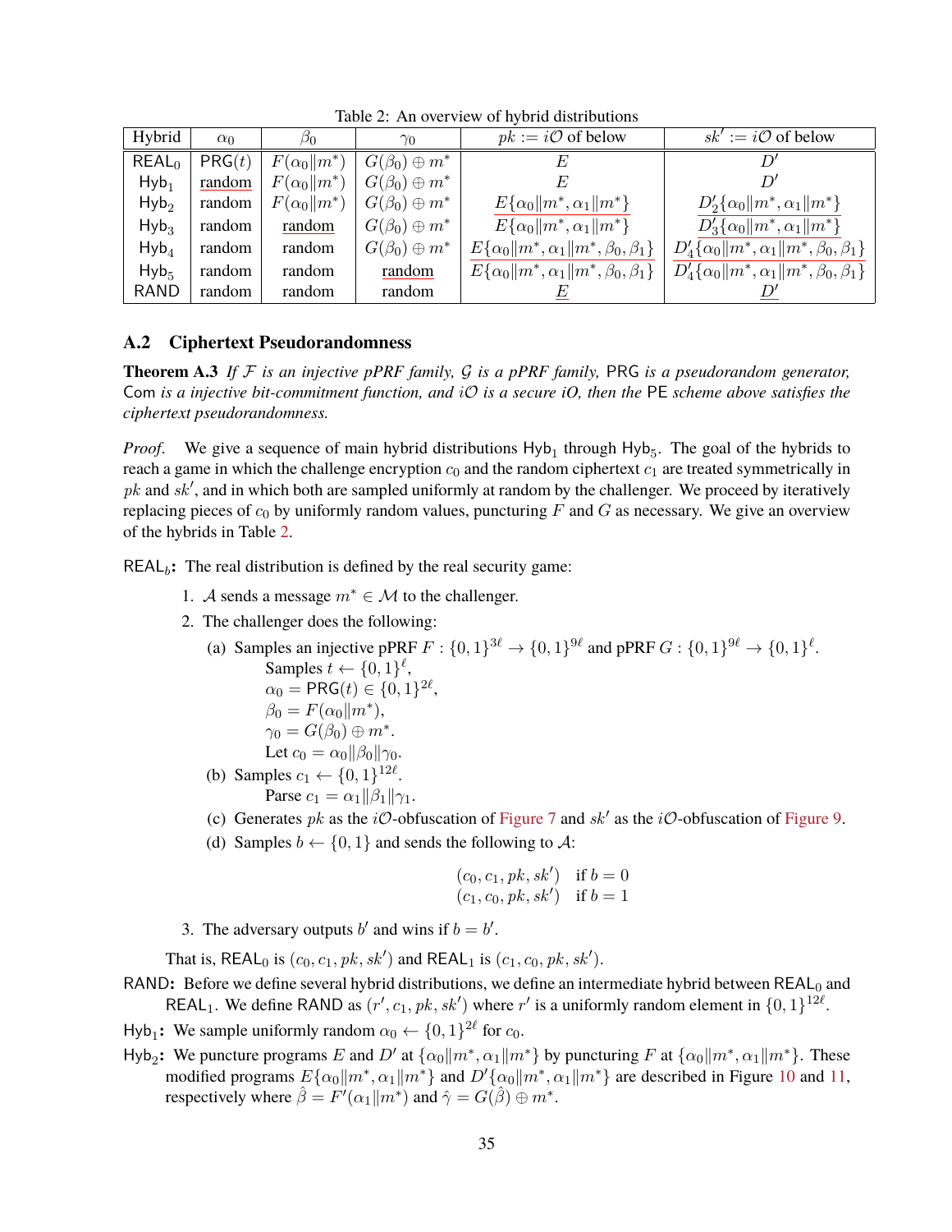Table 2: An overview of hybrid distributions

| Hybrid | $\alpha_0$ | $\beta_0$ | $\gamma_0$ | $pk := i\mathcal{O}$ of below | $sk' := i\mathcal{O}$ of below |
|---|---|---|---|---|---|
| $\mathsf{REAL}_0$ | $\mathsf{PRG}(t)$ | $F(\alpha_0 \Vert m^*)$ | $G(\beta_0) \oplus m^*$ | $E$ | $D'$ |
| $\mathsf{Hyb}_1$ | random | $F(\alpha_0 \Vert m^*)$ | $G(\beta_0) \oplus m^*$ | $E$ | $D'$ |
| $\mathsf{Hyb}_2$ | random | $F(\alpha_0 \Vert m^*)$ | $G(\beta_0) \oplus m^*$ | $E\{\alpha_0 \Vert m^*, \alpha_1 \Vert m^*\}$ | $D'_2\{\alpha_0 \Vert m^*, \alpha_1 \Vert m^*\}$ |
| $\mathsf{Hyb}_3$ | random | random | $G(\beta_0) \oplus m^*$ | $E\{\alpha_0 \Vert m^*, \alpha_1 \Vert m^*\}$ | $D'_3\{\alpha_0 \Vert m^*, \alpha_1 \Vert m^*\}$ |
| $\mathsf{Hyb}_4$ | random | random | $G(\beta_0) \oplus m^*$ | $E\{\alpha_0 \Vert m^*, \alpha_1 \Vert m^*, \beta_0, \beta_1\}$ | $D'_4\{\alpha_0 \Vert m^*, \alpha_1 \Vert m^*, \beta_0, \beta_1\}$ |
| $\mathsf{Hyb}_5$ | random | random | random | $E\{\alpha_0 \Vert m^*, \alpha_1 \Vert m^*, \beta_0, \beta_1\}$ | $D'_4\{\alpha_0 \Vert m^*, \alpha_1 \Vert m^*, \beta_0, \beta_1\}$ |
| $\mathsf{RAND}$ | random | random | random | $E$ | $D'$ |

## A.2 Ciphertext Pseudorandomness

**Theorem A.3** *If $\mathcal{F}$ is an injective pPRF family, $\mathcal{G}$ is a pPRF family,* $\mathsf{PRG}$ *is a pseudorandom generator,* $\mathsf{Com}$ *is a injective bit-commitment function, and $i\mathcal{O}$ is a secure iO, then the* $\mathsf{PE}$ *scheme above satisfies the ciphertext pseudorandomness.*

*Proof.* We give a sequence of main hybrid distributions $\mathsf{Hyb}_1$ through $\mathsf{Hyb}_5$. The goal of the hybrids to reach a game in which the challenge encryption $c_0$ and the random ciphertext $c_1$ are treated symmetrically in $pk$ and $sk'$, and in which both are sampled uniformly at random by the challenger. We proceed by iteratively replacing pieces of $c_0$ by uniformly random values, puncturing $F$ and $G$ as necessary. We give an overview of the hybrids in Table 2.

$\mathsf{REAL}_b$**:** The real distribution is defined by the real security game:

1. $\mathcal{A}$ sends a message $m^* \in \mathcal{M}$ to the challenger.
2. The challenger does the following:
   (a) Samples an injective pPRF $F : \{0,1\}^{3\ell} \to \{0,1\}^{9\ell}$ and pPRF $G : \{0,1\}^{9\ell} \to \{0,1\}^{\ell}$.
   Samples $t \leftarrow \{0,1\}^{\ell}$,
   $\alpha_0 = \mathsf{PRG}(t) \in \{0,1\}^{2\ell}$,
   $\beta_0 = F(\alpha_0 \Vert m^*)$,
   $\gamma_0 = G(\beta_0) \oplus m^*$.
   Let $c_0 = \alpha_0 \Vert \beta_0 \Vert \gamma_0$.
   (b) Samples $c_1 \leftarrow \{0,1\}^{12\ell}$.
   Parse $c_1 = \alpha_1 \Vert \beta_1 \Vert \gamma_1$.
   (c) Generates $pk$ as the $i\mathcal{O}$-obfuscation of Figure 7 and $sk'$ as the $i\mathcal{O}$-obfuscation of Figure 9.
   (d) Samples $b \leftarrow \{0,1\}$ and sends the following to $\mathcal{A}$:
$$
\begin{array}{ll}
(c_0, c_1, pk, sk') & \text{if } b = 0 \\
(c_1, c_0, pk, sk') & \text{if } b = 1
\end{array}
$$
3. The adversary outputs $b'$ and wins if $b = b'$.

That is, $\mathsf{REAL}_0$ is $(c_0, c_1, pk, sk')$ and $\mathsf{REAL}_1$ is $(c_1, c_0, pk, sk')$.

$\mathsf{RAND}$**:** Before we define several hybrid distributions, we define an intermediate hybrid between $\mathsf{REAL}_0$ and $\mathsf{REAL}_1$. We define $\mathsf{RAND}$ as $(r', c_1, pk, sk')$ where $r'$ is a uniformly random element in $\{0,1\}^{12\ell}$.

$\mathsf{Hyb}_1$**:** We sample uniformly random $\alpha_0 \leftarrow \{0,1\}^{2\ell}$ for $c_0$.

$\mathsf{Hyb}_2$**:** We puncture programs $E$ and $D'$ at $\{\alpha_0 \Vert m^*, \alpha_1 \Vert m^*\}$ by puncturing $F$ at $\{\alpha_0 \Vert m^*, \alpha_1 \Vert m^*\}$. These modified programs $E\{\alpha_0 \Vert m^*, \alpha_1 \Vert m^*\}$ and $D'\{\alpha_0 \Vert m^*, \alpha_1 \Vert m^*\}$ are described in Figure 10 and 11, respectively where $\hat{\beta} = F'(\alpha_1 \Vert m^*)$ and $\hat{\gamma} = G(\hat{\beta}) \oplus m^*$.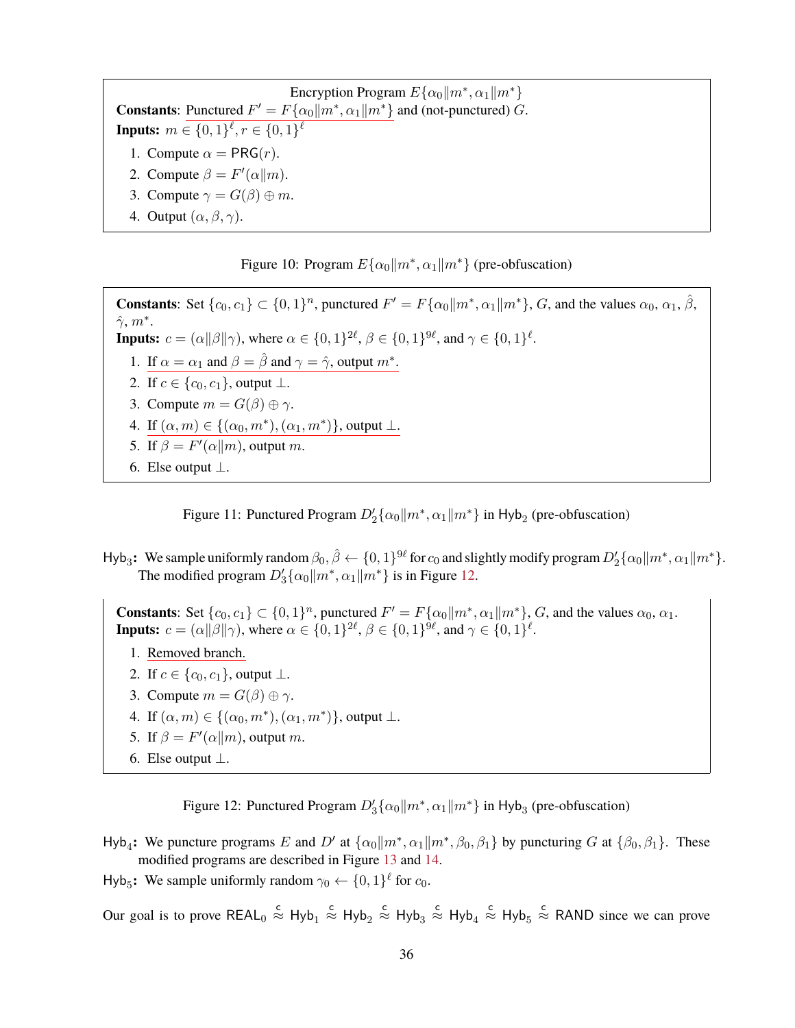> **Encryption Program $E\{\alpha_0\|m^*, \alpha_1\|m^*\}$**
>
> **Constants**: Punctured $F' = F\{\alpha_0\|m^*, \alpha_1\|m^*\}$ and (not-punctured) $G$.
> **Inputs:** $m \in \{0,1\}^\ell, r \in \{0,1\}^\ell$
>
> 1. Compute $\alpha = \mathsf{PRG}(r)$.
> 2. Compute $\beta = F'(\alpha\|m)$.
> 3. Compute $\gamma = G(\beta) \oplus m$.
> 4. Output $(\alpha, \beta, \gamma)$.

Figure 10: Program $E\{\alpha_0\|m^*, \alpha_1\|m^*\}$ (pre-obfuscation)

> **Constants**: Set $\{c_0, c_1\} \subset \{0,1\}^n$, punctured $F' = F\{\alpha_0\|m^*, \alpha_1\|m^*\}$, $G$, and the values $\alpha_0$, $\alpha_1$, $\hat{\beta}$, $\hat{\gamma}$, $m^*$.
> **Inputs:** $c = (\alpha\|\beta\|\gamma)$, where $\alpha \in \{0,1\}^{2\ell}$, $\beta \in \{0,1\}^{9\ell}$, and $\gamma \in \{0,1\}^\ell$.
>
> 1. If $\alpha = \alpha_1$ and $\beta = \hat{\beta}$ and $\gamma = \hat{\gamma}$, output $m^*$.
> 2. If $c \in \{c_0, c_1\}$, output $\bot$.
> 3. Compute $m = G(\beta) \oplus \gamma$.
> 4. If $(\alpha, m) \in \{(\alpha_0, m^*), (\alpha_1, m^*)\}$, output $\bot$.
> 5. If $\beta = F'(\alpha\|m)$, output $m$.
> 6. Else output $\bot$.

Figure 11: Punctured Program $D_2'\{\alpha_0\|m^*, \alpha_1\|m^*\}$ in $\mathsf{Hyb}_2$ (pre-obfuscation)

$\mathsf{Hyb}_3$**:** We sample uniformly random $\beta_0, \hat{\beta} \leftarrow \{0,1\}^{9\ell}$ for $c_0$ and slightly modify program $D_2'\{\alpha_0\|m^*, \alpha_1\|m^*\}$. The modified program $D_3'\{\alpha_0\|m^*, \alpha_1\|m^*\}$ is in Figure 12.

> **Constants**: Set $\{c_0, c_1\} \subset \{0,1\}^n$, punctured $F' = F\{\alpha_0\|m^*, \alpha_1\|m^*\}$, $G$, and the values $\alpha_0$, $\alpha_1$.
> **Inputs:** $c = (\alpha\|\beta\|\gamma)$, where $\alpha \in \{0,1\}^{2\ell}$, $\beta \in \{0,1\}^{9\ell}$, and $\gamma \in \{0,1\}^\ell$.
>
> 1. Removed branch.
> 2. If $c \in \{c_0, c_1\}$, output $\bot$.
> 3. Compute $m = G(\beta) \oplus \gamma$.
> 4. If $(\alpha, m) \in \{(\alpha_0, m^*), (\alpha_1, m^*)\}$, output $\bot$.
> 5. If $\beta = F'(\alpha\|m)$, output $m$.
> 6. Else output $\bot$.

Figure 12: Punctured Program $D_3'\{\alpha_0\|m^*, \alpha_1\|m^*\}$ in $\mathsf{Hyb}_3$ (pre-obfuscation)

$\mathsf{Hyb}_4$**:** We puncture programs $E$ and $D'$ at $\{\alpha_0\|m^*, \alpha_1\|m^*, \beta_0, \beta_1\}$ by puncturing $G$ at $\{\beta_0, \beta_1\}$. These modified programs are described in Figure 13 and 14.

$\mathsf{Hyb}_5$**:** We sample uniformly random $\gamma_0 \leftarrow \{0,1\}^\ell$ for $c_0$.

Our goal is to prove $\mathsf{REAL}_0 \overset{c}{\approx} \mathsf{Hyb}_1 \overset{c}{\approx} \mathsf{Hyb}_2 \overset{c}{\approx} \mathsf{Hyb}_3 \overset{c}{\approx} \mathsf{Hyb}_4 \overset{c}{\approx} \mathsf{Hyb}_5 \overset{c}{\approx} \mathsf{RAND}$ since we can prove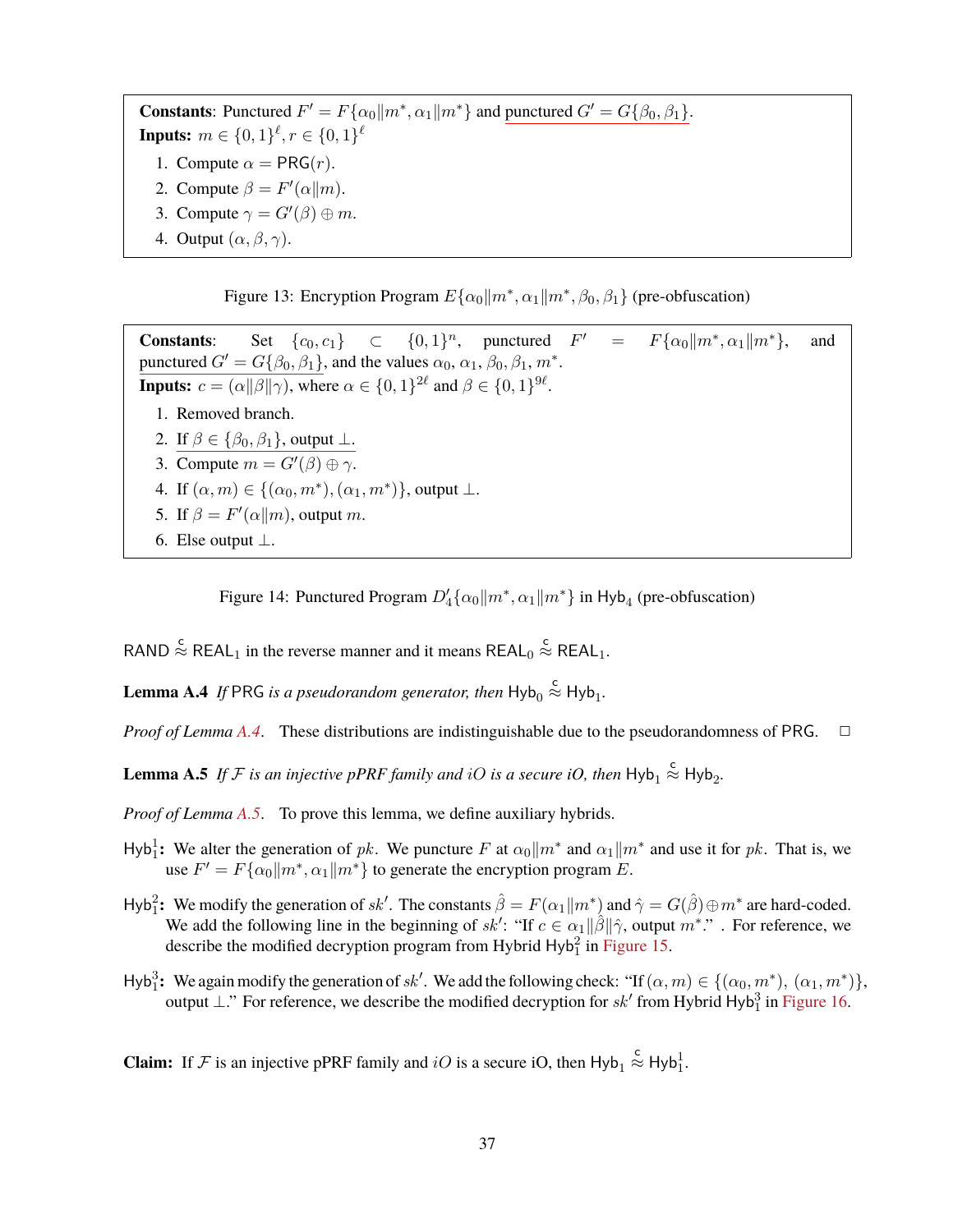**Constants**: Punctured $F' = F\{\alpha_0\|m^*, \alpha_1\|m^*\}$ and punctured $G' = G\{\beta_0, \beta_1\}$.
**Inputs:** $m \in \{0,1\}^\ell, r \in \{0,1\}^\ell$

1. Compute $\alpha = \mathsf{PRG}(r)$.
2. Compute $\beta = F'(\alpha\|m)$.
3. Compute $\gamma = G'(\beta) \oplus m$.
4. Output $(\alpha, \beta, \gamma)$.

Figure 13: Encryption Program $E\{\alpha_0\|m^*, \alpha_1\|m^*, \beta_0, \beta_1\}$ (pre-obfuscation)

**Constants**: Set $\{c_0, c_1\} \subset \{0,1\}^n$, punctured $F' = F\{\alpha_0\|m^*, \alpha_1\|m^*\}$, and punctured $G' = G\{\beta_0, \beta_1\}$, and the values $\alpha_0, \alpha_1, \beta_0, \beta_1, m^*$.
**Inputs:** $c = (\alpha\|\beta\|\gamma)$, where $\alpha \in \{0,1\}^{2\ell}$ and $\beta \in \{0,1\}^{9\ell}$.

1. Removed branch.
2. If $\beta \in \{\beta_0, \beta_1\}$, output $\perp$.
3. Compute $m = G'(\beta) \oplus \gamma$.
4. If $(\alpha, m) \in \{(\alpha_0, m^*), (\alpha_1, m^*)\}$, output $\perp$.
5. If $\beta = F'(\alpha\|m)$, output $m$.
6. Else output $\perp$.

Figure 14: Punctured Program $D'_4\{\alpha_0\|m^*, \alpha_1\|m^*\}$ in $\mathsf{Hyb}_4$ (pre-obfuscation)

$\mathsf{RAND} \stackrel{c}{\approx} \mathsf{REAL}_1$ in the reverse manner and it means $\mathsf{REAL}_0 \stackrel{c}{\approx} \mathsf{REAL}_1$.

**Lemma A.4** *If* $\mathsf{PRG}$ *is a pseudorandom generator, then* $\mathsf{Hyb}_0 \stackrel{c}{\approx} \mathsf{Hyb}_1$.

*Proof of Lemma A.4.* These distributions are indistinguishable due to the pseudorandomness of $\mathsf{PRG}$. □

**Lemma A.5** *If* $\mathcal{F}$ *is an injective pPRF family and iO is a secure iO, then* $\mathsf{Hyb}_1 \stackrel{c}{\approx} \mathsf{Hyb}_2$.

*Proof of Lemma A.5.* To prove this lemma, we define auxiliary hybrids.

$\mathsf{Hyb}_1^1$**:** We alter the generation of $pk$. We puncture $F$ at $\alpha_0\|m^*$ and $\alpha_1\|m^*$ and use it for $pk$. That is, we use $F' = F\{\alpha_0\|m^*, \alpha_1\|m^*\}$ to generate the encryption program $E$.

$\mathsf{Hyb}_1^2$**:** We modify the generation of $sk'$. The constants $\hat{\beta} = F(\alpha_1\|m^*)$ and $\hat{\gamma} = G(\hat{\beta}) \oplus m^*$ are hard-coded. We add the following line in the beginning of $sk'$: "If $c \in \alpha_1\|\hat{\beta}\|\hat{\gamma}$, output $m^*$." . For reference, we describe the modified decryption program from Hybrid $\mathsf{Hyb}_1^2$ in Figure 15.

$\mathsf{Hyb}_1^3$**:** We again modify the generation of $sk'$. We add the following check: "If $(\alpha, m) \in \{(\alpha_0, m^*), (\alpha_1, m^*)\}$, output $\perp$." For reference, we describe the modified decryption for $sk'$ from Hybrid $\mathsf{Hyb}_1^3$ in Figure 16.

**Claim:** If $\mathcal{F}$ is an injective pPRF family and $iO$ is a secure iO, then $\mathsf{Hyb}_1 \stackrel{c}{\approx} \mathsf{Hyb}_1^1$.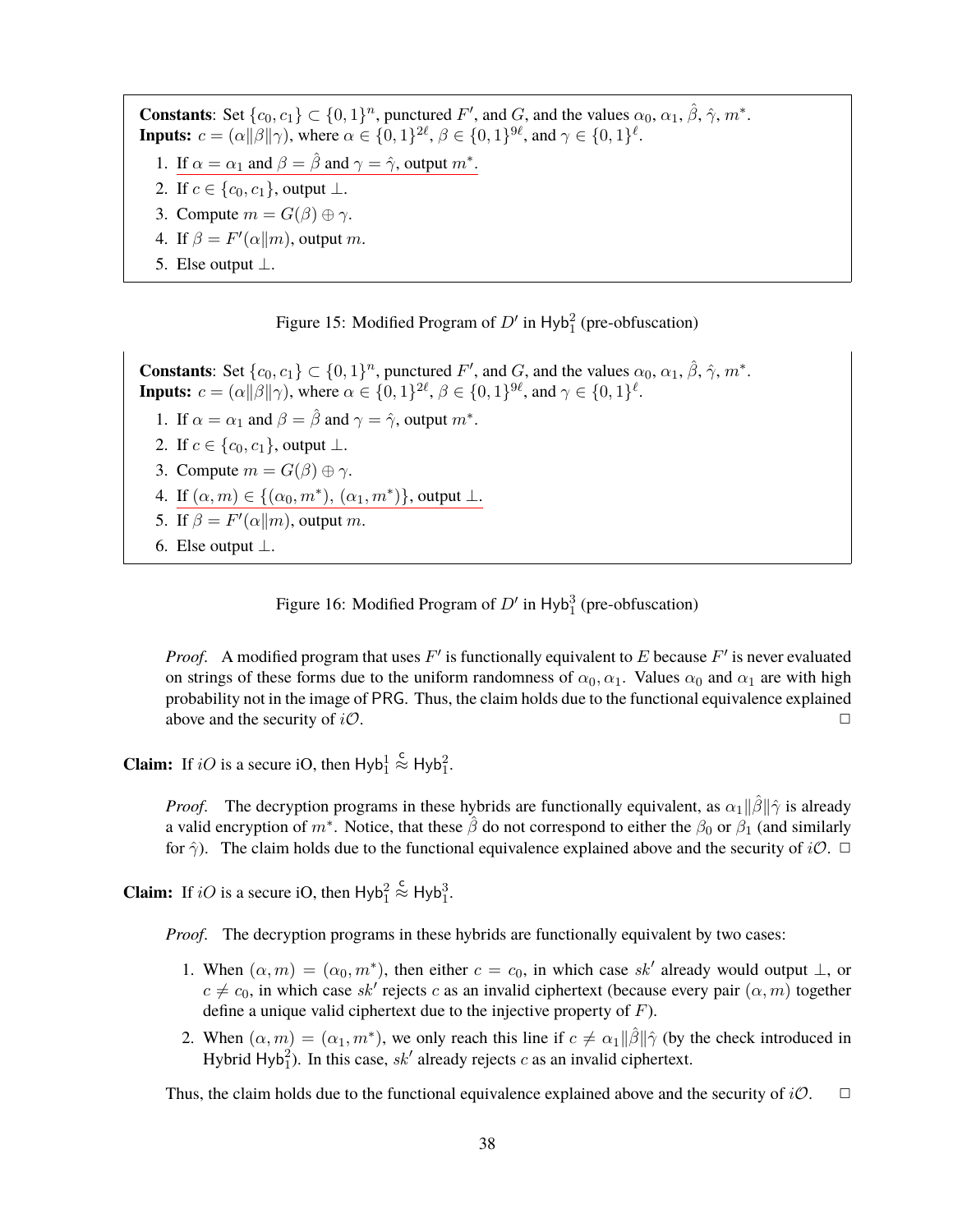**Constants**: Set $\{c_0, c_1\} \subset \{0,1\}^n$, punctured $F'$, and $G$, and the values $\alpha_0$, $\alpha_1$, $\hat{\beta}$, $\hat{\gamma}$, $m^*$.
**Inputs:** $c = (\alpha \| \beta \| \gamma)$, where $\alpha \in \{0,1\}^{2\ell}$, $\beta \in \{0,1\}^{9\ell}$, and $\gamma \in \{0,1\}^{\ell}$.

1. If $\alpha = \alpha_1$ and $\beta = \hat{\beta}$ and $\gamma = \hat{\gamma}$, output $m^*$.
2. If $c \in \{c_0, c_1\}$, output $\perp$.
3. Compute $m = G(\beta) \oplus \gamma$.
4. If $\beta = F'(\alpha \| m)$, output $m$.
5. Else output $\perp$.

Figure 15: Modified Program of $D'$ in $\mathsf{Hyb}_1^2$ (pre-obfuscation)

**Constants**: Set $\{c_0, c_1\} \subset \{0,1\}^n$, punctured $F'$, and $G$, and the values $\alpha_0$, $\alpha_1$, $\hat{\beta}$, $\hat{\gamma}$, $m^*$.
**Inputs:** $c = (\alpha \| \beta \| \gamma)$, where $\alpha \in \{0,1\}^{2\ell}$, $\beta \in \{0,1\}^{9\ell}$, and $\gamma \in \{0,1\}^{\ell}$.

1. If $\alpha = \alpha_1$ and $\beta = \hat{\beta}$ and $\gamma = \hat{\gamma}$, output $m^*$.
2. If $c \in \{c_0, c_1\}$, output $\perp$.
3. Compute $m = G(\beta) \oplus \gamma$.
4. If $(\alpha, m) \in \{(\alpha_0, m^*),\ (\alpha_1, m^*)\}$, output $\perp$.
5. If $\beta = F'(\alpha \| m)$, output $m$.
6. Else output $\perp$.

Figure 16: Modified Program of $D'$ in $\mathsf{Hyb}_1^3$ (pre-obfuscation)

*Proof.* A modified program that uses $F'$ is functionally equivalent to $E$ because $F'$ is never evaluated on strings of these forms due to the uniform randomness of $\alpha_0, \alpha_1$. Values $\alpha_0$ and $\alpha_1$ are with high probability not in the image of $\mathsf{PRG}$. Thus, the claim holds due to the functional equivalence explained above and the security of $i\mathcal{O}$. □

**Claim:** If $iO$ is a secure iO, then $\mathsf{Hyb}_1^1 \overset{c}{\approx} \mathsf{Hyb}_1^2$.

*Proof.* The decryption programs in these hybrids are functionally equivalent, as $\alpha_1 \| \hat{\beta} \| \hat{\gamma}$ is already a valid encryption of $m^*$. Notice, that these $\hat{\beta}$ do not correspond to either the $\beta_0$ or $\beta_1$ (and similarly for $\hat{\gamma}$). The claim holds due to the functional equivalence explained above and the security of $i\mathcal{O}$. □

**Claim:** If $iO$ is a secure iO, then $\mathsf{Hyb}_1^2 \overset{c}{\approx} \mathsf{Hyb}_1^3$.

*Proof.* The decryption programs in these hybrids are functionally equivalent by two cases:

1. When $(\alpha, m) = (\alpha_0, m^*)$, then either $c = c_0$, in which case $sk'$ already would output $\perp$, or $c \neq c_0$, in which case $sk'$ rejects $c$ as an invalid ciphertext (because every pair $(\alpha, m)$ together define a unique valid ciphertext due to the injective property of $F$).
2. When $(\alpha, m) = (\alpha_1, m^*)$, we only reach this line if $c \neq \alpha_1 \| \hat{\beta} \| \hat{\gamma}$ (by the check introduced in Hybrid $\mathsf{Hyb}_1^2$). In this case, $sk'$ already rejects $c$ as an invalid ciphertext.

Thus, the claim holds due to the functional equivalence explained above and the security of $i\mathcal{O}$. □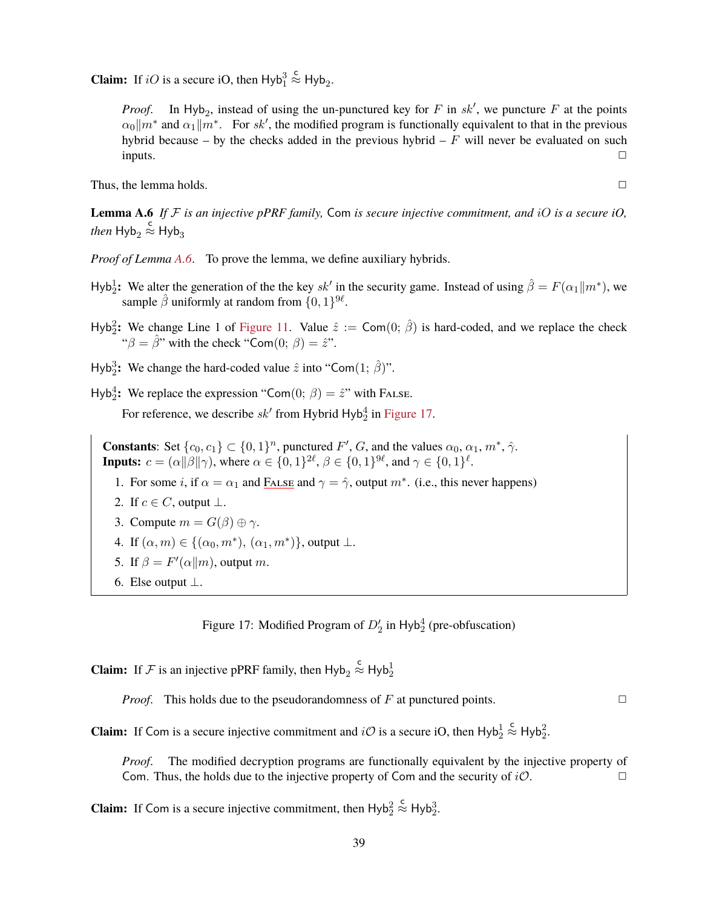**Claim:** If $iO$ is a secure iO, then $\mathsf{Hyb}_1^3 \overset{c}{\approx} \mathsf{Hyb}_2$.

> *Proof.* In $\mathsf{Hyb}_2$, instead of using the un-punctured key for $F$ in $sk'$, we puncture $F$ at the points $\alpha_0 \| m^*$ and $\alpha_1 \| m^*$. For $sk'$, the modified program is functionally equivalent to that in the previous hybrid because – by the checks added in the previous hybrid – $F$ will never be evaluated on such inputs. □

Thus, the lemma holds. □

**Lemma A.6** *If $\mathcal{F}$ is an injective pPRF family,* $\mathsf{Com}$ *is secure injective commitment, and $iO$ is a secure iO, then* $\mathsf{Hyb}_2 \overset{c}{\approx} \mathsf{Hyb}_3$

*Proof of Lemma A.6.* To prove the lemma, we define auxiliary hybrids.

$\mathsf{Hyb}_2^1$**:** We alter the generation of the the key $sk'$ in the security game. Instead of using $\hat{\beta} = F(\alpha_1 \| m^*)$, we sample $\hat{\beta}$ uniformly at random from $\{0,1\}^{9\ell}$.

$\mathsf{Hyb}_2^2$**:** We change Line 1 of Figure 11. Value $\hat{z} := \mathsf{Com}(0;\ \hat{\beta})$ is hard-coded, and we replace the check "$\beta = \hat{\beta}$" with the check "$\mathsf{Com}(0;\ \beta) = \hat{z}$".

$\mathsf{Hyb}_2^3$**:** We change the hard-coded value $\hat{z}$ into "$\mathsf{Com}(1;\ \hat{\beta})$".

$\mathsf{Hyb}_2^4$**:** We replace the expression "$\mathsf{Com}(0;\ \beta) = \hat{z}$" with FALSE.

For reference, we describe $sk'$ from Hybrid $\mathsf{Hyb}_2^4$ in Figure 17.

> **Constants**: Set $\{c_0, c_1\} \subset \{0,1\}^n$, punctured $F'$, $G$, and the values $\alpha_0$, $\alpha_1$, $m^*$, $\hat{\gamma}$.
> **Inputs:** $c = (\alpha \| \beta \| \gamma)$, where $\alpha \in \{0,1\}^{2\ell}$, $\beta \in \{0,1\}^{9\ell}$, and $\gamma \in \{0,1\}^{\ell}$.
>
> 1. For some $i$, if $\alpha = \alpha_1$ and FALSE and $\gamma = \hat{\gamma}$, output $m^*$. (i.e., this never happens)
> 2. If $c \in C$, output $\perp$.
> 3. Compute $m = G(\beta) \oplus \gamma$.
> 4. If $(\alpha, m) \in \{(\alpha_0, m^*),\ (\alpha_1, m^*)\}$, output $\perp$.
> 5. If $\beta = F'(\alpha \| m)$, output $m$.
> 6. Else output $\perp$.

Figure 17: Modified Program of $D_2'$ in $\mathsf{Hyb}_2^4$ (pre-obfuscation)

**Claim:** If $\mathcal{F}$ is an injective pPRF family, then $\mathsf{Hyb}_2 \overset{c}{\approx} \mathsf{Hyb}_2^1$

> *Proof.* This holds due to the pseudorandomness of $F$ at punctured points. □

**Claim:** If $\mathsf{Com}$ is a secure injective commitment and $i\mathcal{O}$ is a secure iO, then $\mathsf{Hyb}_2^1 \overset{c}{\approx} \mathsf{Hyb}_2^2$.

> *Proof.* The modified decryption programs are functionally equivalent by the injective property of $\mathsf{Com}$. Thus, the holds due to the injective property of $\mathsf{Com}$ and the security of $i\mathcal{O}$. □

**Claim:** If $\mathsf{Com}$ is a secure injective commitment, then $\mathsf{Hyb}_2^2 \overset{c}{\approx} \mathsf{Hyb}_2^3$.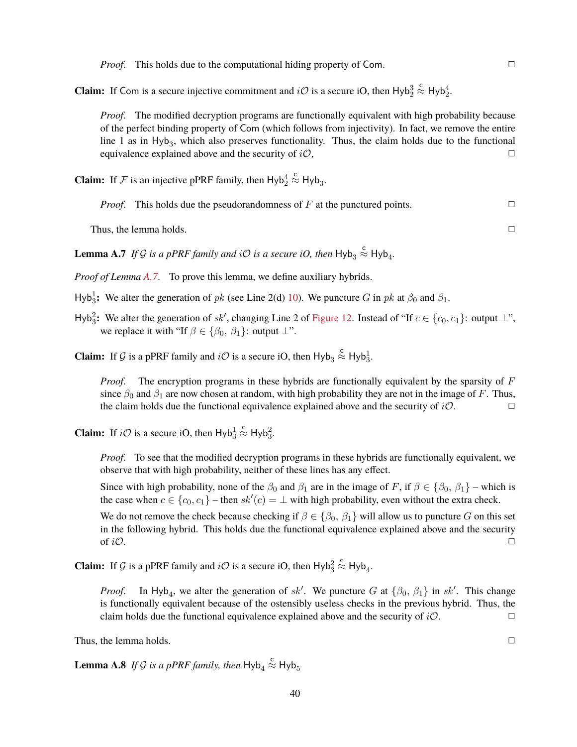*Proof.* This holds due to the computational hiding property of Com. □

**Claim:** If Com is a secure injective commitment and $i\mathcal{O}$ is a secure iO, then $\mathsf{Hyb}_2^3 \stackrel{c}{\approx} \mathsf{Hyb}_2^4$.

*Proof.* The modified decryption programs are functionally equivalent with high probability because of the perfect binding property of Com (which follows from injectivity). In fact, we remove the entire line 1 as in $\mathsf{Hyb}_3$, which also preserves functionality. Thus, the claim holds due to the functional equivalence explained above and the security of $i\mathcal{O}$, □

**Claim:** If $\mathcal{F}$ is an injective pPRF family, then $\mathsf{Hyb}_2^4 \stackrel{c}{\approx} \mathsf{Hyb}_3$.

*Proof.* This holds due the pseudorandomness of $F$ at the punctured points. □

Thus, the lemma holds. □

**Lemma A.7** *If $\mathcal{G}$ is a pPRF family and $i\mathcal{O}$ is a secure iO, then* $\mathsf{Hyb}_3 \stackrel{c}{\approx} \mathsf{Hyb}_4$.

*Proof of Lemma A.7.* To prove this lemma, we define auxiliary hybrids.

$\mathsf{Hyb}_3^1$**:** We alter the generation of $pk$ (see Line 2(d) 10). We puncture $G$ in $pk$ at $\beta_0$ and $\beta_1$.

$\mathsf{Hyb}_3^2$**:** We alter the generation of $sk'$, changing Line 2 of Figure 12. Instead of "If $c \in \{c_0, c_1\}$: output $\perp$", we replace it with "If $\beta \in \{\beta_0, \beta_1\}$: output $\perp$".

**Claim:** If $\mathcal{G}$ is a pPRF family and $i\mathcal{O}$ is a secure iO, then $\mathsf{Hyb}_3 \stackrel{c}{\approx} \mathsf{Hyb}_3^1$.

*Proof.* The encryption programs in these hybrids are functionally equivalent by the sparsity of $F$ since $\beta_0$ and $\beta_1$ are now chosen at random, with high probability they are not in the image of $F$. Thus, the claim holds due the functional equivalence explained above and the security of $i\mathcal{O}$. □

**Claim:** If $i\mathcal{O}$ is a secure iO, then $\mathsf{Hyb}_3^1 \stackrel{c}{\approx} \mathsf{Hyb}_3^2$.

*Proof.* To see that the modified decryption programs in these hybrids are functionally equivalent, we observe that with high probability, neither of these lines has any effect.

Since with high probability, none of the $\beta_0$ and $\beta_1$ are in the image of $F$, if $\beta \in \{\beta_0, \beta_1\}$ – which is the case when $c \in \{c_0, c_1\}$ – then $sk'(c) = \perp$ with high probability, even without the extra check.

We do not remove the check because checking if $\beta \in \{\beta_0, \beta_1\}$ will allow us to puncture $G$ on this set in the following hybrid. This holds due the functional equivalence explained above and the security of $i\mathcal{O}$. □

**Claim:** If $\mathcal{G}$ is a pPRF family and $i\mathcal{O}$ is a secure iO, then $\mathsf{Hyb}_3^2 \stackrel{c}{\approx} \mathsf{Hyb}_4$.

*Proof.* In $\mathsf{Hyb}_4$, we alter the generation of $sk'$. We puncture $G$ at $\{\beta_0, \beta_1\}$ in $sk'$. This change is functionally equivalent because of the ostensibly useless checks in the previous hybrid. Thus, the claim holds due the functional equivalence explained above and the security of $i\mathcal{O}$. □

Thus, the lemma holds. □

**Lemma A.8** *If $\mathcal{G}$ is a pPRF family, then* $\mathsf{Hyb}_4 \stackrel{c}{\approx} \mathsf{Hyb}_5$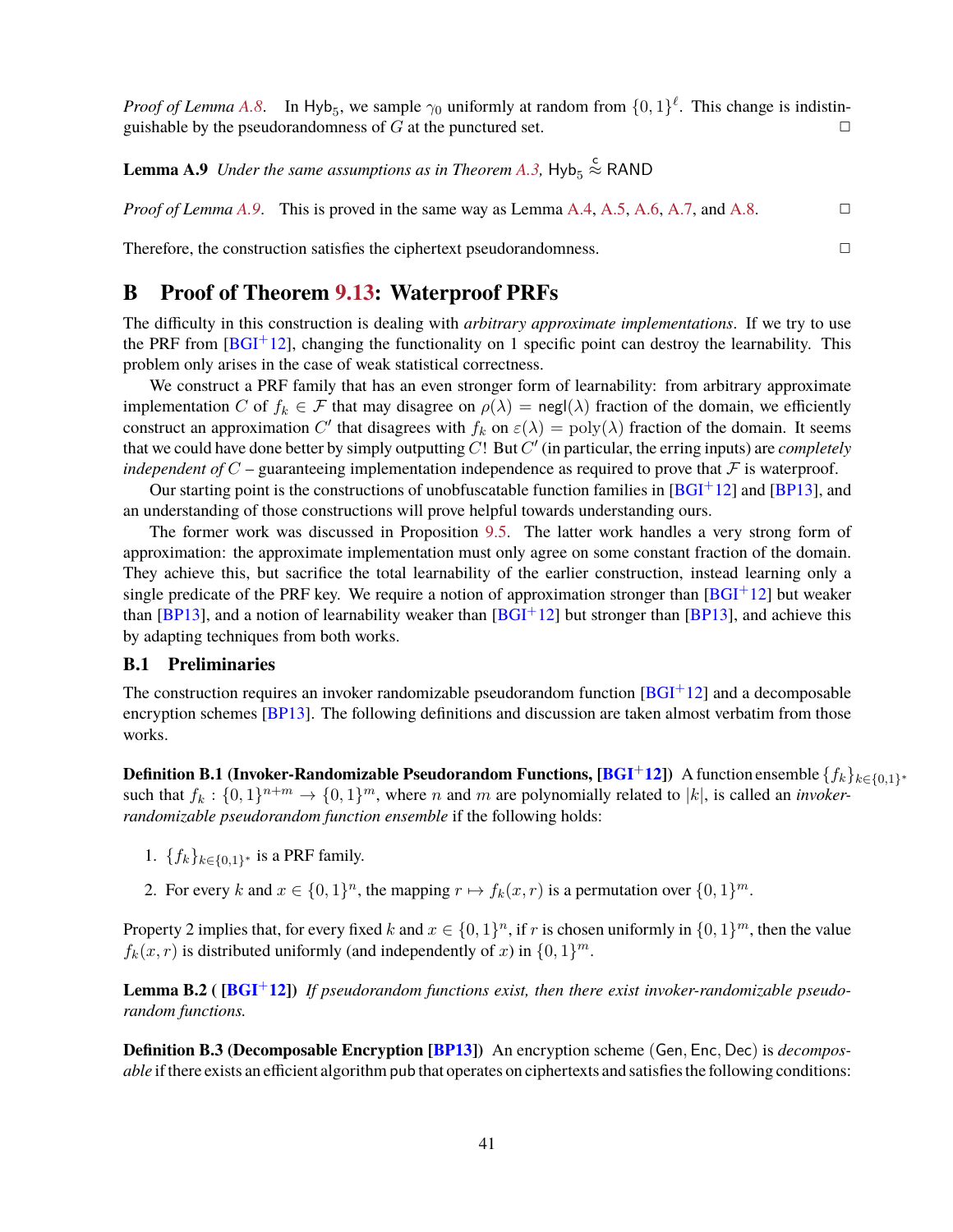*Proof of Lemma A.8.* In $\mathsf{Hyb}_5$, we sample $\gamma_0$ uniformly at random from $\{0,1\}^\ell$. This change is indistinguishable by the pseudorandomness of $G$ at the punctured set. □

**Lemma A.9** *Under the same assumptions as in Theorem A.3,* $\mathsf{Hyb}_5 \overset{c}{\approx} \mathsf{RAND}$

*Proof of Lemma A.9.* This is proved in the same way as Lemma A.4, A.5, A.6, A.7, and A.8. □

Therefore, the construction satisfies the ciphertext pseudorandomness. □

# B Proof of Theorem 9.13: Waterproof PRFs

The difficulty in this construction is dealing with *arbitrary approximate implementations*. If we try to use the PRF from [BGI+12], changing the functionality on 1 specific point can destroy the learnability. This problem only arises in the case of weak statistical correctness.

We construct a PRF family that has an even stronger form of learnability: from arbitrary approximate implementation $C$ of $f_k \in \mathcal{F}$ that may disagree on $\rho(\lambda) = \mathsf{negl}(\lambda)$ fraction of the domain, we efficiently construct an approximation $C'$ that disagrees with $f_k$ on $\varepsilon(\lambda) = \mathrm{poly}(\lambda)$ fraction of the domain. It seems that we could have done better by simply outputting $C$! But $C'$ (in particular, the erring inputs) are *completely independent of* $C$ – guaranteeing implementation independence as required to prove that $\mathcal{F}$ is waterproof.

Our starting point is the constructions of unobfuscatable function families in [BGI+12] and [BP13], and an understanding of those constructions will prove helpful towards understanding ours.

The former work was discussed in Proposition 9.5. The latter work handles a very strong form of approximation: the approximate implementation must only agree on some constant fraction of the domain. They achieve this, but sacrifice the total learnability of the earlier construction, instead learning only a single predicate of the PRF key. We require a notion of approximation stronger than [BGI+12] but weaker than [BP13], and a notion of learnability weaker than [BGI+12] but stronger than [BP13], and achieve this by adapting techniques from both works.

## B.1 Preliminaries

The construction requires an invoker randomizable pseudorandom function [BGI+12] and a decomposable encryption schemes [BP13]. The following definitions and discussion are taken almost verbatim from those works.

**Definition B.1 (Invoker-Randomizable Pseudorandom Functions, [BGI+12])** A function ensemble $\{f_k\}_{k\in\{0,1\}^*}$ such that $f_k : \{0,1\}^{n+m} \to \{0,1\}^m$, where $n$ and $m$ are polynomially related to $|k|$, is called an *invoker-randomizable pseudorandom function ensemble* if the following holds:

1. $\{f_k\}_{k\in\{0,1\}^*}$ is a PRF family.
2. For every $k$ and $x \in \{0,1\}^n$, the mapping $r \mapsto f_k(x,r)$ is a permutation over $\{0,1\}^m$.

Property 2 implies that, for every fixed $k$ and $x \in \{0,1\}^n$, if $r$ is chosen uniformly in $\{0,1\}^m$, then the value $f_k(x,r)$ is distributed uniformly (and independently of $x$) in $\{0,1\}^m$.

**Lemma B.2 ( [BGI+12])** *If pseudorandom functions exist, then there exist invoker-randomizable pseudorandom functions.*

**Definition B.3 (Decomposable Encryption [BP13])** An encryption scheme $(\mathsf{Gen}, \mathsf{Enc}, \mathsf{Dec})$ is *decomposable* if there exists an efficient algorithm $\mathsf{pub}$ that operates on ciphertexts and satisfies the following conditions: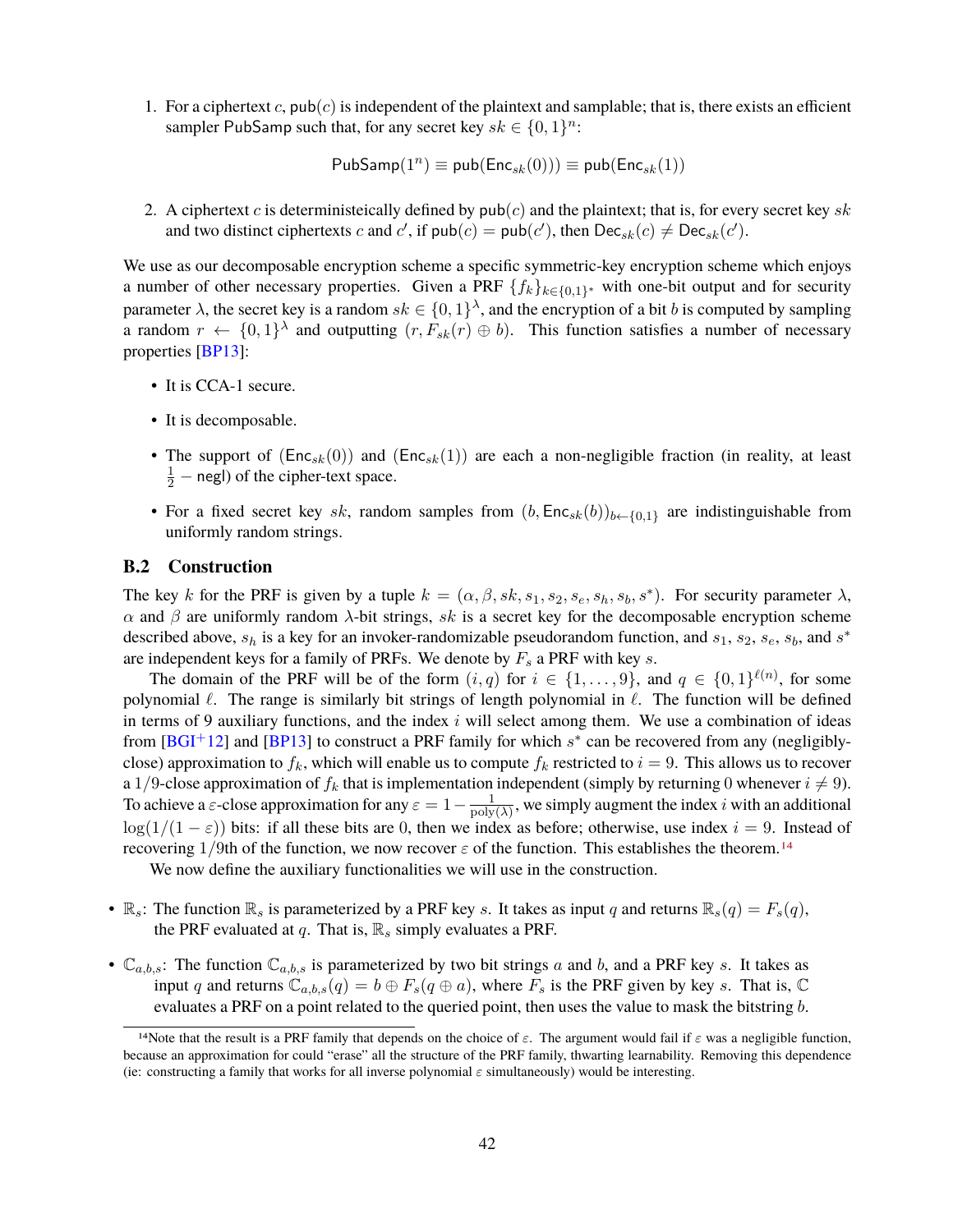1. For a ciphertext $c$, $\mathsf{pub}(c)$ is independent of the plaintext and samplable; that is, there exists an efficient sampler $\mathsf{PubSamp}$ such that, for any secret key $sk \in \{0,1\}^n$:

$$\mathsf{PubSamp}(1^n) \equiv \mathsf{pub}(\mathsf{Enc}_{sk}(0))) \equiv \mathsf{pub}(\mathsf{Enc}_{sk}(1))$$

2. A ciphertext $c$ is deterministeically defined by $\mathsf{pub}(c)$ and the plaintext; that is, for every secret key $sk$ and two distinct ciphertexts $c$ and $c'$, if $\mathsf{pub}(c) = \mathsf{pub}(c')$, then $\mathsf{Dec}_{sk}(c) \neq \mathsf{Dec}_{sk}(c')$.

We use as our decomposable encryption scheme a specific symmetric-key encryption scheme which enjoys a number of other necessary properties. Given a PRF $\{f_k\}_{k\in\{0,1\}^*}$ with one-bit output and for security parameter $\lambda$, the secret key is a random $sk \in \{0,1\}^\lambda$, and the encryption of a bit $b$ is computed by sampling a random $r \leftarrow \{0,1\}^\lambda$ and outputting $(r, F_{sk}(r) \oplus b)$. This function satisfies a number of necessary properties [BP13]:

- It is CCA-1 secure.
- It is decomposable.
- The support of $(\mathsf{Enc}_{sk}(0))$ and $(\mathsf{Enc}_{sk}(1))$ are each a non-negligible fraction (in reality, at least $\frac{1}{2} - \mathsf{negl}$) of the cipher-text space.
- For a fixed secret key $sk$, random samples from $(b, \mathsf{Enc}_{sk}(b))_{b\leftarrow\{0,1\}}$ are indistinguishable from uniformly random strings.

### B.2 Construction

The key $k$ for the PRF is given by a tuple $k = (\alpha, \beta, sk, s_1, s_2, s_e, s_h, s_b, s^*)$. For security parameter $\lambda$, $\alpha$ and $\beta$ are uniformly random $\lambda$-bit strings, $sk$ is a secret key for the decomposable encryption scheme described above, $s_h$ is a key for an invoker-randomizable pseudorandom function, and $s_1$, $s_2$, $s_e$, $s_b$, and $s^*$ are independent keys for a family of PRFs. We denote by $F_s$ a PRF with key $s$.

The domain of the PRF will be of the form $(i, q)$ for $i \in \{1, \ldots, 9\}$, and $q \in \{0,1\}^{\ell(n)}$, for some polynomial $\ell$. The range is similarly bit strings of length polynomial in $\ell$. The function will be defined in terms of 9 auxiliary functions, and the index $i$ will select among them. We use a combination of ideas from [BGI+12] and [BP13] to construct a PRF family for which $s^*$ can be recovered from any (negligibly-close) approximation to $f_k$, which will enable us to compute $f_k$ restricted to $i = 9$. This allows us to recover a $1/9$-close approximation of $f_k$ that is implementation independent (simply by returning 0 whenever $i \neq 9$). To achieve a $\varepsilon$-close approximation for any $\varepsilon = 1 - \frac{1}{\mathrm{poly}(\lambda)}$, we simply augment the index $i$ with an additional $\log(1/(1-\varepsilon))$ bits: if all these bits are 0, then we index as before; otherwise, use index $i = 9$. Instead of recovering $1/9$th of the function, we now recover $\varepsilon$ of the function. This establishes the theorem.[14]

We now define the auxiliary functionalities we will use in the construction.

- $\mathbb{R}_s$: The function $\mathbb{R}_s$ is parameterized by a PRF key $s$. It takes as input $q$ and returns $\mathbb{R}_s(q) = F_s(q)$, the PRF evaluated at $q$. That is, $\mathbb{R}_s$ simply evaluates a PRF.
- $\mathbb{C}_{a,b,s}$: The function $\mathbb{C}_{a,b,s}$ is parameterized by two bit strings $a$ and $b$, and a PRF key $s$. It takes as input $q$ and returns $\mathbb{C}_{a,b,s}(q) = b \oplus F_s(q \oplus a)$, where $F_s$ is the PRF given by key $s$. That is, $\mathbb{C}$ evaluates a PRF on a point related to the queried point, then uses the value to mask the bitstring $b$.

[14]Note that the result is a PRF family that depends on the choice of $\varepsilon$. The argument would fail if $\varepsilon$ was a negligible function, because an approximation for could "erase" all the structure of the PRF family, thwarting learnability. Removing this dependence (ie: constructing a family that works for all inverse polynomial $\varepsilon$ simultaneously) would be interesting.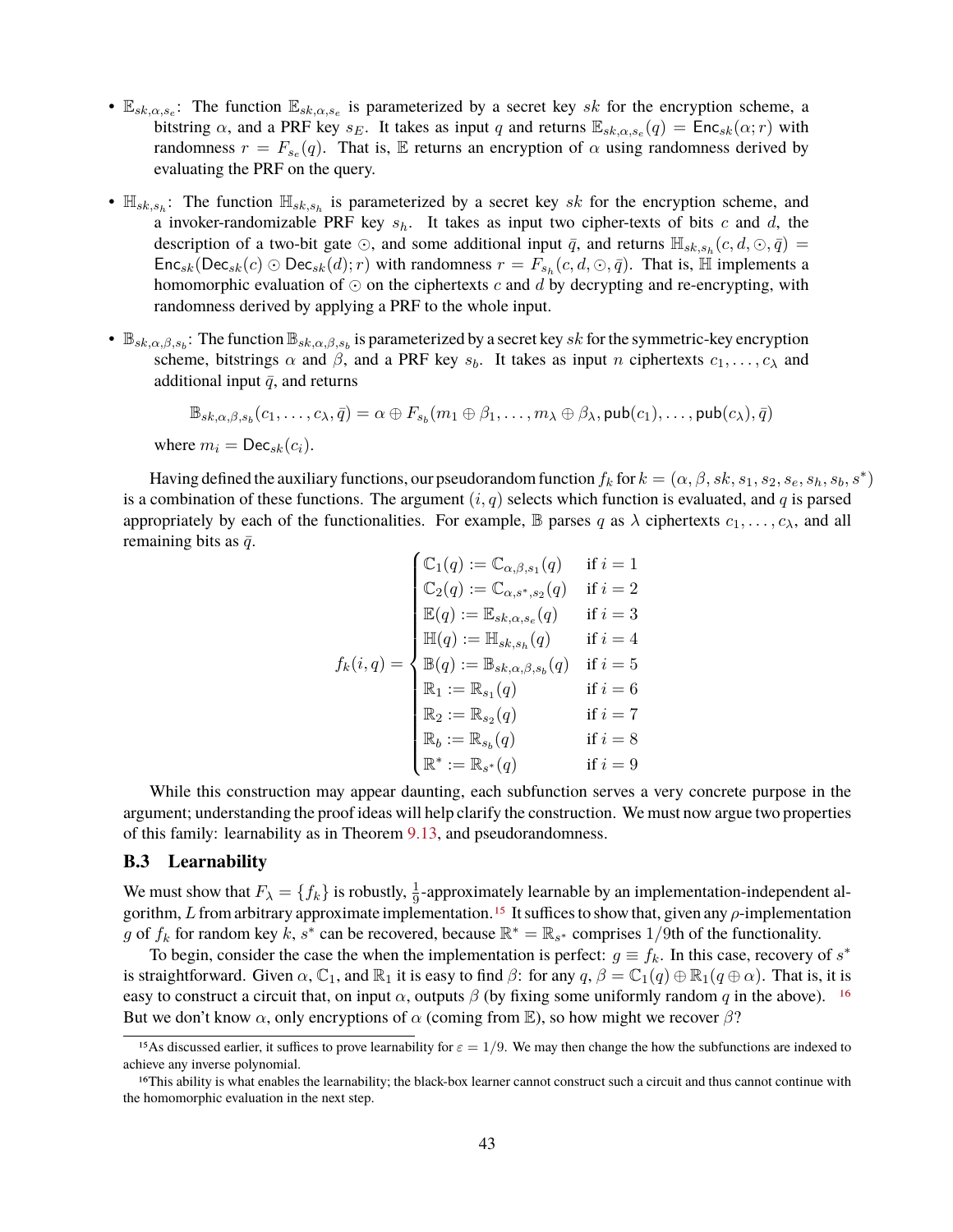- $\mathbb{E}_{sk,\alpha,s_e}$: The function $\mathbb{E}_{sk,\alpha,s_e}$ is parameterized by a secret key $sk$ for the encryption scheme, a bitstring $\alpha$, and a PRF key $s_E$. It takes as input $q$ and returns $\mathbb{E}_{sk,\alpha,s_e}(q) = \mathsf{Enc}_{sk}(\alpha; r)$ with randomness $r = F_{s_e}(q)$. That is, $\mathbb{E}$ returns an encryption of $\alpha$ using randomness derived by evaluating the PRF on the query.

- $\mathbb{H}_{sk,s_h}$: The function $\mathbb{H}_{sk,s_h}$ is parameterized by a secret key $sk$ for the encryption scheme, and a invoker-randomizable PRF key $s_h$. It takes as input two cipher-texts of bits $c$ and $d$, the description of a two-bit gate $\odot$, and some additional input $\bar{q}$, and returns $\mathbb{H}_{sk,s_h}(c, d, \odot, \bar{q}) = \mathsf{Enc}_{sk}(\mathsf{Dec}_{sk}(c) \odot \mathsf{Dec}_{sk}(d); r)$ with randomness $r = F_{s_h}(c, d, \odot, \bar{q})$. That is, $\mathbb{H}$ implements a homomorphic evaluation of $\odot$ on the ciphertexts $c$ and $d$ by decrypting and re-encrypting, with randomness derived by applying a PRF to the whole input.

- $\mathbb{B}_{sk,\alpha,\beta,s_b}$: The function $\mathbb{B}_{sk,\alpha,\beta,s_b}$ is parameterized by a secret key $sk$ for the symmetric-key encryption scheme, bitstrings $\alpha$ and $\beta$, and a PRF key $s_b$. It takes as input $n$ ciphertexts $c_1, \ldots, c_\lambda$ and additional input $\bar{q}$, and returns

$$\mathbb{B}_{sk,\alpha,\beta,s_b}(c_1, \ldots, c_\lambda, \bar{q}) = \alpha \oplus F_{s_b}(m_1 \oplus \beta_1, \ldots, m_\lambda \oplus \beta_\lambda, \mathsf{pub}(c_1), \ldots, \mathsf{pub}(c_\lambda), \bar{q})$$

where $m_i = \mathsf{Dec}_{sk}(c_i)$.

Having defined the auxiliary functions, our pseudorandom function $f_k$ for $k = (\alpha, \beta, sk, s_1, s_2, s_e, s_h, s_b, s^*)$ is a combination of these functions. The argument $(i, q)$ selects which function is evaluated, and $q$ is parsed appropriately by each of the functionalities. For example, $\mathbb{B}$ parses $q$ as $\lambda$ ciphertexts $c_1, \ldots, c_\lambda$, and all remaining bits as $\bar{q}$.

$$f_k(i, q) = \begin{cases} \mathbb{C}_1(q) := \mathbb{C}_{\alpha,\beta,s_1}(q) & \text{if } i = 1 \\ \mathbb{C}_2(q) := \mathbb{C}_{\alpha,s^*,s_2}(q) & \text{if } i = 2 \\ \mathbb{E}(q) := \mathbb{E}_{sk,\alpha,s_e}(q) & \text{if } i = 3 \\ \mathbb{H}(q) := \mathbb{H}_{sk,s_h}(q) & \text{if } i = 4 \\ \mathbb{B}(q) := \mathbb{B}_{sk,\alpha,\beta,s_b}(q) & \text{if } i = 5 \\ \mathbb{R}_1 := \mathbb{R}_{s_1}(q) & \text{if } i = 6 \\ \mathbb{R}_2 := \mathbb{R}_{s_2}(q) & \text{if } i = 7 \\ \mathbb{R}_b := \mathbb{R}_{s_b}(q) & \text{if } i = 8 \\ \mathbb{R}^* := \mathbb{R}_{s^*}(q) & \text{if } i = 9 \end{cases}$$

While this construction may appear daunting, each subfunction serves a very concrete purpose in the argument; understanding the proof ideas will help clarify the construction. We must now argue two properties of this family: learnability as in Theorem 9.13, and pseudorandomness.

### B.3 Learnability

We must show that $F_\lambda = \{f_k\}$ is robustly, $\frac{1}{9}$-approximately learnable by an implementation-independent algorithm, $L$ from arbitrary approximate implementation.[15] It suffices to show that, given any $\rho$-implementation $g$ of $f_k$ for random key $k$, $s^*$ can be recovered, because $\mathbb{R}^* = \mathbb{R}_{s^*}$ comprises $1/9$th of the functionality.

To begin, consider the case the when the implementation is perfect: $g \equiv f_k$. In this case, recovery of $s^*$ is straightforward. Given $\alpha$, $\mathbb{C}_1$, and $\mathbb{R}_1$ it is easy to find $\beta$: for any $q$, $\beta = \mathbb{C}_1(q) \oplus \mathbb{R}_1(q \oplus \alpha)$. That is, it is easy to construct a circuit that, on input $\alpha$, outputs $\beta$ (by fixing some uniformly random $q$ in the above). [16] But we don't know $\alpha$, only encryptions of $\alpha$ (coming from $\mathbb{E}$), so how might we recover $\beta$?

[15] As discussed earlier, it suffices to prove learnability for $\varepsilon = 1/9$. We may then change the how the subfunctions are indexed to achieve any inverse polynomial.

[16] This ability is what enables the learnability; the black-box learner cannot construct such a circuit and thus cannot continue with the homomorphic evaluation in the next step.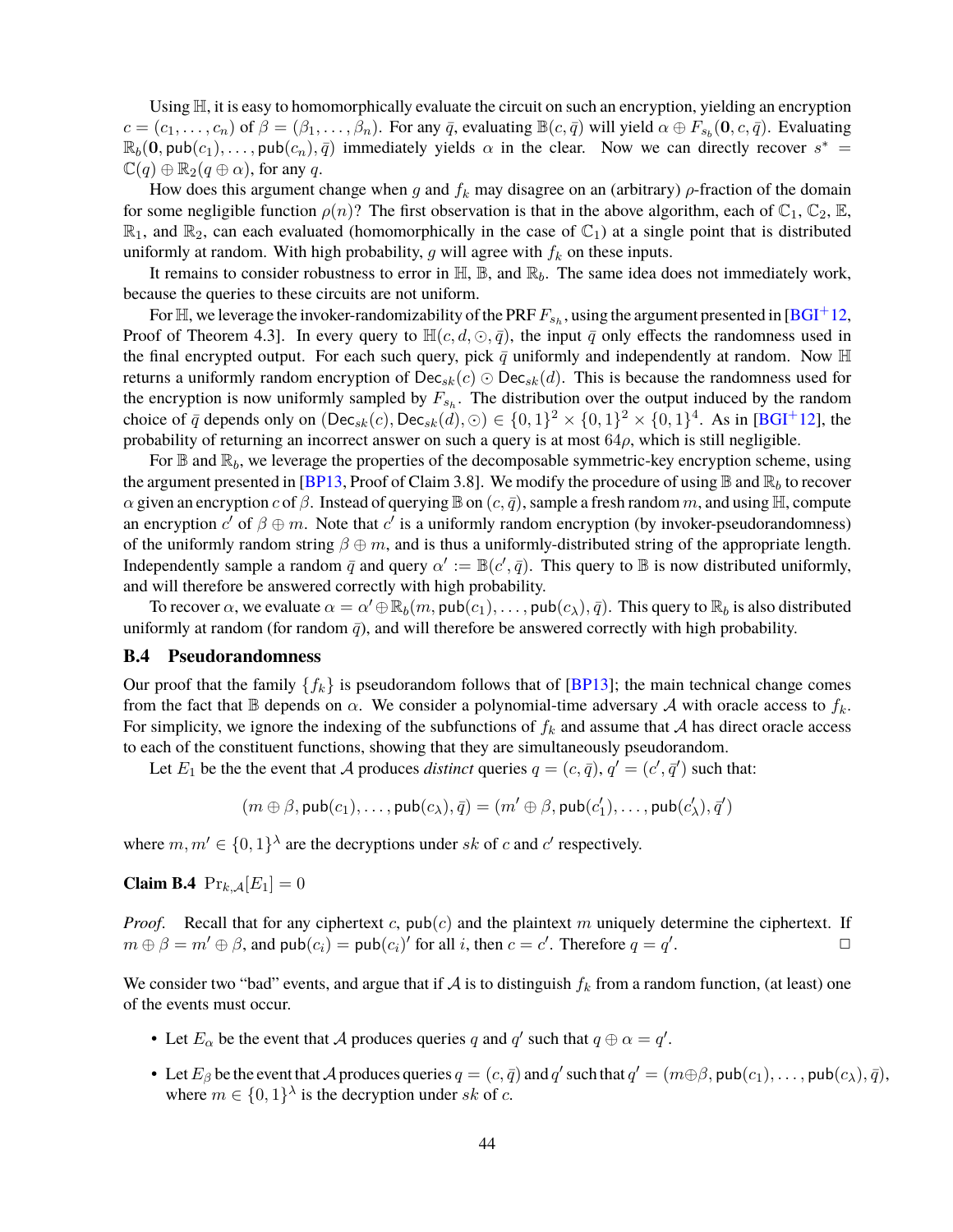Using $\mathbb{H}$, it is easy to homomorphically evaluate the circuit on such an encryption, yielding an encryption $c = (c_1, \ldots, c_n)$ of $\beta = (\beta_1, \ldots, \beta_n)$. For any $\bar{q}$, evaluating $\mathbb{B}(c, \bar{q})$ will yield $\alpha \oplus F_{s_b}(\mathbf{0}, c, \bar{q})$. Evaluating $\mathbb{R}_b(\mathbf{0}, \mathsf{pub}(c_1), \ldots, \mathsf{pub}(c_n), \bar{q})$ immediately yields $\alpha$ in the clear. Now we can directly recover $s^* = \mathbb{C}(q) \oplus \mathbb{R}_2(q \oplus \alpha)$, for any $q$.

How does this argument change when $g$ and $f_k$ may disagree on an (arbitrary) $\rho$-fraction of the domain for some negligible function $\rho(n)$? The first observation is that in the above algorithm, each of $\mathbb{C}_1$, $\mathbb{C}_2$, $\mathbb{E}$, $\mathbb{R}_1$, and $\mathbb{R}_2$, can each evaluated (homomorphically in the case of $\mathbb{C}_1$) at a single point that is distributed uniformly at random. With high probability, $g$ will agree with $f_k$ on these inputs.

It remains to consider robustness to error in $\mathbb{H}$, $\mathbb{B}$, and $\mathbb{R}_b$. The same idea does not immediately work, because the queries to these circuits are not uniform.

For $\mathbb{H}$, we leverage the invoker-randomizability of the PRF $F_{s_h}$, using the argument presented in [BGI+12, Proof of Theorem 4.3]. In every query to $\mathbb{H}(c, d, \odot, \bar{q})$, the input $\bar{q}$ only effects the randomness used in the final encrypted output. For each such query, pick $\bar{q}$ uniformly and independently at random. Now $\mathbb{H}$ returns a uniformly random encryption of $\mathsf{Dec}_{sk}(c) \odot \mathsf{Dec}_{sk}(d)$. This is because the randomness used for the encryption is now uniformly sampled by $F_{s_h}$. The distribution over the output induced by the random choice of $\bar{q}$ depends only on $(\mathsf{Dec}_{sk}(c), \mathsf{Dec}_{sk}(d), \odot) \in \{0,1\}^2 \times \{0,1\}^2 \times \{0,1\}^4$. As in [BGI+12], the probability of returning an incorrect answer on such a query is at most $64\rho$, which is still negligible.

For $\mathbb{B}$ and $\mathbb{R}_b$, we leverage the properties of the decomposable symmetric-key encryption scheme, using the argument presented in [BP13, Proof of Claim 3.8]. We modify the procedure of using $\mathbb{B}$ and $\mathbb{R}_b$ to recover $\alpha$ given an encryption $c$ of $\beta$. Instead of querying $\mathbb{B}$ on $(c, \bar{q})$, sample a fresh random $m$, and using $\mathbb{H}$, compute an encryption $c'$ of $\beta \oplus m$. Note that $c'$ is a uniformly random encryption (by invoker-pseudorandomness) of the uniformly random string $\beta \oplus m$, and is thus a uniformly-distributed string of the appropriate length. Independently sample a random $\bar{q}$ and query $\alpha' := \mathbb{B}(c', \bar{q})$. This query to $\mathbb{B}$ is now distributed uniformly, and will therefore be answered correctly with high probability.

To recover $\alpha$, we evaluate $\alpha = \alpha' \oplus \mathbb{R}_b(m, \mathsf{pub}(c_1), \ldots, \mathsf{pub}(c_\lambda), \bar{q})$. This query to $\mathbb{R}_b$ is also distributed uniformly at random (for random $\bar{q}$), and will therefore be answered correctly with high probability.

### B.4 Pseudorandomness

Our proof that the family $\{f_k\}$ is pseudorandom follows that of [BP13]; the main technical change comes from the fact that $\mathbb{B}$ depends on $\alpha$. We consider a polynomial-time adversary $\mathcal{A}$ with oracle access to $f_k$. For simplicity, we ignore the indexing of the subfunctions of $f_k$ and assume that $\mathcal{A}$ has direct oracle access to each of the constituent functions, showing that they are simultaneously pseudorandom.

Let $E_1$ be the the event that $\mathcal{A}$ produces *distinct* queries $q = (c, \bar{q})$, $q' = (c', \bar{q}')$ such that:

$$(m \oplus \beta, \mathsf{pub}(c_1), \ldots, \mathsf{pub}(c_\lambda), \bar{q}) = (m' \oplus \beta, \mathsf{pub}(c_1'), \ldots, \mathsf{pub}(c_\lambda'), \bar{q}')$$

where $m, m' \in \{0,1\}^\lambda$ are the decryptions under $sk$ of $c$ and $c'$ respectively.

**Claim B.4** $\Pr_{k,\mathcal{A}}[E_1] = 0$

*Proof.* Recall that for any ciphertext $c$, $\mathsf{pub}(c)$ and the plaintext $m$ uniquely determine the ciphertext. If $m \oplus \beta = m' \oplus \beta$, and $\mathsf{pub}(c_i) = \mathsf{pub}(c_i)'$ for all $i$, then $c = c'$. Therefore $q = q'$. □

We consider two "bad" events, and argue that if $\mathcal{A}$ is to distinguish $f_k$ from a random function, (at least) one of the events must occur.

- Let $E_\alpha$ be the event that $\mathcal{A}$ produces queries $q$ and $q'$ such that $q \oplus \alpha = q'$.
- Let $E_\beta$ be the event that $\mathcal{A}$ produces queries $q = (c, \bar{q})$ and $q'$ such that $q' = (m \oplus \beta, \mathsf{pub}(c_1), \ldots, \mathsf{pub}(c_\lambda), \bar{q})$, where $m \in \{0,1\}^\lambda$ is the decryption under $sk$ of $c$.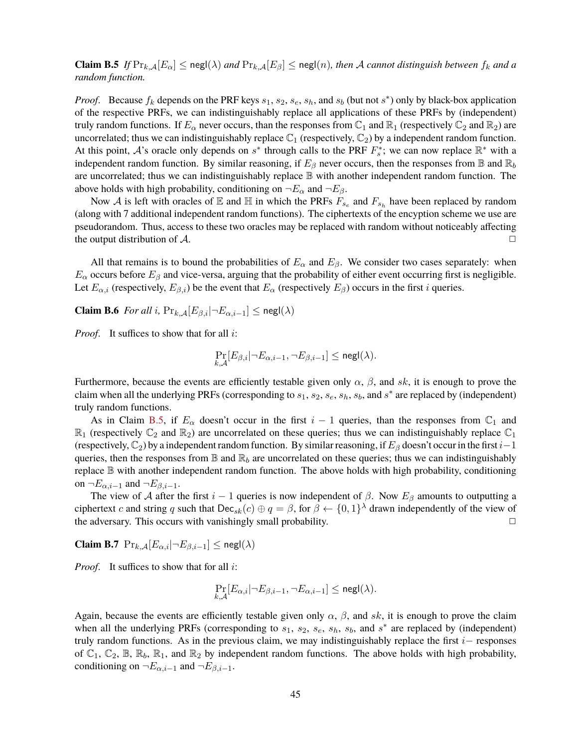**Claim B.5** *If* $\Pr_{k,\mathcal{A}}[E_\alpha] \leq \mathsf{negl}(\lambda)$ *and* $\Pr_{k,\mathcal{A}}[E_\beta] \leq \mathsf{negl}(n)$*, then* $\mathcal{A}$ *cannot distinguish between* $f_k$ *and a random function.*

*Proof.* Because $f_k$ depends on the PRF keys $s_1$, $s_2$, $s_e$, $s_h$, and $s_b$ (but not $s^*$) only by black-box application of the respective PRFs, we can indistinguishably replace all applications of these PRFs by (independent) truly random functions. If $E_\alpha$ never occurs, than the responses from $\mathbb{C}_1$ and $\mathbb{R}_1$ (respectively $\mathbb{C}_2$ and $\mathbb{R}_2$) are uncorrelated; thus we can indistinguishably replace $\mathbb{C}_1$ (respectively, $\mathbb{C}_2$) by a independent random function. At this point, $\mathcal{A}$'s oracle only depends on $s^*$ through calls to the PRF $F^*_s$; we can now replace $\mathbb{R}^*$ with a independent random function. By similar reasoning, if $E_\beta$ never occurs, then the responses from $\mathbb{B}$ and $\mathbb{R}_b$ are uncorrelated; thus we can indistinguishably replace $\mathbb{B}$ with another independent random function. The above holds with high probability, conditioning on $\neg E_\alpha$ and $\neg E_\beta$.

Now $\mathcal{A}$ is left with oracles of $\mathbb{E}$ and $\mathbb{H}$ in which the PRFs $F_{s_e}$ and $F_{s_h}$ have been replaced by random (along with 7 additional independent random functions). The ciphertexts of the encryption scheme we use are pseudorandom. Thus, access to these two oracles may be replaced with random without noticeably affecting the output distribution of $\mathcal{A}$. □

All that remains is to bound the probabilities of $E_\alpha$ and $E_\beta$. We consider two cases separately: when $E_\alpha$ occurs before $E_\beta$ and vice-versa, arguing that the probability of either event occurring first is negligible. Let $E_{\alpha,i}$ (respectively, $E_{\beta,i}$) be the event that $E_\alpha$ (respectively $E_\beta$) occurs in the first $i$ queries.

**Claim B.6** *For all* $i$*,* $\Pr_{k,\mathcal{A}}[E_{\beta,i} | \neg E_{\alpha,i-1}] \leq \mathsf{negl}(\lambda)$

*Proof.* It suffices to show that for all $i$:

$$\Pr_{k,\mathcal{A}}[E_{\beta,i} | \neg E_{\alpha,i-1}, \neg E_{\beta,i-1}] \leq \mathsf{negl}(\lambda).$$

Furthermore, because the events are efficiently testable given only $\alpha$, $\beta$, and $sk$, it is enough to prove the claim when all the underlying PRFs (corresponding to $s_1$, $s_2$, $s_e$, $s_h$, $s_b$, and $s^*$ are replaced by (independent) truly random functions.

As in Claim B.5, if $E_\alpha$ doesn't occur in the first $i-1$ queries, than the responses from $\mathbb{C}_1$ and $\mathbb{R}_1$ (respectively $\mathbb{C}_2$ and $\mathbb{R}_2$) are uncorrelated on these queries; thus we can indistinguishably replace $\mathbb{C}_1$ (respectively, $\mathbb{C}_2$) by a independent random function. By similar reasoning, if $E_\beta$ doesn't occur in the first $i-1$ queries, then the responses from $\mathbb{B}$ and $\mathbb{R}_b$ are uncorrelated on these queries; thus we can indistinguishably replace $\mathbb{B}$ with another independent random function. The above holds with high probability, conditioning on $\neg E_{\alpha,i-1}$ and $\neg E_{\beta,i-1}$.

The view of $\mathcal{A}$ after the first $i-1$ queries is now independent of $\beta$. Now $E_\beta$ amounts to outputting a ciphertext $c$ and string $q$ such that $\mathsf{Dec}_{sk}(c) \oplus q = \beta$, for $\beta \leftarrow \{0,1\}^\lambda$ drawn independently of the view of the adversary. This occurs with vanishingly small probability. □

**Claim B.7** $\Pr_{k,\mathcal{A}}[E_{\alpha,i} | \neg E_{\beta,i-1}] \leq \mathsf{negl}(\lambda)$

*Proof.* It suffices to show that for all $i$:

$$\Pr_{k,\mathcal{A}}[E_{\alpha,i} | \neg E_{\beta,i-1}, \neg E_{\alpha,i-1}] \leq \mathsf{negl}(\lambda).$$

Again, because the events are efficiently testable given only $\alpha$, $\beta$, and $sk$, it is enough to prove the claim when all the underlying PRFs (corresponding to $s_1$, $s_2$, $s_e$, $s_h$, $s_b$, and $s^*$ are replaced by (independent) truly random functions. As in the previous claim, we may indistinguishably replace the first $i-$ responses of $\mathbb{C}_1$, $\mathbb{C}_2$, $\mathbb{B}$, $\mathbb{R}_b$, $\mathbb{R}_1$, and $\mathbb{R}_2$ by independent random functions. The above holds with high probability, conditioning on $\neg E_{\alpha,i-1}$ and $\neg E_{\beta,i-1}$.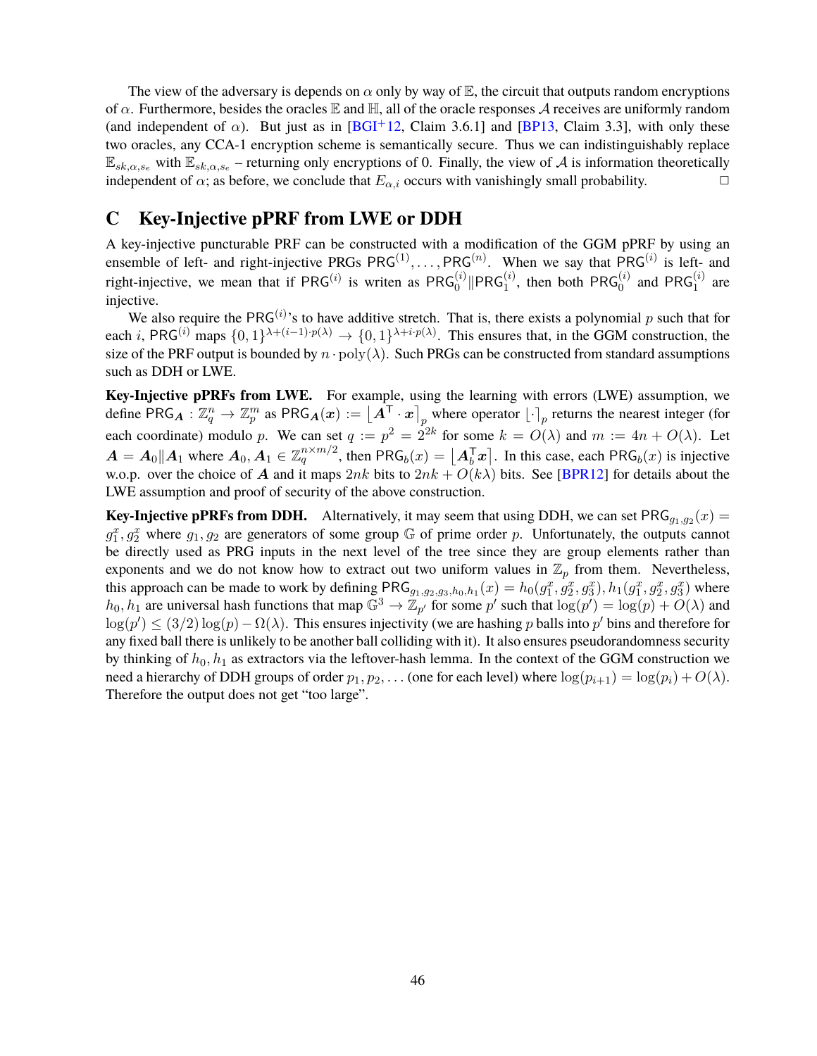The view of the adversary is depends on $\alpha$ only by way of $\mathbb{E}$, the circuit that outputs random encryptions of $\alpha$. Furthermore, besides the oracles $\mathbb{E}$ and $\mathbb{H}$, all of the oracle responses $\mathcal{A}$ receives are uniformly random (and independent of $\alpha$). But just as in [BGI+12, Claim 3.6.1] and [BP13, Claim 3.3], with only these two oracles, any CCA-1 encryption scheme is semantically secure. Thus we can indistinguishably replace $\mathbb{E}_{sk,\alpha,s_e}$ with $\mathbb{E}_{sk,\alpha,s_e}$ – returning only encryptions of 0. Finally, the view of $\mathcal{A}$ is information theoretically independent of $\alpha$; as before, we conclude that $E_{\alpha,i}$ occurs with vanishingly small probability. □

# C Key-Injective pPRF from LWE or DDH

A key-injective puncturable PRF can be constructed with a modification of the GGM pPRF by using an ensemble of left- and right-injective PRGs $\mathsf{PRG}^{(1)}, \ldots, \mathsf{PRG}^{(n)}$. When we say that $\mathsf{PRG}^{(i)}$ is left- and right-injective, we mean that if $\mathsf{PRG}^{(i)}$ is writen as $\mathsf{PRG}_0^{(i)} \| \mathsf{PRG}_1^{(i)}$, then both $\mathsf{PRG}_0^{(i)}$ and $\mathsf{PRG}_1^{(i)}$ are injective.

We also require the $\mathsf{PRG}^{(i)}$'s to have additive stretch. That is, there exists a polynomial $p$ such that for each $i$, $\mathsf{PRG}^{(i)}$ maps $\{0,1\}^{\lambda+(i-1)\cdot p(\lambda)} \to \{0,1\}^{\lambda+i\cdot p(\lambda)}$. This ensures that, in the GGM construction, the size of the PRF output is bounded by $n \cdot \mathrm{poly}(\lambda)$. Such PRGs can be constructed from standard assumptions such as DDH or LWE.

**Key-Injective pPRFs from LWE.** For example, using the learning with errors (LWE) assumption, we define $\mathsf{PRG}_{\boldsymbol{A}} : \mathbb{Z}_q^n \to \mathbb{Z}_p^m$ as $\mathsf{PRG}_{\boldsymbol{A}}(\boldsymbol{x}) := \lfloor \boldsymbol{A}^\mathsf{T} \cdot \boldsymbol{x} \rceil_p$ where operator $\lfloor \cdot \rceil_p$ returns the nearest integer (for each coordinate) modulo $p$. We can set $q := p^2 = 2^{2k}$ for some $k = O(\lambda)$ and $m := 4n + O(\lambda)$. Let $\boldsymbol{A} = \boldsymbol{A}_0 \| \boldsymbol{A}_1$ where $\boldsymbol{A}_0, \boldsymbol{A}_1 \in \mathbb{Z}_q^{n \times m/2}$, then $\mathsf{PRG}_b(x) = \lfloor \boldsymbol{A}_b^\mathsf{T} \boldsymbol{x} \rceil$. In this case, each $\mathsf{PRG}_b(x)$ is injective w.o.p. over the choice of $\boldsymbol{A}$ and it maps $2nk$ bits to $2nk + O(k\lambda)$ bits. See [BPR12] for details about the LWE assumption and proof of security of the above construction.

**Key-Injective pPRFs from DDH.** Alternatively, it may seem that using DDH, we can set $\mathsf{PRG}_{g_1,g_2}(x) = g_1^x, g_2^x$ where $g_1, g_2$ are generators of some group $\mathbb{G}$ of prime order $p$. Unfortunately, the outputs cannot be directly used as PRG inputs in the next level of the tree since they are group elements rather than exponents and we do not know how to extract out two uniform values in $\mathbb{Z}_p$ from them. Nevertheless, this approach can be made to work by defining $\mathsf{PRG}_{g_1,g_2,g_3,h_0,h_1}(x) = h_0(g_1^x, g_2^x, g_3^x), h_1(g_1^x, g_2^x, g_3^x)$ where $h_0, h_1$ are universal hash functions that map $\mathbb{G}^3 \to \mathbb{Z}_{p'}$ for some $p'$ such that $\log(p') = \log(p) + O(\lambda)$ and $\log(p') \leq (3/2)\log(p) - \Omega(\lambda)$. This ensures injectivity (we are hashing $p$ balls into $p'$ bins and therefore for any fixed ball there is unlikely to be another ball colliding with it). It also ensures pseudorandomness security by thinking of $h_0, h_1$ as extractors via the leftover-hash lemma. In the context of the GGM construction we need a hierarchy of DDH groups of order $p_1, p_2, \ldots$ (one for each level) where $\log(p_{i+1}) = \log(p_i) + O(\lambda)$. Therefore the output does not get "too large".